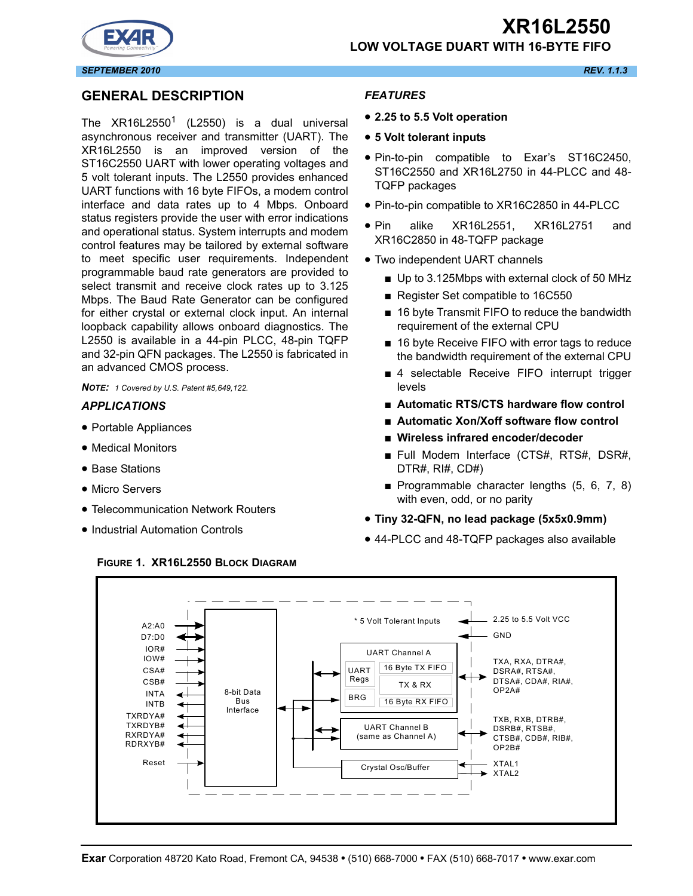# XR16L2550

## LOW VOLTAGE DUART WITH 16-BYTE FIFO

SEPTEMBER 2010 REV. 1.1.3

## GENERAL DESCRIPTION

The XR16L2550[1] (L2550) is a dual universal asynchronous receiver and transmitter (UART). The XR16L2550 is an improved version of the ST16C2550 UART with lower operating voltages and 5 volt tolerant inputs. The L2550 provides enhanced UART functions with 16 byte FIFOs, a modem control interface and data rates up to 4 Mbps. Onboard status registers provide the user with error indications and operational status. System interrupts and modem control features may be tailored by external software to meet specific user requirements. Independent programmable baud rate generators are provided to select transmit and receive clock rates up to 3.125 Mbps. The Baud Rate Generator can be configured for either crystal or external clock input. An internal loopback capability allows onboard diagnostics. The L2550 is available in a 44-pin PLCC, 48-pin TQFP and 32-pin QFN packages. The L2550 is fabricated in an advanced CMOS process.

***NOTE:*** *1 Covered by U.S. Patent #5,649,122.*

### *APPLICATIONS*

- Portable Appliances
- Medical Monitors
- Base Stations
- Micro Servers
- Telecommunication Network Routers
- Industrial Automation Controls

### *FEATURES*

- **2.25 to 5.5 Volt operation**
- **5 Volt tolerant inputs**
- Pin-to-pin compatible to Exar's ST16C2450, ST16C2550 and XR16L2750 in 44-PLCC and 48-TQFP packages
- Pin-to-pin compatible to XR16C2850 in 44-PLCC
- Pin alike XR16L2551, XR16L2751 and XR16C2850 in 48-TQFP package
- Two independent UART channels
  - Up to 3.125Mbps with external clock of 50 MHz
  - Register Set compatible to 16C550
  - 16 byte Transmit FIFO to reduce the bandwidth requirement of the external CPU
  - 16 byte Receive FIFO with error tags to reduce the bandwidth requirement of the external CPU
  - 4 selectable Receive FIFO interrupt trigger levels
  - **Automatic RTS/CTS hardware flow control**
  - **Automatic Xon/Xoff software flow control**
  - **Wireless infrared encoder/decoder**
  - Full Modem Interface (CTS#, RTS#, DSR#, DTR#, RI#, CD#)
  - Programmable character lengths (5, 6, 7, 8) with even, odd, or no parity
- **Tiny 32-QFN, no lead package (5x5x0.9mm)**
- 44-PLCC and 48-TQFP packages also available

FIGURE 1. XR16L2550 BLOCK DIAGRAM

A2:A0, D7:D0, IOR#, IOW#, CSA#, CSB#, INTA, INTB, TXRDYA#, TXRDYB#, RXRDYA#, RDRXYB#, Reset — 8-bit Data Bus Interface

* 5 Volt Tolerant Inputs — 2.25 to 5.5 Volt VCC, GND

UART Channel A: UART Regs, BRG, 16 Byte TX FIFO, TX & RX, 16 Byte RX FIFO — TXA, RXA, DTRA#, DSRA#, RTSA#, DTSA#, CDA#, RIA#, OP2A#

UART Channel B (same as Channel A) — TXB, RXB, DTRB#, DSRB#, RTSB#, CTSB#, CDB#, RIB#, OP2B#

Crystal Osc/Buffer — XTAL1, XTAL2

**Exar** Corporation 48720 Kato Road, Fremont CA, 94538 • (510) 668-7000 • FAX (510) 668-7017 • www.exar.com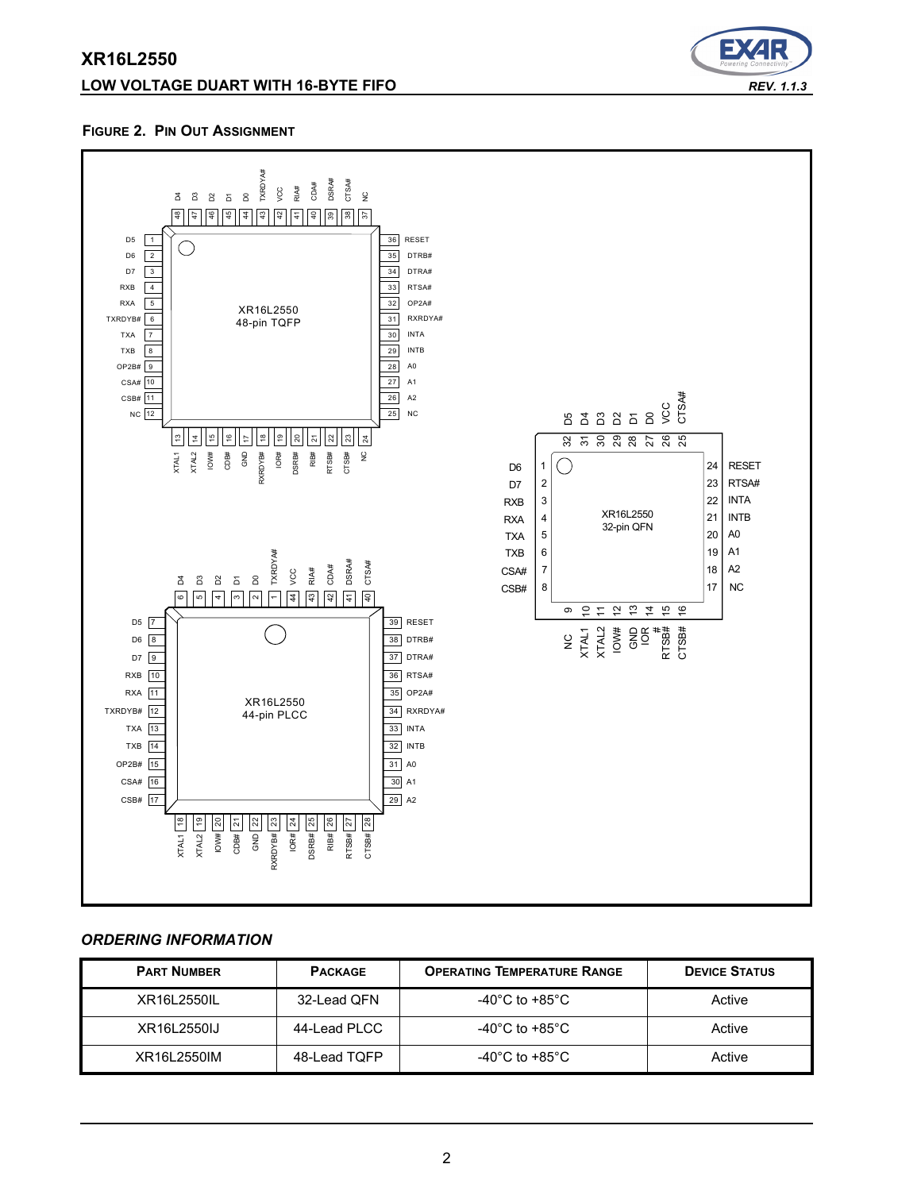**FIGURE 2. PIN OUT ASSIGNMENT**

XR16L2550 48-pin TQFP

| Pin | Name | Pin | Name | Pin | Name | Pin | Name |
|---|---|---|---|---|---|---|---|
| 1 | D5 | 13 | XTAL1 | 25 | NC | 37 | NC |
| 2 | D6 | 14 | XTAL2 | 26 | A2 | 38 | CTSA# |
| 3 | D7 | 15 | IOW# | 27 | A1 | 39 | DSRA# |
| 4 | RXB | 16 | CDB# | 28 | A0 | 40 | CDA# |
| 5 | RXA | 17 | GND | 29 | INTB | 41 | RIA# |
| 6 | TXRDYB# | 18 | RXRDYB# | 30 | INTA | 42 | VCC |
| 7 | TXA | 19 | IOR# | 31 | RXRDYA# | 43 | TXRDYA# |
| 8 | TXB | 20 | DSRB# | 32 | OP2A# | 44 | D0 |
| 9 | OP2B# | 21 | RIB# | 33 | RTSA# | 45 | D1 |
| 10 | CSA# | 22 | RTSB# | 34 | DTRA# | 46 | D2 |
| 11 | CSB# | 23 | CTSB# | 35 | DTRB# | 47 | D3 |
| 12 | NC | 24 | NC | 36 | RESET | 48 | D4 |

XR16L2550 32-pin QFN

| Pin | Name | Pin | Name | Pin | Name | Pin | Name |
|---|---|---|---|---|---|---|---|
| 1 | D6 | 9 | NC | 17 | NC | 25 | CTSA# |
| 2 | D7 | 10 | XTAL1 | 18 | A2 | 26 | VCC |
| 3 | RXB | 11 | XTAL2 | 19 | A1 | 27 | D0 |
| 4 | RXA | 12 | IOW# | 20 | A0 | 28 | D1 |
| 5 | TXA | 13 | GND | 21 | INTB | 29 | D2 |
| 6 | TXB | 14 | IOR# | 22 | INTA | 30 | D3 |
| 7 | CSA# | 15 | RTSB# | 23 | RTSA# | 31 | D4 |
| 8 | CSB# | 16 | CTSB# | 24 | RESET | 32 | D5 |

XR16L2550 44-pin PLCC

| Pin | Name | Pin | Name | Pin | Name | Pin | Name |
|---|---|---|---|---|---|---|---|
| 1 | TXRDYA# | 12 | TXRDYB# | 23 | RXRDYB# | 34 | RXRDYA# |
| 2 | D0 | 13 | TXA | 24 | IOR# | 35 | OP2A# |
| 3 | D1 | 14 | TXB | 25 | DSRB# | 36 | RTSA# |
| 4 | D2 | 15 | OP2B# | 26 | RIB# | 37 | DTRA# |
| 5 | D3 | 16 | CSA# | 27 | RTSB# | 38 | DTRB# |
| 6 | D4 | 17 | CSB# | 28 | CTSB# | 39 | RESET |
| 7 | D5 | 18 | XTAL1 | 29 | A2 | 40 | CTSA# |
| 8 | D6 | 19 | XTAL2 | 30 | A1 | 41 | DSRA# |
| 9 | D7 | 20 | IOW# | 31 | A0 | 42 | CDA# |
| 10 | RXB | 21 | CDB# | 32 | INTB | 43 | RIA# |
| 11 | RXA | 22 | GND | 33 | INTA | 44 | VCC |

## *ORDERING INFORMATION*

| PART NUMBER | PACKAGE | OPERATING TEMPERATURE RANGE | DEVICE STATUS |
|---|---|---|---|
| XR16L2550IL | 32-Lead QFN | -40°C to +85°C | Active |
| XR16L2550IJ | 44-Lead PLCC | -40°C to +85°C | Active |
| XR16L2550IM | 48-Lead TQFP | -40°C to +85°C | Active |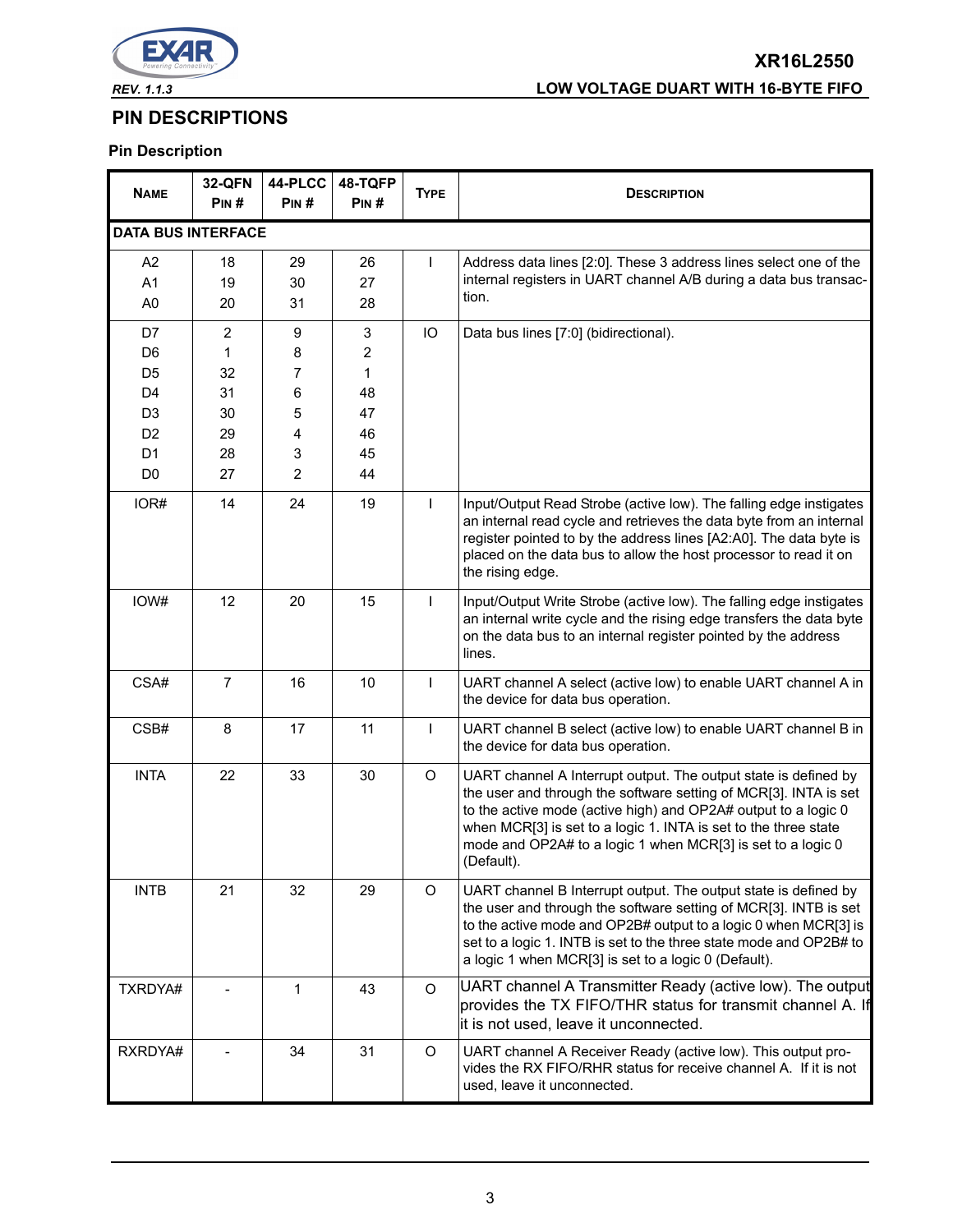## PIN DESCRIPTIONS

### Pin Description

| NAME | 32-QFN PIN # | 44-PLCC PIN # | 48-TQFP PIN # | TYPE | DESCRIPTION |
|---|---|---|---|---|---|
| **DATA BUS INTERFACE** | | | | | |
| A2<br>A1<br>A0 | 18<br>19<br>20 | 29<br>30<br>31 | 26<br>27<br>28 | I | Address data lines [2:0]. These 3 address lines select one of the internal registers in UART channel A/B during a data bus transaction. |
| D7<br>D6<br>D5<br>D4<br>D3<br>D2<br>D1<br>D0 | 2<br>1<br>32<br>31<br>30<br>29<br>28<br>27 | 9<br>8<br>7<br>6<br>5<br>4<br>3<br>2 | 3<br>2<br>1<br>48<br>47<br>46<br>45<br>44 | IO | Data bus lines [7:0] (bidirectional). |
| IOR# | 14 | 24 | 19 | I | Input/Output Read Strobe (active low). The falling edge instigates an internal read cycle and retrieves the data byte from an internal register pointed to by the address lines [A2:A0]. The data byte is placed on the data bus to allow the host processor to read it on the rising edge. |
| IOW# | 12 | 20 | 15 | I | Input/Output Write Strobe (active low). The falling edge instigates an internal write cycle and the rising edge transfers the data byte on the data bus to an internal register pointed by the address lines. |
| CSA# | 7 | 16 | 10 | I | UART channel A select (active low) to enable UART channel A in the device for data bus operation. |
| CSB# | 8 | 17 | 11 | I | UART channel B select (active low) to enable UART channel B in the device for data bus operation. |
| INTA | 22 | 33 | 30 | O | UART channel A Interrupt output. The output state is defined by the user and through the software setting of MCR[3]. INTA is set to the active mode (active high) and OP2A# output to a logic 0 when MCR[3] is set to a logic 1. INTA is set to the three state mode and OP2A# to a logic 1 when MCR[3] is set to a logic 0 (Default). |
| INTB | 21 | 32 | 29 | O | UART channel B Interrupt output. The output state is defined by the user and through the software setting of MCR[3]. INTB is set to the active mode and OP2B# output to a logic 0 when MCR[3] is set to a logic 1. INTB is set to the three state mode and OP2B# to a logic 1 when MCR[3] is set to a logic 0 (Default). |
| TXRDYA# | - | 1 | 43 | O | UART channel A Transmitter Ready (active low). The output provides the TX FIFO/THR status for transmit channel A. If it is not used, leave it unconnected. |
| RXRDYA# | - | 34 | 31 | O | UART channel A Receiver Ready (active low). This output provides the RX FIFO/RHR status for receive channel A. If it is not used, leave it unconnected. |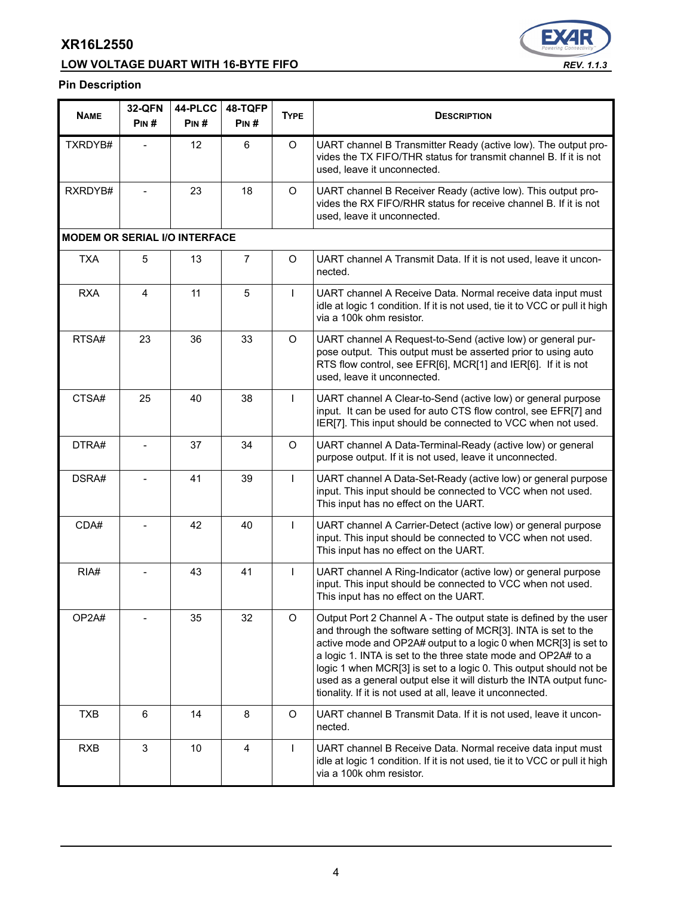### Pin Description

| Name | 32-QFN Pin # | 44-PLCC Pin # | 48-TQFP Pin # | Type | Description |
|---|---|---|---|---|---|
| TXRDYB# | - | 12 | 6 | O | UART channel B Transmitter Ready (active low). The output provides the TX FIFO/THR status for transmit channel B. If it is not used, leave it unconnected. |
| RXRDYB# | - | 23 | 18 | O | UART channel B Receiver Ready (active low). This output provides the RX FIFO/RHR status for receive channel B. If it is not used, leave it unconnected. |
| **MODEM OR SERIAL I/O INTERFACE** | | | | | |
| TXA | 5 | 13 | 7 | O | UART channel A Transmit Data. If it is not used, leave it unconnected. |
| RXA | 4 | 11 | 5 | I | UART channel A Receive Data. Normal receive data input must idle at logic 1 condition. If it is not used, tie it to VCC or pull it high via a 100k ohm resistor. |
| RTSA# | 23 | 36 | 33 | O | UART channel A Request-to-Send (active low) or general purpose output. This output must be asserted prior to using auto RTS flow control, see EFR[6], MCR[1] and IER[6]. If it is not used, leave it unconnected. |
| CTSA# | 25 | 40 | 38 | I | UART channel A Clear-to-Send (active low) or general purpose input. It can be used for auto CTS flow control, see EFR[7] and IER[7]. This input should be connected to VCC when not used. |
| DTRA# | - | 37 | 34 | O | UART channel A Data-Terminal-Ready (active low) or general purpose output. If it is not used, leave it unconnected. |
| DSRA# | - | 41 | 39 | I | UART channel A Data-Set-Ready (active low) or general purpose input. This input should be connected to VCC when not used. This input has no effect on the UART. |
| CDA# | - | 42 | 40 | I | UART channel A Carrier-Detect (active low) or general purpose input. This input should be connected to VCC when not used. This input has no effect on the UART. |
| RIA# | - | 43 | 41 | I | UART channel A Ring-Indicator (active low) or general purpose input. This input should be connected to VCC when not used. This input has no effect on the UART. |
| OP2A# | - | 35 | 32 | O | Output Port 2 Channel A - The output state is defined by the user and through the software setting of MCR[3]. INTA is set to the active mode and OP2A# output to a logic 0 when MCR[3] is set to a logic 1. INTA is set to the three state mode and OP2A# to a logic 1 when MCR[3] is set to a logic 0. This output should not be used as a general output else it will disturb the INTA output functionality. If it is not used at all, leave it unconnected. |
| TXB | 6 | 14 | 8 | O | UART channel B Transmit Data. If it is not used, leave it unconnected. |
| RXB | 3 | 10 | 4 | I | UART channel B Receive Data. Normal receive data input must idle at logic 1 condition. If it is not used, tie it to VCC or pull it high via a 100k ohm resistor. |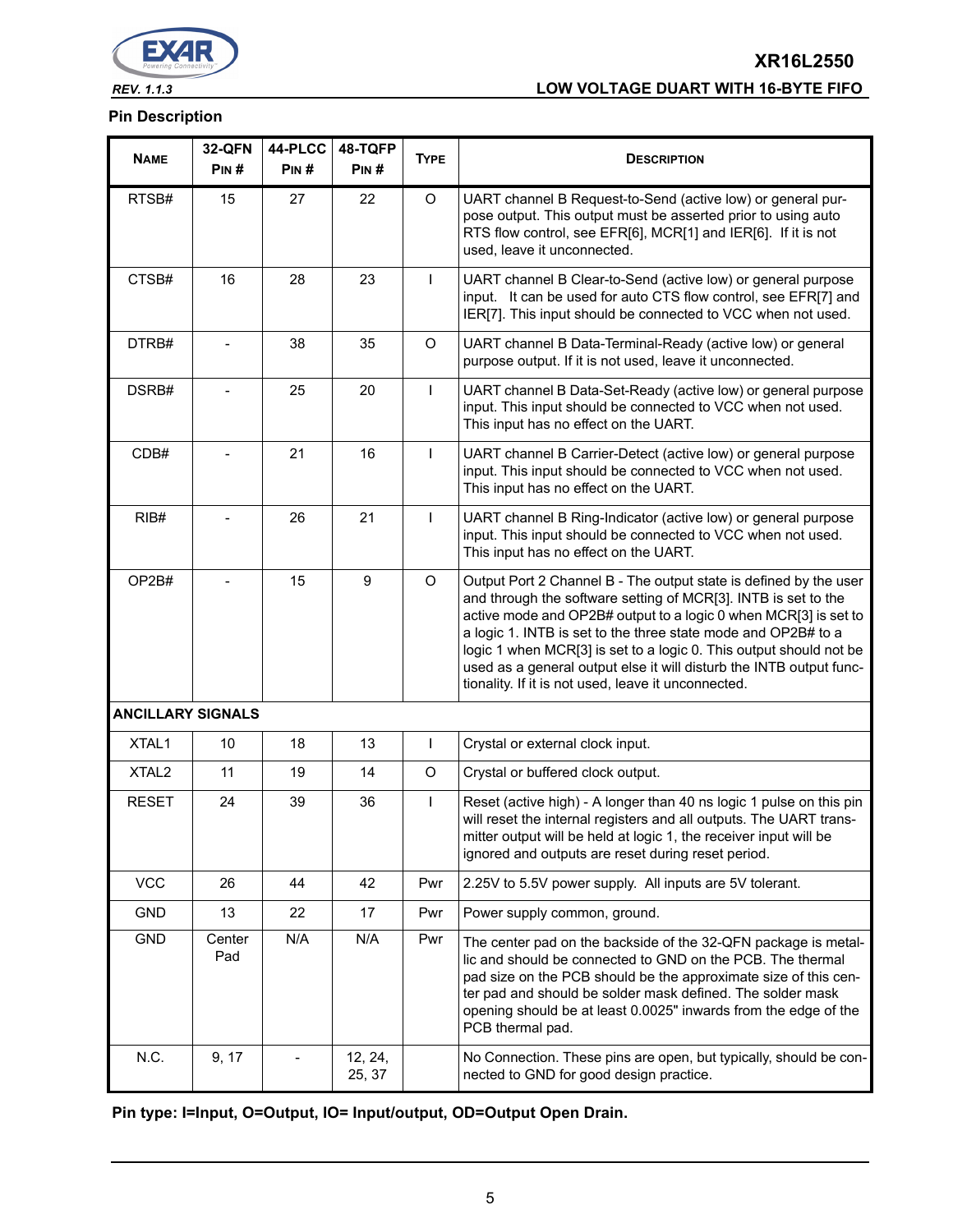### Pin Description

| NAME | 32-QFN PIN # | 44-PLCC PIN # | 48-TQFP PIN # | TYPE | DESCRIPTION |
|---|---|---|---|---|---|
| RTSB# | 15 | 27 | 22 | O | UART channel B Request-to-Send (active low) or general purpose output. This output must be asserted prior to using auto RTS flow control, see EFR[6], MCR[1] and IER[6]. If it is not used, leave it unconnected. |
| CTSB# | 16 | 28 | 23 | I | UART channel B Clear-to-Send (active low) or general purpose input. It can be used for auto CTS flow control, see EFR[7] and IER[7]. This input should be connected to VCC when not used. |
| DTRB# | - | 38 | 35 | O | UART channel B Data-Terminal-Ready (active low) or general purpose output. If it is not used, leave it unconnected. |
| DSRB# | - | 25 | 20 | I | UART channel B Data-Set-Ready (active low) or general purpose input. This input should be connected to VCC when not used. This input has no effect on the UART. |
| CDB# | - | 21 | 16 | I | UART channel B Carrier-Detect (active low) or general purpose input. This input should be connected to VCC when not used. This input has no effect on the UART. |
| RIB# | - | 26 | 21 | I | UART channel B Ring-Indicator (active low) or general purpose input. This input should be connected to VCC when not used. This input has no effect on the UART. |
| OP2B# | - | 15 | 9 | O | Output Port 2 Channel B - The output state is defined by the user and through the software setting of MCR[3]. INTB is set to the active mode and OP2B# output to a logic 0 when MCR[3] is set to a logic 1. INTB is set to the three state mode and OP2B# to a logic 1 when MCR[3] is set to a logic 0. This output should not be used as a general output else it will disturb the INTB output functionality. If it is not used, leave it unconnected. |
| **ANCILLARY SIGNALS** | | | | | |
| XTAL1 | 10 | 18 | 13 | I | Crystal or external clock input. |
| XTAL2 | 11 | 19 | 14 | O | Crystal or buffered clock output. |
| RESET | 24 | 39 | 36 | I | Reset (active high) - A longer than 40 ns logic 1 pulse on this pin will reset the internal registers and all outputs. The UART transmitter output will be held at logic 1, the receiver input will be ignored and outputs are reset during reset period. |
| VCC | 26 | 44 | 42 | Pwr | 2.25V to 5.5V power supply. All inputs are 5V tolerant. |
| GND | 13 | 22 | 17 | Pwr | Power supply common, ground. |
| GND | Center Pad | N/A | N/A | Pwr | The center pad on the backside of the 32-QFN package is metallic and should be connected to GND on the PCB. The thermal pad size on the PCB should be the approximate size of this center pad and should be solder mask defined. The solder mask opening should be at least 0.0025" inwards from the edge of the PCB thermal pad. |
| N.C. | 9, 17 | - | 12, 24, 25, 37 | | No Connection. These pins are open, but typically, should be connected to GND for good design practice. |

**Pin type: I=Input, O=Output, IO= Input/output, OD=Output Open Drain.**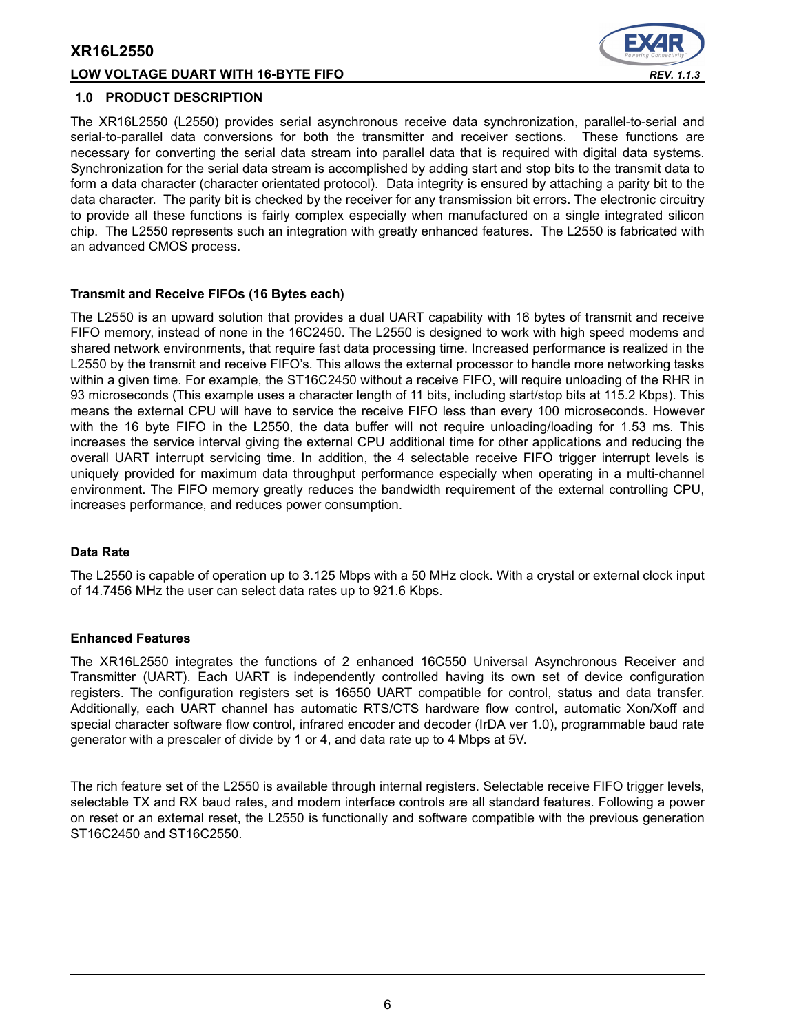## 1.0 PRODUCT DESCRIPTION

The XR16L2550 (L2550) provides serial asynchronous receive data synchronization, parallel-to-serial and serial-to-parallel data conversions for both the transmitter and receiver sections. These functions are necessary for converting the serial data stream into parallel data that is required with digital data systems. Synchronization for the serial data stream is accomplished by adding start and stop bits to the transmit data to form a data character (character orientated protocol). Data integrity is ensured by attaching a parity bit to the data character. The parity bit is checked by the receiver for any transmission bit errors. The electronic circuitry to provide all these functions is fairly complex especially when manufactured on a single integrated silicon chip. The L2550 represents such an integration with greatly enhanced features. The L2550 is fabricated with an advanced CMOS process.

### Transmit and Receive FIFOs (16 Bytes each)

The L2550 is an upward solution that provides a dual UART capability with 16 bytes of transmit and receive FIFO memory, instead of none in the 16C2450. The L2550 is designed to work with high speed modems and shared network environments, that require fast data processing time. Increased performance is realized in the L2550 by the transmit and receive FIFO's. This allows the external processor to handle more networking tasks within a given time. For example, the ST16C2450 without a receive FIFO, will require unloading of the RHR in 93 microseconds (This example uses a character length of 11 bits, including start/stop bits at 115.2 Kbps). This means the external CPU will have to service the receive FIFO less than every 100 microseconds. However with the 16 byte FIFO in the L2550, the data buffer will not require unloading/loading for 1.53 ms. This increases the service interval giving the external CPU additional time for other applications and reducing the overall UART interrupt servicing time. In addition, the 4 selectable receive FIFO trigger interrupt levels is uniquely provided for maximum data throughput performance especially when operating in a multi-channel environment. The FIFO memory greatly reduces the bandwidth requirement of the external controlling CPU, increases performance, and reduces power consumption.

### Data Rate

The L2550 is capable of operation up to 3.125 Mbps with a 50 MHz clock. With a crystal or external clock input of 14.7456 MHz the user can select data rates up to 921.6 Kbps.

### Enhanced Features

The XR16L2550 integrates the functions of 2 enhanced 16C550 Universal Asynchronous Receiver and Transmitter (UART). Each UART is independently controlled having its own set of device configuration registers. The configuration registers set is 16550 UART compatible for control, status and data transfer. Additionally, each UART channel has automatic RTS/CTS hardware flow control, automatic Xon/Xoff and special character software flow control, infrared encoder and decoder (IrDA ver 1.0), programmable baud rate generator with a prescaler of divide by 1 or 4, and data rate up to 4 Mbps at 5V.

The rich feature set of the L2550 is available through internal registers. Selectable receive FIFO trigger levels, selectable TX and RX baud rates, and modem interface controls are all standard features. Following a power on reset or an external reset, the L2550 is functionally and software compatible with the previous generation ST16C2450 and ST16C2550.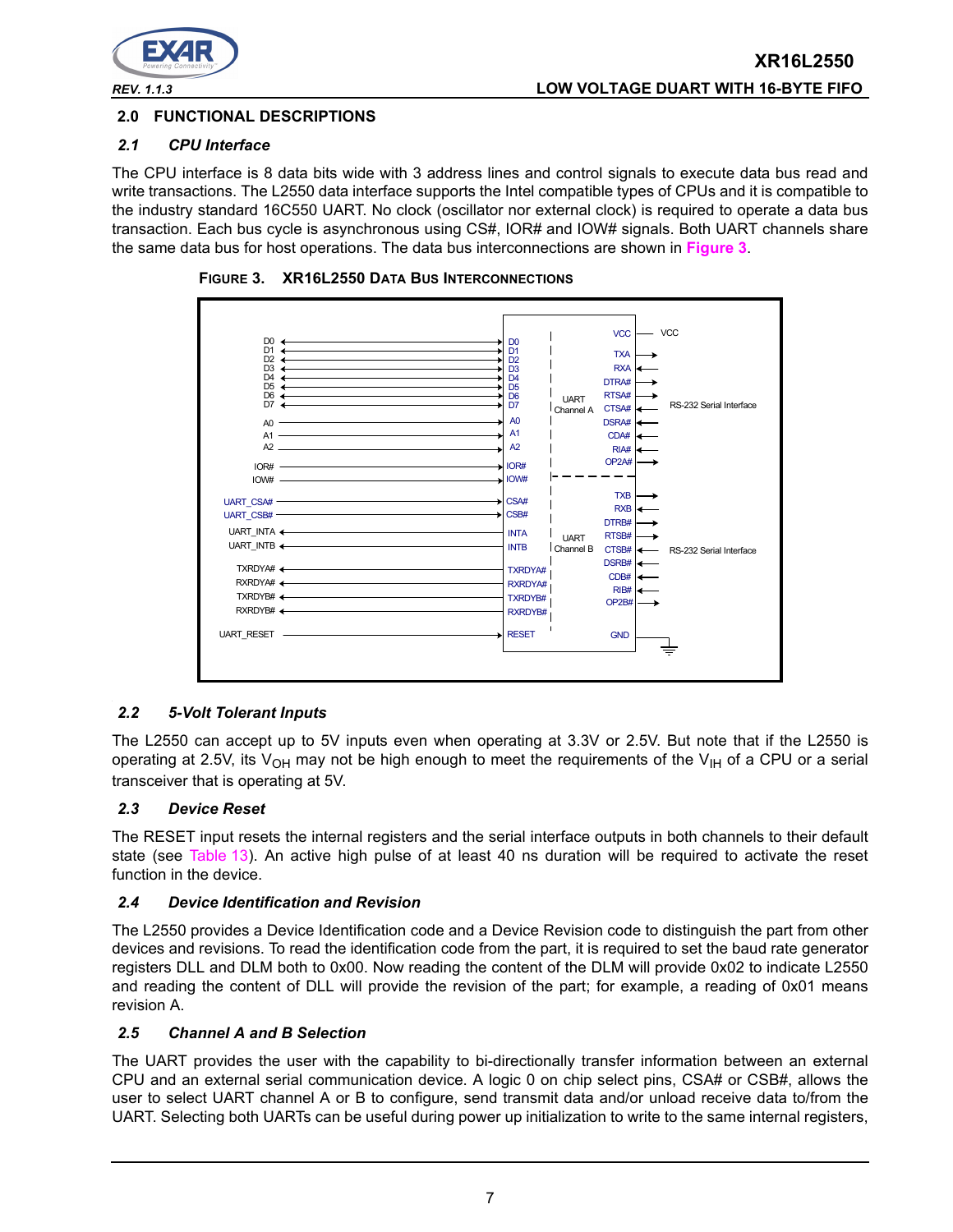## 2.0 FUNCTIONAL DESCRIPTIONS

### *2.1 CPU Interface*

The CPU interface is 8 data bits wide with 3 address lines and control signals to execute data bus read and write transactions. The L2550 data interface supports the Intel compatible types of CPUs and it is compatible to the industry standard 16C550 UART. No clock (oscillator nor external clock) is required to operate a data bus transaction. Each bus cycle is asynchronous using CS#, IOR# and IOW# signals. Both UART channels share the same data bus for host operations. The data bus interconnections are shown in **Figure 3**.

**FIGURE 3. XR16L2550 DATA BUS INTERCONNECTIONS**

### *2.2 5-Volt Tolerant Inputs*

The L2550 can accept up to 5V inputs even when operating at 3.3V or 2.5V. But note that if the L2550 is operating at 2.5V, its $V_{OH}$ may not be high enough to meet the requirements of the $V_{IH}$ of a CPU or a serial transceiver that is operating at 5V.

### *2.3 Device Reset*

The RESET input resets the internal registers and the serial interface outputs in both channels to their default state (see Table 13). An active high pulse of at least 40 ns duration will be required to activate the reset function in the device.

### *2.4 Device Identification and Revision*

The L2550 provides a Device Identification code and a Device Revision code to distinguish the part from other devices and revisions. To read the identification code from the part, it is required to set the baud rate generator registers DLL and DLM both to 0x00. Now reading the content of the DLM will provide 0x02 to indicate L2550 and reading the content of DLL will provide the revision of the part; for example, a reading of 0x01 means revision A.

### *2.5 Channel A and B Selection*

The UART provides the user with the capability to bi-directionally transfer information between an external CPU and an external serial communication device. A logic 0 on chip select pins, CSA# or CSB#, allows the user to select UART channel A or B to configure, send transmit data and/or unload receive data to/from the UART. Selecting both UARTs can be useful during power up initialization to write to the same internal registers,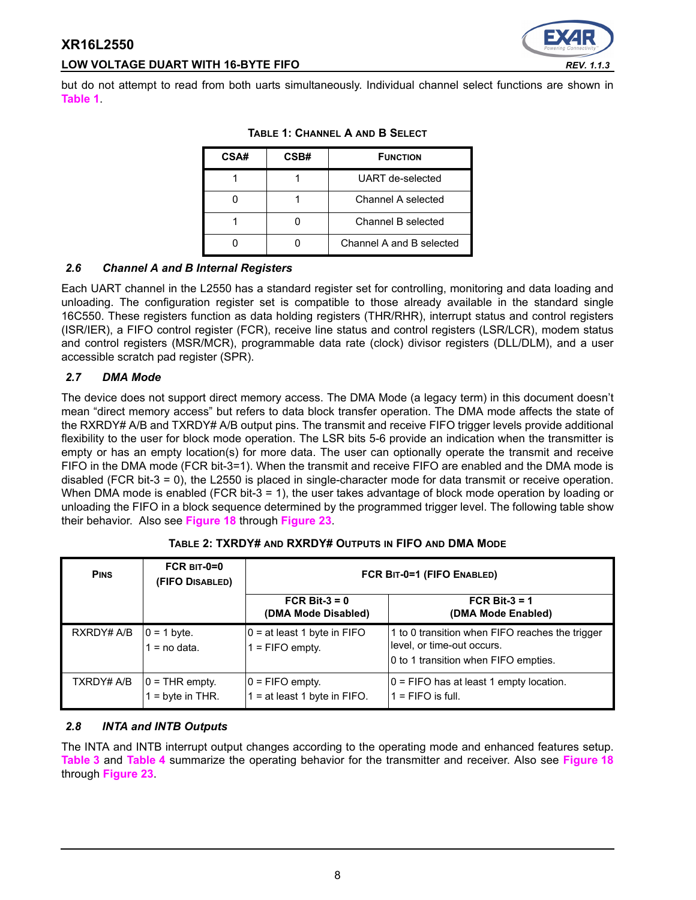but do not attempt to read from both uarts simultaneously. Individual channel select functions are shown in Table 1.

**TABLE 1: CHANNEL A AND B SELECT**

| CSA# | CSB# | FUNCTION |
|---|---|---|
| 1 | 1 | UART de-selected |
| 0 | 1 | Channel A selected |
| 1 | 0 | Channel B selected |
| 0 | 0 | Channel A and B selected |

### *2.6 Channel A and B Internal Registers*

Each UART channel in the L2550 has a standard register set for controlling, monitoring and data loading and unloading. The configuration register set is compatible to those already available in the standard single 16C550. These registers function as data holding registers (THR/RHR), interrupt status and control registers (ISR/IER), a FIFO control register (FCR), receive line status and control registers (LSR/LCR), modem status and control registers (MSR/MCR), programmable data rate (clock) divisor registers (DLL/DLM), and a user accessible scratch pad register (SPR).

### *2.7 DMA Mode*

The device does not support direct memory access. The DMA Mode (a legacy term) in this document doesn't mean "direct memory access" but refers to data block transfer operation. The DMA mode affects the state of the RXRDY# A/B and TXRDY# A/B output pins. The transmit and receive FIFO trigger levels provide additional flexibility to the user for block mode operation. The LSR bits 5-6 provide an indication when the transmitter is empty or has an empty location(s) for more data. The user can optionally operate the transmit and receive FIFO in the DMA mode (FCR bit-3=1). When the transmit and receive FIFO are enabled and the DMA mode is disabled (FCR bit-3 = 0), the L2550 is placed in single-character mode for data transmit or receive operation. When DMA mode is enabled (FCR bit-3 = 1), the user takes advantage of block mode operation by loading or unloading the FIFO in a block sequence determined by the programmed trigger level. The following table show their behavior. Also see Figure 18 through Figure 23.

**TABLE 2: TXRDY# AND RXRDY# OUTPUTS IN FIFO AND DMA MODE**

| PINS | FCR BIT-0=0 (FIFO DISABLED) | FCR BIT-0=1 (FIFO ENABLED) | |
|---|---|---|---|
| | | FCR Bit-3 = 0 (DMA Mode Disabled) | FCR Bit-3 = 1 (DMA Mode Enabled) |
| RXRDY# A/B | 0 = 1 byte.<br>1 = no data. | 0 = at least 1 byte in FIFO<br>1 = FIFO empty. | 1 to 0 transition when FIFO reaches the trigger level, or time-out occurs.<br>0 to 1 transition when FIFO empties. |
| TXRDY# A/B | 0 = THR empty.<br>1 = byte in THR. | 0 = FIFO empty.<br>1 = at least 1 byte in FIFO. | 0 = FIFO has at least 1 empty location.<br>1 = FIFO is full. |

### *2.8 INTA and INTB Outputs*

The INTA and INTB interrupt output changes according to the operating mode and enhanced features setup. Table 3 and Table 4 summarize the operating behavior for the transmitter and receiver. Also see Figure 18 through Figure 23.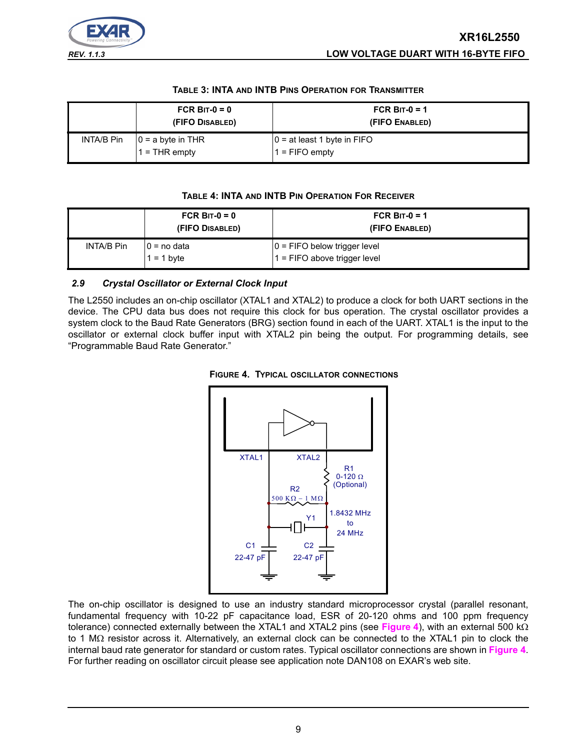**TABLE 3: INTA AND INTB PINS OPERATION FOR TRANSMITTER**

| | FCR BIT-0 = 0 (FIFO DISABLED) | FCR BIT-0 = 1 (FIFO ENABLED) |
|---|---|---|
| INTA/B Pin | 0 = a byte in THR<br>1 = THR empty | 0 = at least 1 byte in FIFO<br>1 = FIFO empty |

**TABLE 4: INTA AND INTB PIN OPERATION FOR RECEIVER**

| | FCR BIT-0 = 0 (FIFO DISABLED) | FCR BIT-0 = 1 (FIFO ENABLED) |
|---|---|---|
| INTA/B Pin | 0 = no data<br>1 = 1 byte | 0 = FIFO below trigger level<br>1 = FIFO above trigger level |

### *2.9 Crystal Oscillator or External Clock Input*

The L2550 includes an on-chip oscillator (XTAL1 and XTAL2) to produce a clock for both UART sections in the device. The CPU data bus does not require this clock for bus operation. The crystal oscillator provides a system clock to the Baud Rate Generators (BRG) section found in each of the UART. XTAL1 is the input to the oscillator or external clock buffer input with XTAL2 pin being the output. For programming details, see "Programmable Baud Rate Generator."

**FIGURE 4. TYPICAL OSCILLATOR CONNECTIONS**

The on-chip oscillator is designed to use an industry standard microprocessor crystal (parallel resonant, fundamental frequency with 10-22 pF capacitance load, ESR of 20-120 ohms and 100 ppm frequency tolerance) connected externally between the XTAL1 and XTAL2 pins (see Figure 4), with an external 500 kΩ to 1 MΩ resistor across it. Alternatively, an external clock can be connected to the XTAL1 pin to clock the internal baud rate generator for standard or custom rates. Typical oscillator connections are shown in Figure 4. For further reading on oscillator circuit please see application note DAN108 on EXAR's web site.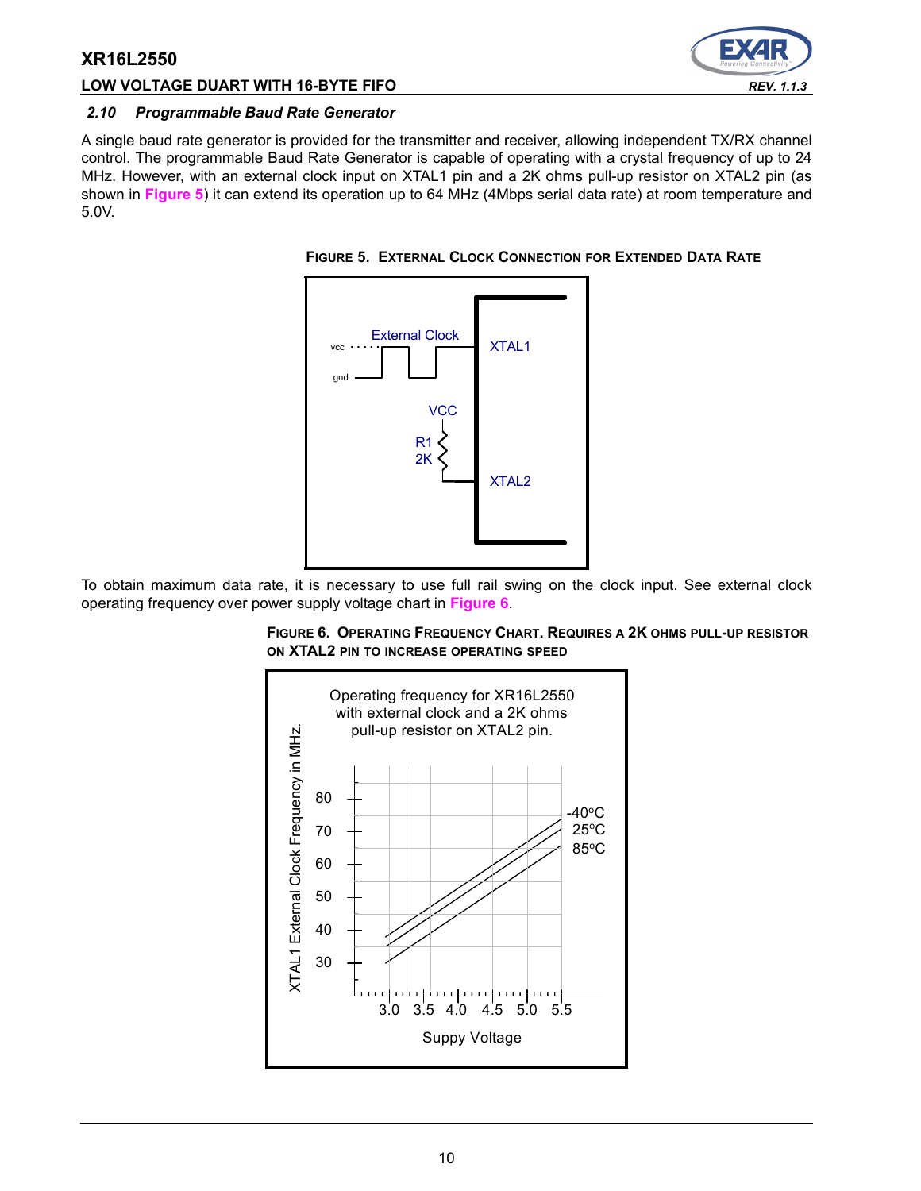### 2.10 Programmable Baud Rate Generator

A single baud rate generator is provided for the transmitter and receiver, allowing independent TX/RX channel control. The programmable Baud Rate Generator is capable of operating with a crystal frequency of up to 24 MHz. However, with an external clock input on XTAL1 pin and a 2K ohms pull-up resistor on XTAL2 pin (as shown in **Figure 5**) it can extend its operation up to 64 MHz (4Mbps serial data rate) at room temperature and 5.0V.

**FIGURE 5. EXTERNAL CLOCK CONNECTION FOR EXTENDED DATA RATE**

External Clock
vcc
gnd
XTAL1
VCC
R1
2K
XTAL2

To obtain maximum data rate, it is necessary to use full rail swing on the clock input. See external clock operating frequency over power supply voltage chart in **Figure 6**.

**FIGURE 6. OPERATING FREQUENCY CHART. REQUIRES A 2K OHMS PULL-UP RESISTOR ON XTAL2 PIN TO INCREASE OPERATING SPEED**

Operating frequency for XR16L2550 with external clock and a 2K ohms pull-up resistor on XTAL2 pin.

XTAL1 External Clock Frequency in MHz.

80, 70, 60, 50, 40, 30

-40°C
25°C
85°C

3.0 3.5 4.0 4.5 5.0 5.5

Suppy Voltage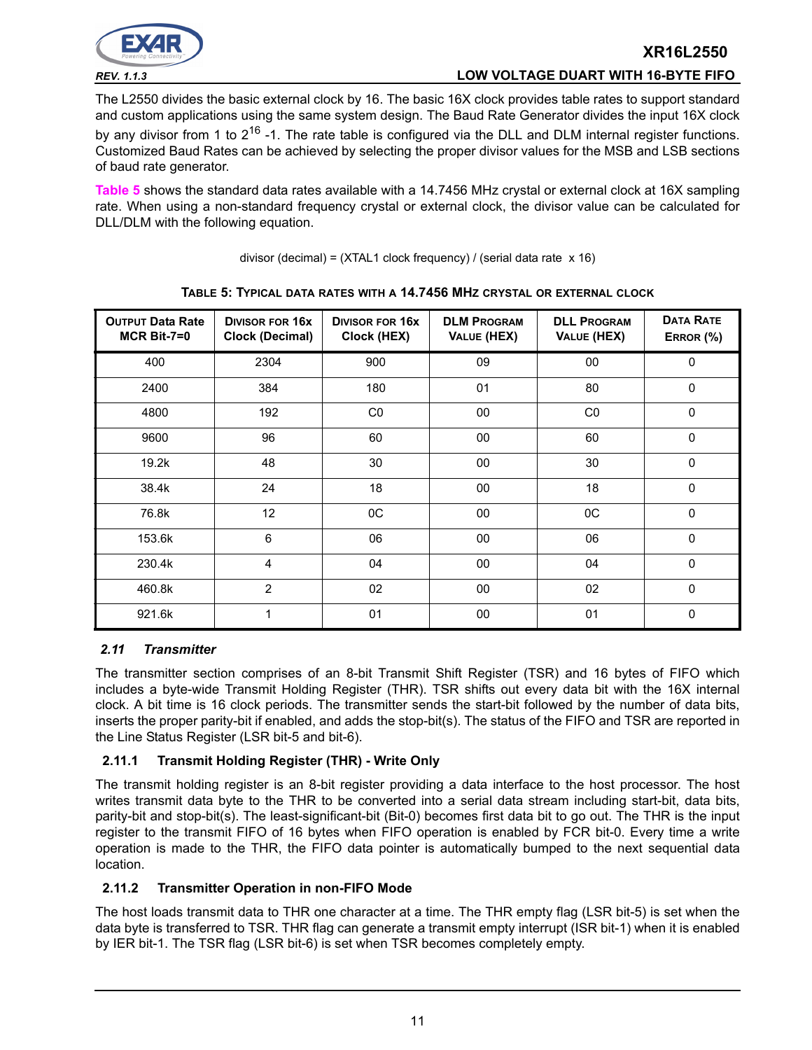The L2550 divides the basic external clock by 16. The basic 16X clock provides table rates to support standard and custom applications using the same system design. The Baud Rate Generator divides the input 16X clock by any divisor from 1 to $2^{16}$ -1. The rate table is configured via the DLL and DLM internal register functions. Customized Baud Rates can be achieved by selecting the proper divisor values for the MSB and LSB sections of baud rate generator.

Table 5 shows the standard data rates available with a 14.7456 MHz crystal or external clock at 16X sampling rate. When using a non-standard frequency crystal or external clock, the divisor value can be calculated for DLL/DLM with the following equation.

divisor (decimal) = (XTAL1 clock frequency) / (serial data rate x 16)

**TABLE 5: TYPICAL DATA RATES WITH A 14.7456 MHZ CRYSTAL OR EXTERNAL CLOCK**

| OUTPUT Data Rate MCR Bit-7=0 | DIVISOR FOR 16x Clock (Decimal) | DIVISOR FOR 16x Clock (HEX) | DLM PROGRAM VALUE (HEX) | DLL PROGRAM VALUE (HEX) | DATA RATE ERROR (%) |
|---|---|---|---|---|---|
| 400 | 2304 | 900 | 09 | 00 | 0 |
| 2400 | 384 | 180 | 01 | 80 | 0 |
| 4800 | 192 | C0 | 00 | C0 | 0 |
| 9600 | 96 | 60 | 00 | 60 | 0 |
| 19.2k | 48 | 30 | 00 | 30 | 0 |
| 38.4k | 24 | 18 | 00 | 18 | 0 |
| 76.8k | 12 | 0C | 00 | 0C | 0 |
| 153.6k | 6 | 06 | 00 | 06 | 0 |
| 230.4k | 4 | 04 | 00 | 04 | 0 |
| 460.8k | 2 | 02 | 00 | 02 | 0 |
| 921.6k | 1 | 01 | 00 | 01 | 0 |

## *2.11 Transmitter*

The transmitter section comprises of an 8-bit Transmit Shift Register (TSR) and 16 bytes of FIFO which includes a byte-wide Transmit Holding Register (THR). TSR shifts out every data bit with the 16X internal clock. A bit time is 16 clock periods. The transmitter sends the start-bit followed by the number of data bits, inserts the proper parity-bit if enabled, and adds the stop-bit(s). The status of the FIFO and TSR are reported in the Line Status Register (LSR bit-5 and bit-6).

### 2.11.1 Transmit Holding Register (THR) - Write Only

The transmit holding register is an 8-bit register providing a data interface to the host processor. The host writes transmit data byte to the THR to be converted into a serial data stream including start-bit, data bits, parity-bit and stop-bit(s). The least-significant-bit (Bit-0) becomes first data bit to go out. The THR is the input register to the transmit FIFO of 16 bytes when FIFO operation is enabled by FCR bit-0. Every time a write operation is made to the THR, the FIFO data pointer is automatically bumped to the next sequential data location.

### 2.11.2 Transmitter Operation in non-FIFO Mode

The host loads transmit data to THR one character at a time. The THR empty flag (LSR bit-5) is set when the data byte is transferred to TSR. THR flag can generate a transmit empty interrupt (ISR bit-1) when it is enabled by IER bit-1. The TSR flag (LSR bit-6) is set when TSR becomes completely empty.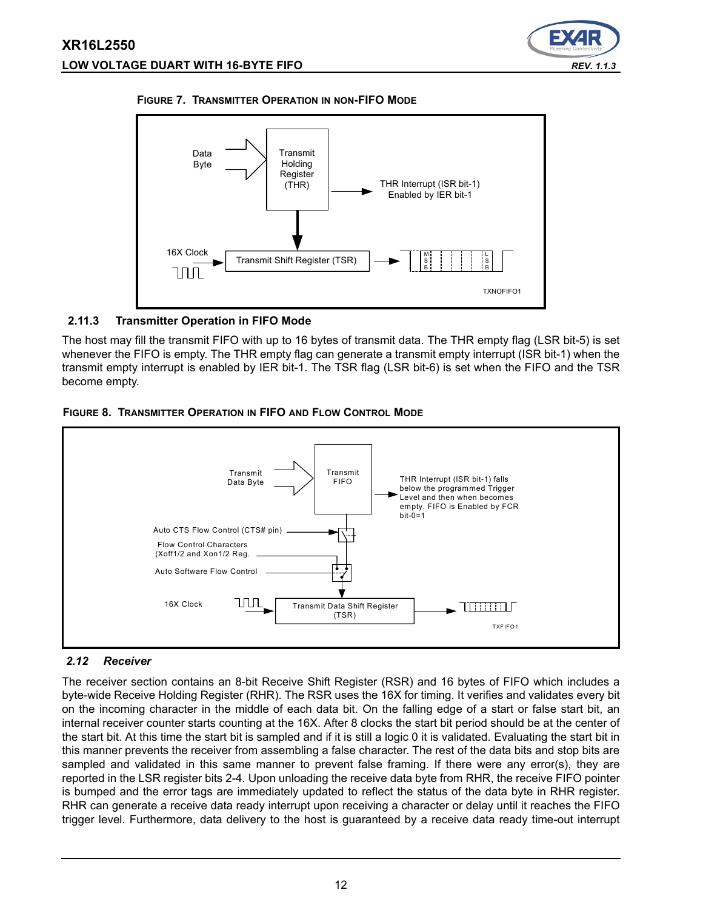**FIGURE 7. TRANSMITTER OPERATION IN NON-FIFO MODE**

### 2.11.3 Transmitter Operation in FIFO Mode

The host may fill the transmit FIFO with up to 16 bytes of transmit data. The THR empty flag (LSR bit-5) is set whenever the FIFO is empty. The THR empty flag can generate a transmit empty interrupt (ISR bit-1) when the transmit empty interrupt is enabled by IER bit-1. The TSR flag (LSR bit-6) is set when the FIFO and the TSR become empty.

**FIGURE 8. TRANSMITTER OPERATION IN FIFO AND FLOW CONTROL MODE**

## *2.12 Receiver*

The receiver section contains an 8-bit Receive Shift Register (RSR) and 16 bytes of FIFO which includes a byte-wide Receive Holding Register (RHR). The RSR uses the 16X for timing. It verifies and validates every bit on the incoming character in the middle of each data bit. On the falling edge of a start or false start bit, an internal receiver counter starts counting at the 16X. After 8 clocks the start bit period should be at the center of the start bit. At this time the start bit is sampled and if it is still a logic 0 it is validated. Evaluating the start bit in this manner prevents the receiver from assembling a false character. The rest of the data bits and stop bits are sampled and validated in this same manner to prevent false framing. If there were any error(s), they are reported in the LSR register bits 2-4. Upon unloading the receive data byte from RHR, the receive FIFO pointer is bumped and the error tags are immediately updated to reflect the status of the data byte in RHR register. RHR can generate a receive data ready interrupt upon receiving a character or delay until it reaches the FIFO trigger level. Furthermore, data delivery to the host is guaranteed by a receive data ready time-out interrupt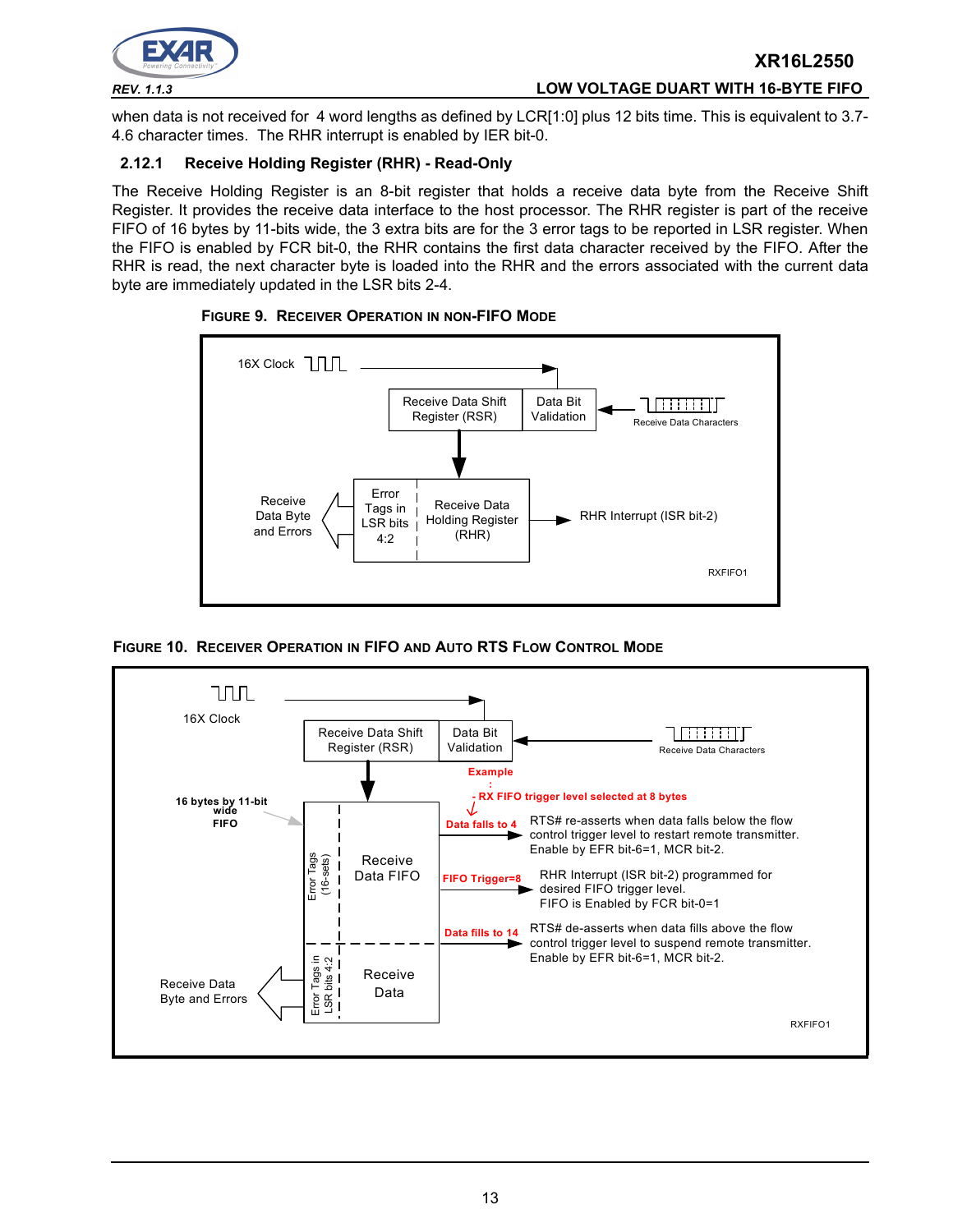when data is not received for 4 word lengths as defined by LCR[1:0] plus 12 bits time. This is equivalent to 3.7-4.6 character times. The RHR interrupt is enabled by IER bit-0.

### 2.12.1 Receive Holding Register (RHR) - Read-Only

The Receive Holding Register is an 8-bit register that holds a receive data byte from the Receive Shift Register. It provides the receive data interface to the host processor. The RHR register is part of the receive FIFO of 16 bytes by 11-bits wide, the 3 extra bits are for the 3 error tags to be reported in LSR register. When the FIFO is enabled by FCR bit-0, the RHR contains the first data character received by the FIFO. After the RHR is read, the next character byte is loaded into the RHR and the errors associated with the current data byte are immediately updated in the LSR bits 2-4.

**FIGURE 9. RECEIVER OPERATION IN NON-FIFO MODE**

16X Clock

Receive Data Shift Register (RSR) | Data Bit Validation | Receive Data Characters

Receive Data Byte and Errors | Error Tags in LSR bits 4:2 | Receive Data Holding Register (RHR) | RHR Interrupt (ISR bit-2)

RXFIFO1

**FIGURE 10. RECEIVER OPERATION IN FIFO AND AUTO RTS FLOW CONTROL MODE**

16X Clock

Receive Data Shift Register (RSR) | Data Bit Validation | Receive Data Characters

16 bytes by 11-bit wide FIFO

Error Tags (16-sets) | Receive Data FIFO

Error Tags in LSR bits 4:2 | Receive Data

Receive Data Byte and Errors

Example:
- RX FIFO trigger level selected at 8 bytes

Data falls to 4 → RTS# re-asserts when data falls below the flow control trigger level to restart remote transmitter. Enable by EFR bit-6=1, MCR bit-2.

FIFO Trigger=8 → RHR Interrupt (ISR bit-2) programmed for desired FIFO trigger level. FIFO is Enabled by FCR bit-0=1

Data fills to 14 → RTS# de-asserts when data fills above the flow control trigger level to suspend remote transmitter. Enable by EFR bit-6=1, MCR bit-2.

RXFIFO1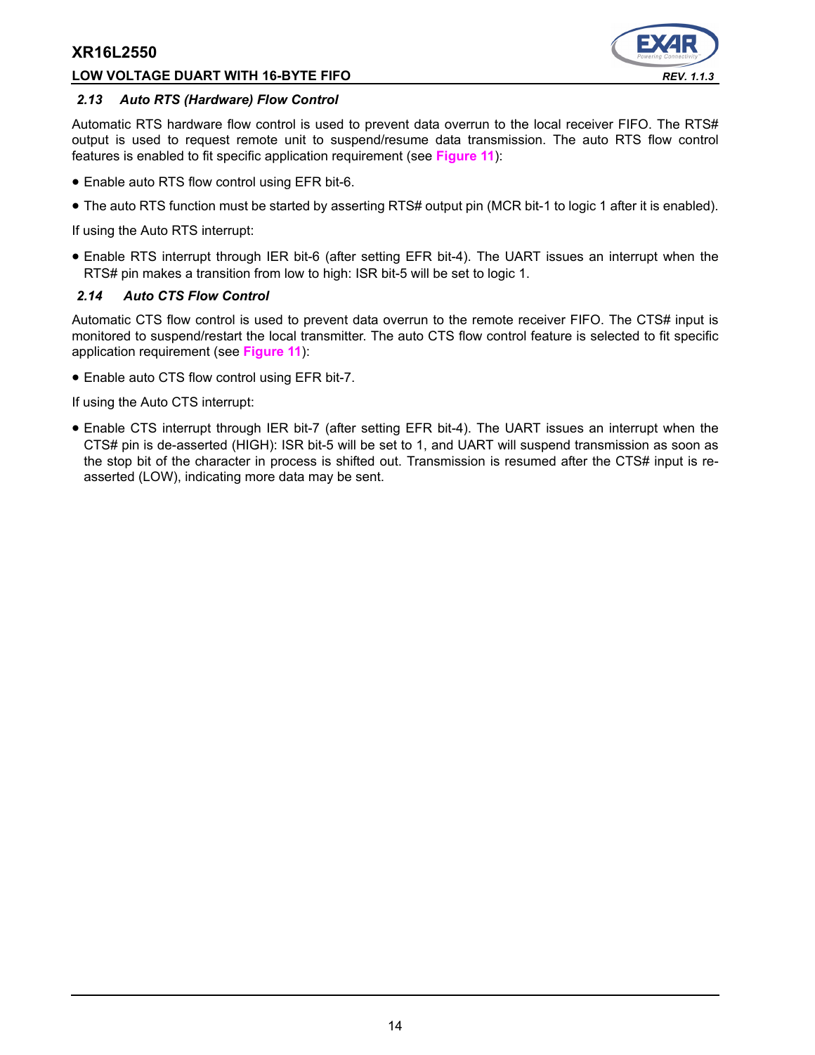### 2.13 Auto RTS (Hardware) Flow Control

Automatic RTS hardware flow control is used to prevent data overrun to the local receiver FIFO. The RTS# output is used to request remote unit to suspend/resume data transmission. The auto RTS flow control features is enabled to fit specific application requirement (see **Figure 11**):

- Enable auto RTS flow control using EFR bit-6.
- The auto RTS function must be started by asserting RTS# output pin (MCR bit-1 to logic 1 after it is enabled).

If using the Auto RTS interrupt:

- Enable RTS interrupt through IER bit-6 (after setting EFR bit-4). The UART issues an interrupt when the RTS# pin makes a transition from low to high: ISR bit-5 will be set to logic 1.

### 2.14 Auto CTS Flow Control

Automatic CTS flow control is used to prevent data overrun to the remote receiver FIFO. The CTS# input is monitored to suspend/restart the local transmitter. The auto CTS flow control feature is selected to fit specific application requirement (see **Figure 11**):

- Enable auto CTS flow control using EFR bit-7.

If using the Auto CTS interrupt:

- Enable CTS interrupt through IER bit-7 (after setting EFR bit-4). The UART issues an interrupt when the CTS# pin is de-asserted (HIGH): ISR bit-5 will be set to 1, and UART will suspend transmission as soon as the stop bit of the character in process is shifted out. Transmission is resumed after the CTS# input is re-asserted (LOW), indicating more data may be sent.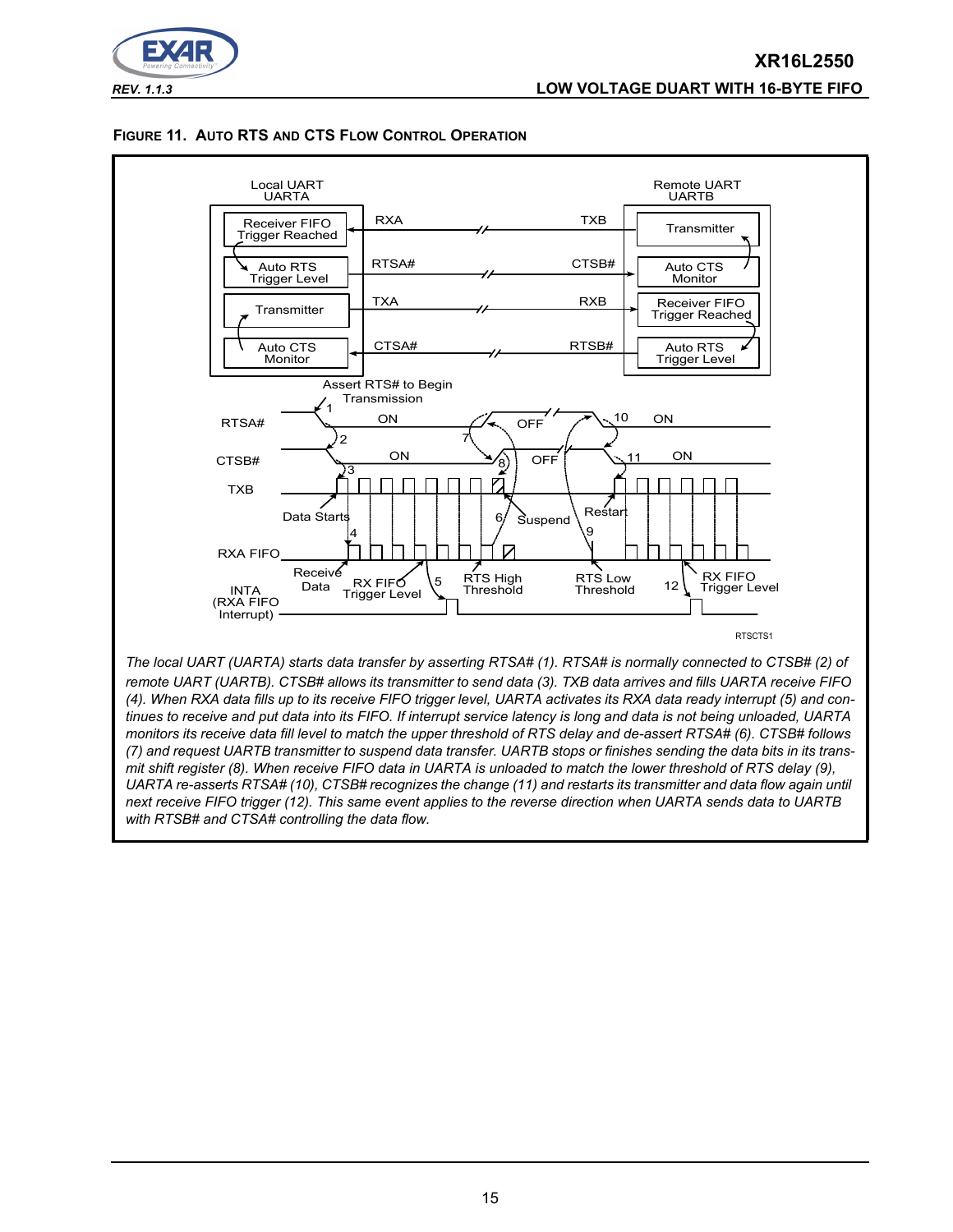**FIGURE 11. AUTO RTS AND CTS FLOW CONTROL OPERATION**

*The local UART (UARTA) starts data transfer by asserting RTSA# (1). RTSA# is normally connected to CTSB# (2) of remote UART (UARTB). CTSB# allows its transmitter to send data (3). TXB data arrives and fills UARTA receive FIFO (4). When RXA data fills up to its receive FIFO trigger level, UARTA activates its RXA data ready interrupt (5) and continues to receive and put data into its FIFO. If interrupt service latency is long and data is not being unloaded, UARTA monitors its receive data fill level to match the upper threshold of RTS delay and de-assert RTSA# (6). CTSB# follows (7) and request UARTB transmitter to suspend data transfer. UARTB stops or finishes sending the data bits in its transmit shift register (8). When receive FIFO data in UARTA is unloaded to match the lower threshold of RTS delay (9), UARTA re-asserts RTSA# (10), CTSB# recognizes the change (11) and restarts its transmitter and data flow again until next receive FIFO trigger (12). This same event applies to the reverse direction when UARTA sends data to UARTB with RTSB# and CTSA# controlling the data flow.*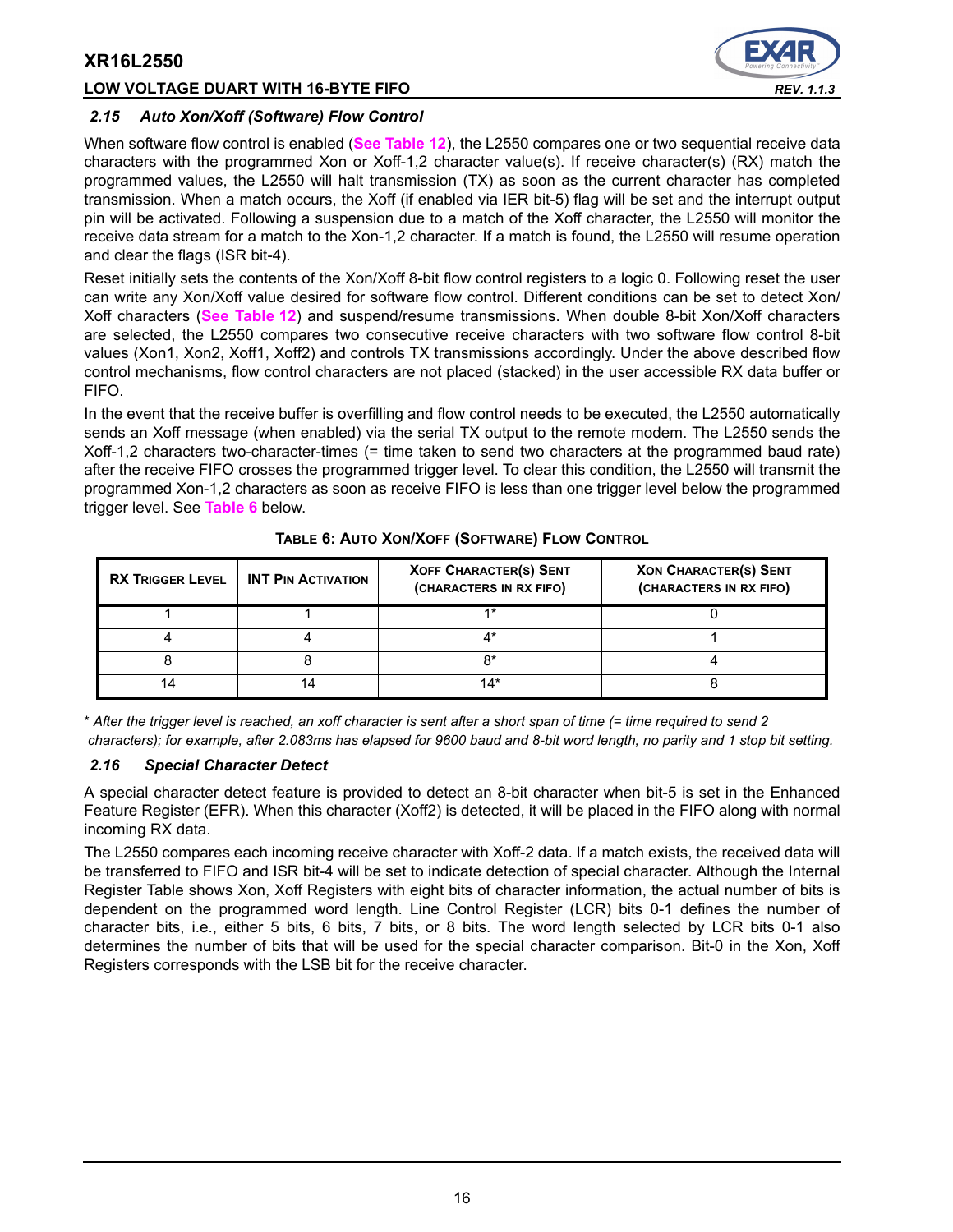### 2.15 Auto Xon/Xoff (Software) Flow Control

When software flow control is enabled (**See Table 12**), the L2550 compares one or two sequential receive data characters with the programmed Xon or Xoff-1,2 character value(s). If receive character(s) (RX) match the programmed values, the L2550 will halt transmission (TX) as soon as the current character has completed transmission. When a match occurs, the Xoff (if enabled via IER bit-5) flag will be set and the interrupt output pin will be activated. Following a suspension due to a match of the Xoff character, the L2550 will monitor the receive data stream for a match to the Xon-1,2 character. If a match is found, the L2550 will resume operation and clear the flags (ISR bit-4).

Reset initially sets the contents of the Xon/Xoff 8-bit flow control registers to a logic 0. Following reset the user can write any Xon/Xoff value desired for software flow control. Different conditions can be set to detect Xon/Xoff characters (**See Table 12**) and suspend/resume transmissions. When double 8-bit Xon/Xoff characters are selected, the L2550 compares two consecutive receive characters with two software flow control 8-bit values (Xon1, Xon2, Xoff1, Xoff2) and controls TX transmissions accordingly. Under the above described flow control mechanisms, flow control characters are not placed (stacked) in the user accessible RX data buffer or FIFO.

In the event that the receive buffer is overfilling and flow control needs to be executed, the L2550 automatically sends an Xoff message (when enabled) via the serial TX output to the remote modem. The L2550 sends the Xoff-1,2 characters two-character-times (= time taken to send two characters at the programmed baud rate) after the receive FIFO crosses the programmed trigger level. To clear this condition, the L2550 will transmit the programmed Xon-1,2 characters as soon as receive FIFO is less than one trigger level below the programmed trigger level. See **Table 6** below.

**TABLE 6: AUTO XON/XOFF (SOFTWARE) FLOW CONTROL**

| RX TRIGGER LEVEL | INT PIN ACTIVATION | XOFF CHARACTER(S) SENT (CHARACTERS IN RX FIFO) | XON CHARACTER(S) SENT (CHARACTERS IN RX FIFO) |
|---|---|---|---|
| 1 | 1 | 1* | 0 |
| 4 | 4 | 4* | 1 |
| 8 | 8 | 8* | 4 |
| 14 | 14 | 14* | 8 |

\* *After the trigger level is reached, an xoff character is sent after a short span of time (= time required to send 2 characters); for example, after 2.083ms has elapsed for 9600 baud and 8-bit word length, no parity and 1 stop bit setting.*

### 2.16 Special Character Detect

A special character detect feature is provided to detect an 8-bit character when bit-5 is set in the Enhanced Feature Register (EFR). When this character (Xoff2) is detected, it will be placed in the FIFO along with normal incoming RX data.

The L2550 compares each incoming receive character with Xoff-2 data. If a match exists, the received data will be transferred to FIFO and ISR bit-4 will be set to indicate detection of special character. Although the Internal Register Table shows Xon, Xoff Registers with eight bits of character information, the actual number of bits is dependent on the programmed word length. Line Control Register (LCR) bits 0-1 defines the number of character bits, i.e., either 5 bits, 6 bits, 7 bits, or 8 bits. The word length selected by LCR bits 0-1 also determines the number of bits that will be used for the special character comparison. Bit-0 in the Xon, Xoff Registers corresponds with the LSB bit for the receive character.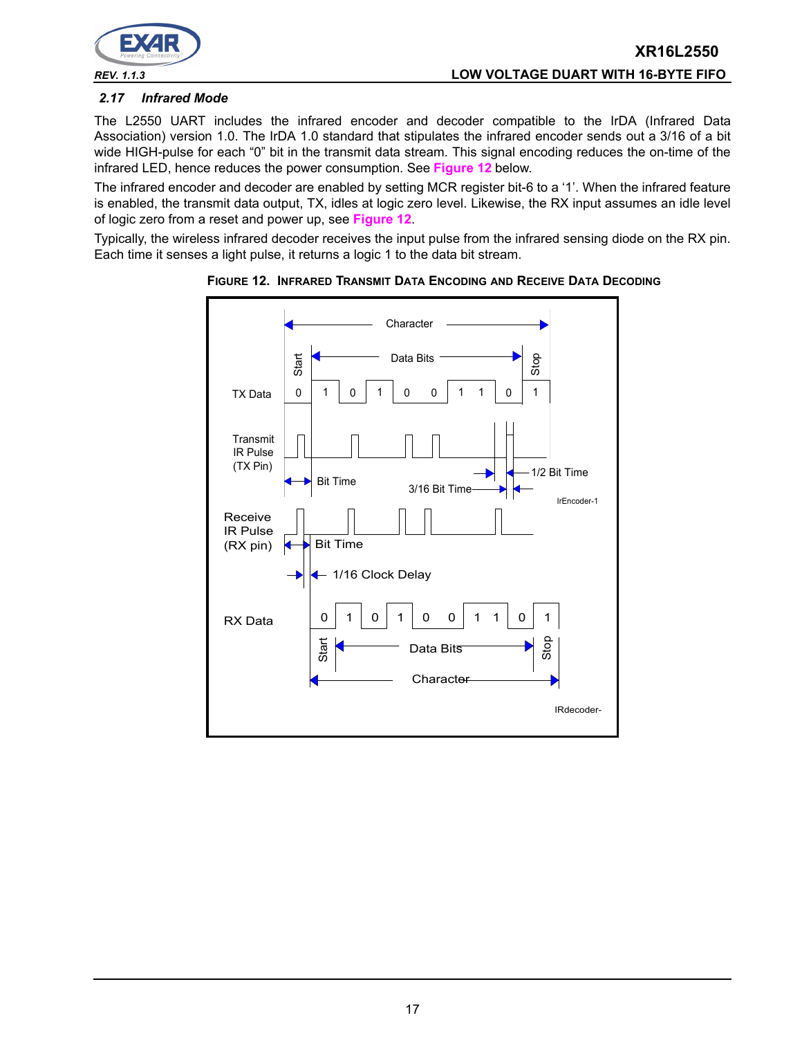### 2.17 Infrared Mode

The L2550 UART includes the infrared encoder and decoder compatible to the IrDA (Infrared Data Association) version 1.0. The IrDA 1.0 standard that stipulates the infrared encoder sends out a 3/16 of a bit wide HIGH-pulse for each “0” bit in the transmit data stream. This signal encoding reduces the on-time of the infrared LED, hence reduces the power consumption. See **Figure 12** below.

The infrared encoder and decoder are enabled by setting MCR register bit-6 to a ‘1’. When the infrared feature is enabled, the transmit data output, TX, idles at logic zero level. Likewise, the RX input assumes an idle level of logic zero from a reset and power up, see **Figure 12**.

Typically, the wireless infrared decoder receives the input pulse from the infrared sensing diode on the RX pin. Each time it senses a light pulse, it returns a logic 1 to the data bit stream.

**FIGURE 12. INFRARED TRANSMIT DATA ENCODING AND RECEIVE DATA DECODING**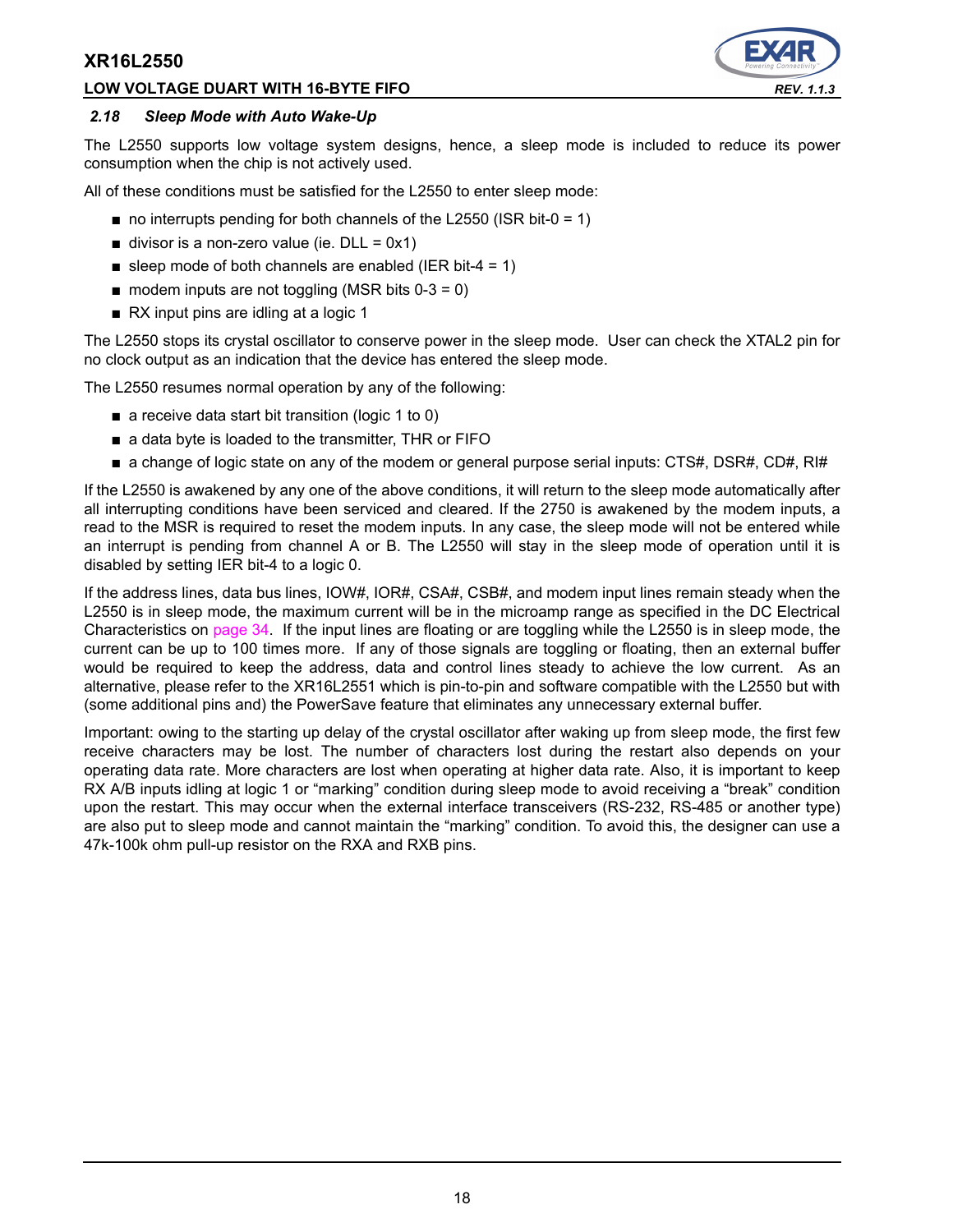### 2.18 Sleep Mode with Auto Wake-Up

The L2550 supports low voltage system designs, hence, a sleep mode is included to reduce its power consumption when the chip is not actively used.

All of these conditions must be satisfied for the L2550 to enter sleep mode:

- no interrupts pending for both channels of the L2550 (ISR bit-0 = 1)
- divisor is a non-zero value (ie. DLL = 0x1)
- sleep mode of both channels are enabled (IER bit-4 = 1)
- modem inputs are not toggling (MSR bits 0-3 = 0)
- RX input pins are idling at a logic 1

The L2550 stops its crystal oscillator to conserve power in the sleep mode. User can check the XTAL2 pin for no clock output as an indication that the device has entered the sleep mode.

The L2550 resumes normal operation by any of the following:

- a receive data start bit transition (logic 1 to 0)
- a data byte is loaded to the transmitter, THR or FIFO
- a change of logic state on any of the modem or general purpose serial inputs: CTS#, DSR#, CD#, RI#

If the L2550 is awakened by any one of the above conditions, it will return to the sleep mode automatically after all interrupting conditions have been serviced and cleared. If the 2750 is awakened by the modem inputs, a read to the MSR is required to reset the modem inputs. In any case, the sleep mode will not be entered while an interrupt is pending from channel A or B. The L2550 will stay in the sleep mode of operation until it is disabled by setting IER bit-4 to a logic 0.

If the address lines, data bus lines, IOW#, IOR#, CSA#, CSB#, and modem input lines remain steady when the L2550 is in sleep mode, the maximum current will be in the microamp range as specified in the DC Electrical Characteristics on page 34. If the input lines are floating or are toggling while the L2550 is in sleep mode, the current can be up to 100 times more. If any of those signals are toggling or floating, then an external buffer would be required to keep the address, data and control lines steady to achieve the low current. As an alternative, please refer to the XR16L2551 which is pin-to-pin and software compatible with the L2550 but with (some additional pins and) the PowerSave feature that eliminates any unnecessary external buffer.

Important: owing to the starting up delay of the crystal oscillator after waking up from sleep mode, the first few receive characters may be lost. The number of characters lost during the restart also depends on your operating data rate. More characters are lost when operating at higher data rate. Also, it is important to keep RX A/B inputs idling at logic 1 or "marking" condition during sleep mode to avoid receiving a "break" condition upon the restart. This may occur when the external interface transceivers (RS-232, RS-485 or another type) are also put to sleep mode and cannot maintain the "marking" condition. To avoid this, the designer can use a 47k-100k ohm pull-up resistor on the RXA and RXB pins.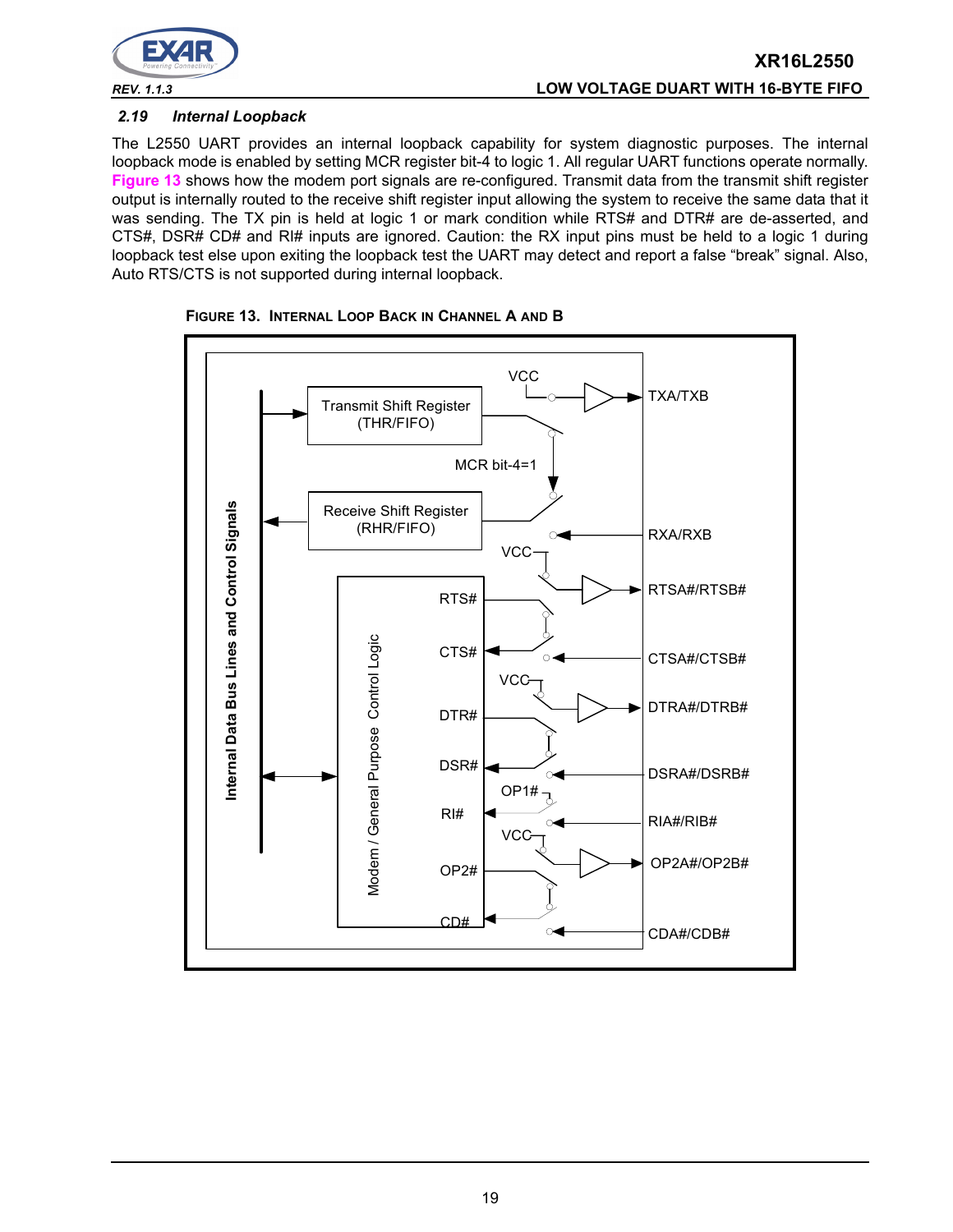### 2.19 Internal Loopback

The L2550 UART provides an internal loopback capability for system diagnostic purposes. The internal loopback mode is enabled by setting MCR register bit-4 to logic 1. All regular UART functions operate normally. Figure 13 shows how the modem port signals are re-configured. Transmit data from the transmit shift register output is internally routed to the receive shift register input allowing the system to receive the same data that it was sending. The TX pin is held at logic 1 or mark condition while RTS# and DTR# are de-asserted, and CTS#, DSR# CD# and RI# inputs are ignored. Caution: the RX input pins must be held to a logic 1 during loopback test else upon exiting the loopback test the UART may detect and report a false "break" signal. Also, Auto RTS/CTS is not supported during internal loopback.

FIGURE 13. INTERNAL LOOP BACK IN CHANNEL A AND B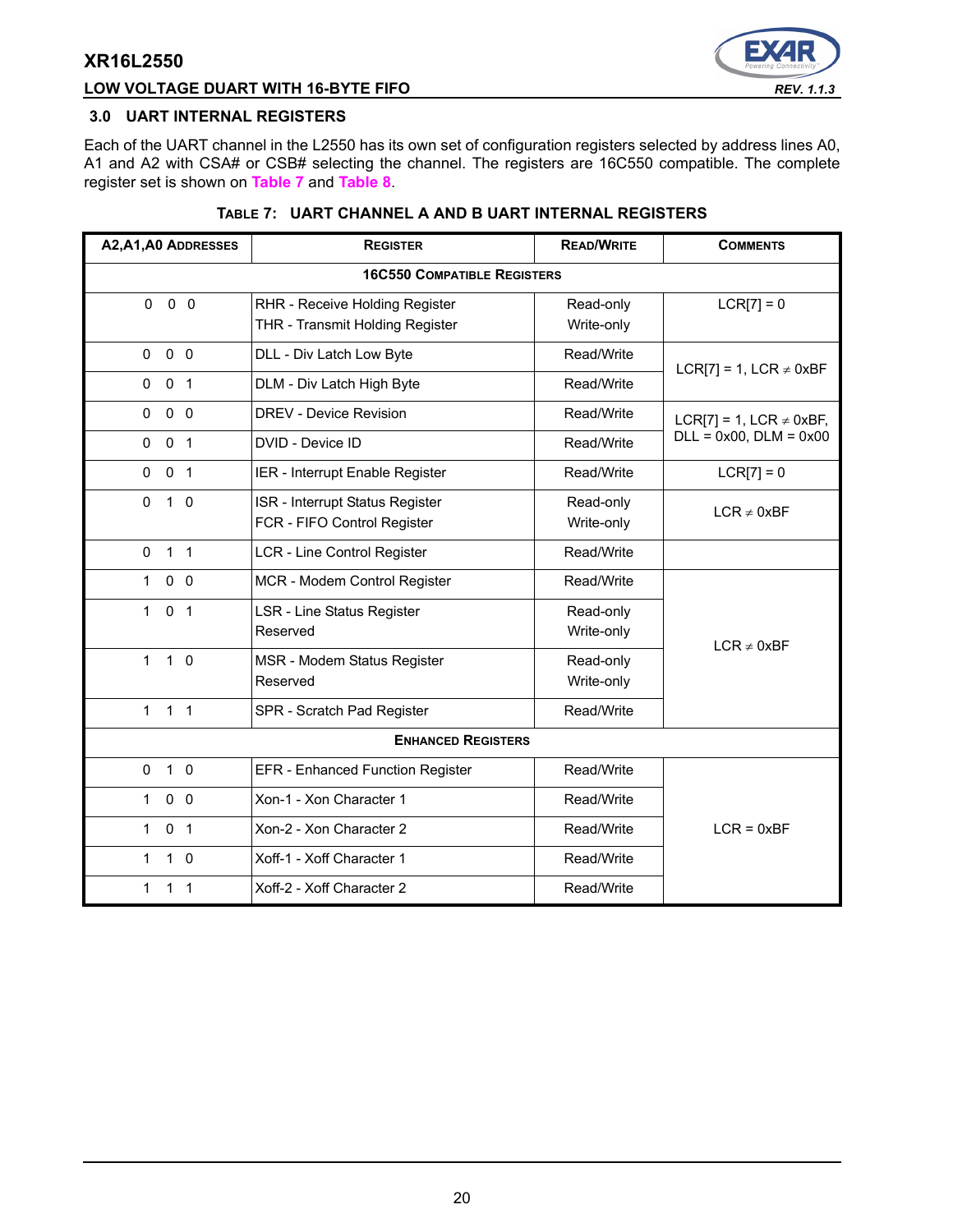## 3.0 UART INTERNAL REGISTERS

Each of the UART channel in the L2550 has its own set of configuration registers selected by address lines A0, A1 and A2 with CSA# or CSB# selecting the channel. The registers are 16C550 compatible. The complete register set is shown on Table 7 and Table 8.

**TABLE 7: UART CHANNEL A AND B UART INTERNAL REGISTERS**

| A2,A1,A0 ADDRESSES | REGISTER | READ/WRITE | COMMENTS |
|---|---|---|---|
| **16C550 COMPATIBLE REGISTERS** | | | |
| 0 0 0 | RHR - Receive Holding Register<br>THR - Transmit Holding Register | Read-only<br>Write-only | LCR[7] = 0 |
| 0 0 0 | DLL - Div Latch Low Byte | Read/Write | LCR[7] = 1, LCR ≠ 0xBF |
| 0 0 1 | DLM - Div Latch High Byte | Read/Write | |
| 0 0 0 | DREV - Device Revision | Read/Write | LCR[7] = 1, LCR ≠ 0xBF, DLL = 0x00, DLM = 0x00 |
| 0 0 1 | DVID - Device ID | Read/Write | |
| 0 0 1 | IER - Interrupt Enable Register | Read/Write | LCR[7] = 0 |
| 0 1 0 | ISR - Interrupt Status Register<br>FCR - FIFO Control Register | Read-only<br>Write-only | LCR ≠ 0xBF |
| 0 1 1 | LCR - Line Control Register | Read/Write | |
| 1 0 0 | MCR - Modem Control Register | Read/Write | LCR ≠ 0xBF |
| 1 0 1 | LSR - Line Status Register<br>Reserved | Read-only<br>Write-only | |
| 1 1 0 | MSR - Modem Status Register<br>Reserved | Read-only<br>Write-only | |
| 1 1 1 | SPR - Scratch Pad Register | Read/Write | |
| **ENHANCED REGISTERS** | | | |
| 0 1 0 | EFR - Enhanced Function Register | Read/Write | LCR = 0xBF |
| 1 0 0 | Xon-1 - Xon Character 1 | Read/Write | |
| 1 0 1 | Xon-2 - Xon Character 2 | Read/Write | |
| 1 1 0 | Xoff-1 - Xoff Character 1 | Read/Write | |
| 1 1 1 | Xoff-2 - Xoff Character 2 | Read/Write | |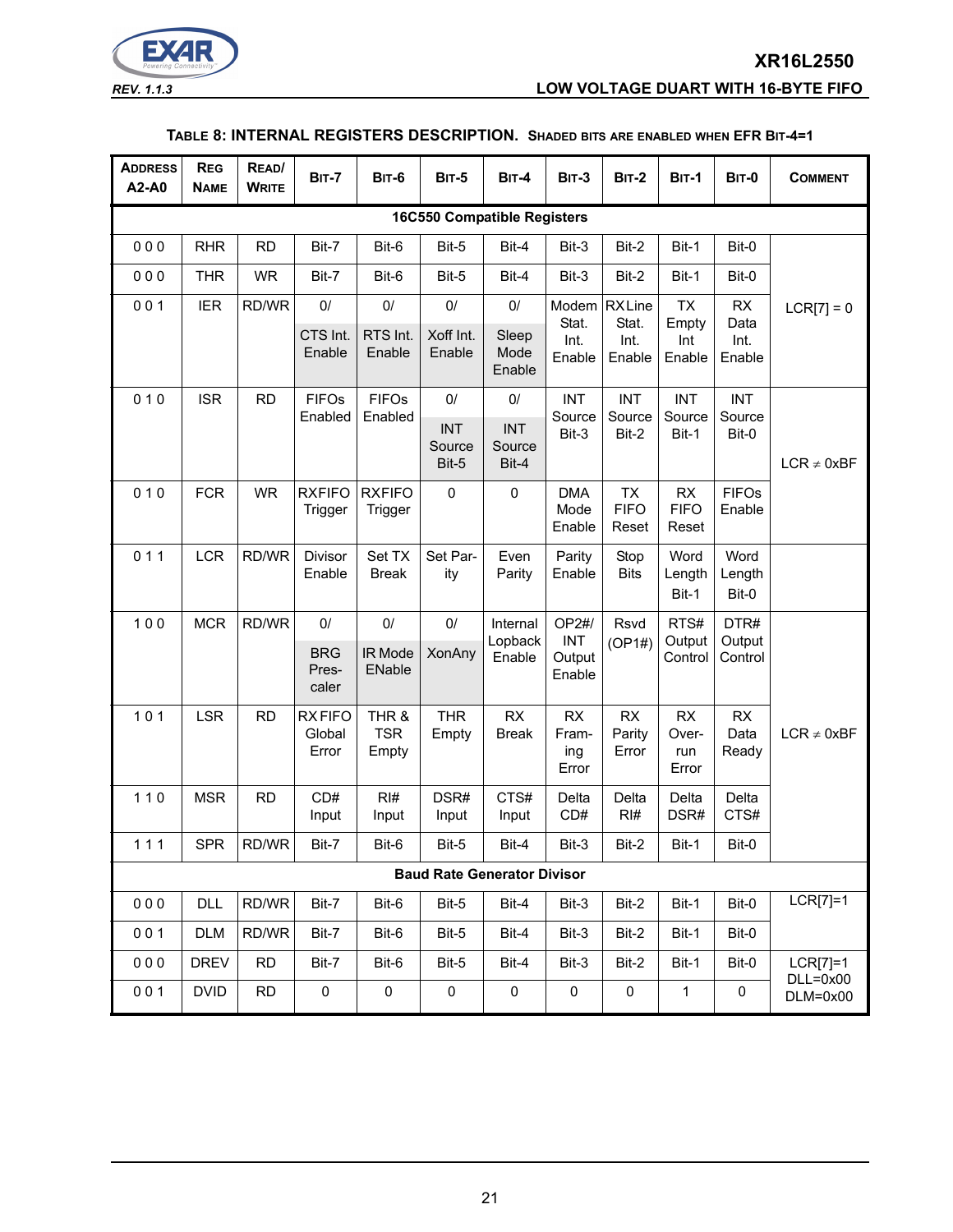**TABLE 8: INTERNAL REGISTERS DESCRIPTION. SHADED BITS ARE ENABLED WHEN EFR BIT-4=1**

| ADDRESS A2-A0 | REG NAME | READ/ WRITE | BIT-7 | BIT-6 | BIT-5 | BIT-4 | BIT-3 | BIT-2 | BIT-1 | BIT-0 | COMMENT |
|---|---|---|---|---|---|---|---|---|---|---|---|
| **16C550 Compatible Registers** | | | | | | | | | | | |
| 0 0 0 | RHR | RD | Bit-7 | Bit-6 | Bit-5 | Bit-4 | Bit-3 | Bit-2 | Bit-1 | Bit-0 | LCR[7] = 0 |
| 0 0 0 | THR | WR | Bit-7 | Bit-6 | Bit-5 | Bit-4 | Bit-3 | Bit-2 | Bit-1 | Bit-0 | |
| 0 0 1 | IER | RD/WR | 0/ CTS Int. Enable | 0/ RTS Int. Enable | 0/ Xoff Int. Enable | 0/ Sleep Mode Enable | Modem Stat. Int. Enable | RX Line Stat. Int. Enable | TX Empty Int Enable | RX Data Int. Enable | |
| 0 1 0 | ISR | RD | FIFOs Enabled | FIFOs Enabled | 0/ INT Source Bit-5 | 0/ INT Source Bit-4 | INT Source Bit-3 | INT Source Bit-2 | INT Source Bit-1 | INT Source Bit-0 | LCR ≠ 0xBF |
| 0 1 0 | FCR | WR | RXFIFO Trigger | RXFIFO Trigger | 0 | 0 | DMA Mode Enable | TX FIFO Reset | RX FIFO Reset | FIFOs Enable | |
| 0 1 1 | LCR | RD/WR | Divisor Enable | Set TX Break | Set Parity | Even Parity | Parity Enable | Stop Bits | Word Length Bit-1 | Word Length Bit-0 | |
| 1 0 0 | MCR | RD/WR | 0/ BRG Prescaler | 0/ IR Mode ENable | 0/ XonAny | Internal Lopback Enable | OP2#/ INT Output Enable | Rsvd (OP1#) | RTS# Output Control | DTR# Output Control | LCR ≠ 0xBF |
| 1 0 1 | LSR | RD | RX FIFO Global Error | THR & TSR Empty | THR Empty | RX Break | RX Framing Error | RX Parity Error | RX Overrun Error | RX Data Ready | |
| 1 1 0 | MSR | RD | CD# Input | RI# Input | DSR# Input | CTS# Input | Delta CD# | Delta RI# | Delta DSR# | Delta CTS# | |
| 1 1 1 | SPR | RD/WR | Bit-7 | Bit-6 | Bit-5 | Bit-4 | Bit-3 | Bit-2 | Bit-1 | Bit-0 | |
| **Baud Rate Generator Divisor** | | | | | | | | | | | |
| 0 0 0 | DLL | RD/WR | Bit-7 | Bit-6 | Bit-5 | Bit-4 | Bit-3 | Bit-2 | Bit-1 | Bit-0 | LCR[7]=1 |
| 0 0 1 | DLM | RD/WR | Bit-7 | Bit-6 | Bit-5 | Bit-4 | Bit-3 | Bit-2 | Bit-1 | Bit-0 | |
| 0 0 0 | DREV | RD | Bit-7 | Bit-6 | Bit-5 | Bit-4 | Bit-3 | Bit-2 | Bit-1 | Bit-0 | LCR[7]=1 DLL=0x00 DLM=0x00 |
| 0 0 1 | DVID | RD | 0 | 0 | 0 | 0 | 0 | 0 | 1 | 0 | |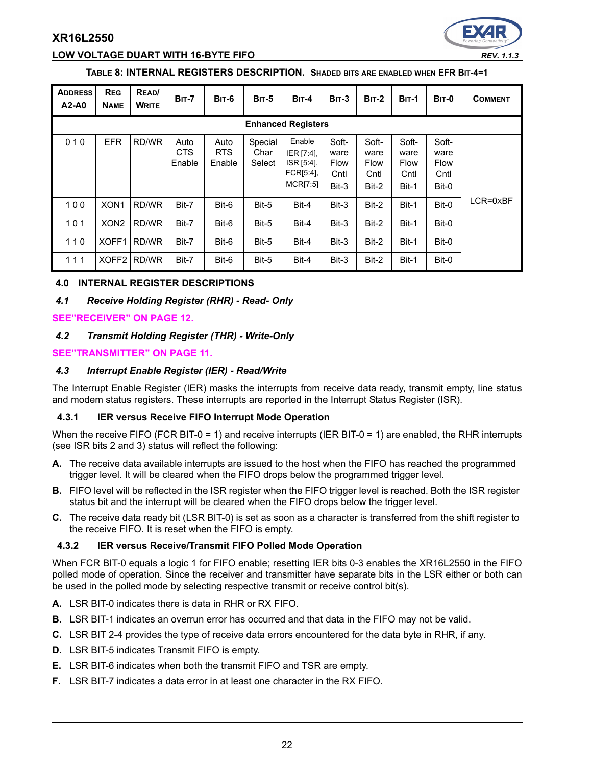**TABLE 8: INTERNAL REGISTERS DESCRIPTION. SHADED BITS ARE ENABLED WHEN EFR BIT-4=1**

| ADDRESS A2-A0 | REG NAME | READ/ WRITE | BIT-7 | BIT-6 | BIT-5 | BIT-4 | BIT-3 | BIT-2 | BIT-1 | BIT-0 | COMMENT |
|---|---|---|---|---|---|---|---|---|---|---|---|
| **Enhanced Registers** | | | | | | | | | | | |
| 0 1 0 | EFR | RD/WR | Auto CTS Enable | Auto RTS Enable | Special Char Select | Enable IER [7:4], ISR [5:4], FCR[5:4], MCR[7:5] | Soft-ware Flow Cntl Bit-3 | Soft-ware Flow Cntl Bit-2 | Soft-ware Flow Cntl Bit-1 | Soft-ware Flow Cntl Bit-0 | LCR=0xBF |
| 1 0 0 | XON1 | RD/WR | Bit-7 | Bit-6 | Bit-5 | Bit-4 | Bit-3 | Bit-2 | Bit-1 | Bit-0 | |
| 1 0 1 | XON2 | RD/WR | Bit-7 | Bit-6 | Bit-5 | Bit-4 | Bit-3 | Bit-2 | Bit-1 | Bit-0 | |
| 1 1 0 | XOFF1 | RD/WR | Bit-7 | Bit-6 | Bit-5 | Bit-4 | Bit-3 | Bit-2 | Bit-1 | Bit-0 | |
| 1 1 1 | XOFF2 | RD/WR | Bit-7 | Bit-6 | Bit-5 | Bit-4 | Bit-3 | Bit-2 | Bit-1 | Bit-0 | |

## 4.0 INTERNAL REGISTER DESCRIPTIONS

### *4.1 Receive Holding Register (RHR) - Read- Only*

**SEE"RECEIVER" ON PAGE 12.**

### *4.2 Transmit Holding Register (THR) - Write-Only*

**SEE"TRANSMITTER" ON PAGE 11.**

### *4.3 Interrupt Enable Register (IER) - Read/Write*

The Interrupt Enable Register (IER) masks the interrupts from receive data ready, transmit empty, line status and modem status registers. These interrupts are reported in the Interrupt Status Register (ISR).

#### 4.3.1 IER versus Receive FIFO Interrupt Mode Operation

When the receive FIFO (FCR BIT-0 = 1) and receive interrupts (IER BIT-0 = 1) are enabled, the RHR interrupts (see ISR bits 2 and 3) status will reflect the following:

**A.** The receive data available interrupts are issued to the host when the FIFO has reached the programmed trigger level. It will be cleared when the FIFO drops below the programmed trigger level.

**B.** FIFO level will be reflected in the ISR register when the FIFO trigger level is reached. Both the ISR register status bit and the interrupt will be cleared when the FIFO drops below the trigger level.

**C.** The receive data ready bit (LSR BIT-0) is set as soon as a character is transferred from the shift register to the receive FIFO. It is reset when the FIFO is empty.

#### 4.3.2 IER versus Receive/Transmit FIFO Polled Mode Operation

When FCR BIT-0 equals a logic 1 for FIFO enable; resetting IER bits 0-3 enables the XR16L2550 in the FIFO polled mode of operation. Since the receiver and transmitter have separate bits in the LSR either or both can be used in the polled mode by selecting respective transmit or receive control bit(s).

**A.** LSR BIT-0 indicates there is data in RHR or RX FIFO.

**B.** LSR BIT-1 indicates an overrun error has occurred and that data in the FIFO may not be valid.

**C.** LSR BIT 2-4 provides the type of receive data errors encountered for the data byte in RHR, if any.

**D.** LSR BIT-5 indicates Transmit FIFO is empty.

**E.** LSR BIT-6 indicates when both the transmit FIFO and TSR are empty.

**F.** LSR BIT-7 indicates a data error in at least one character in the RX FIFO.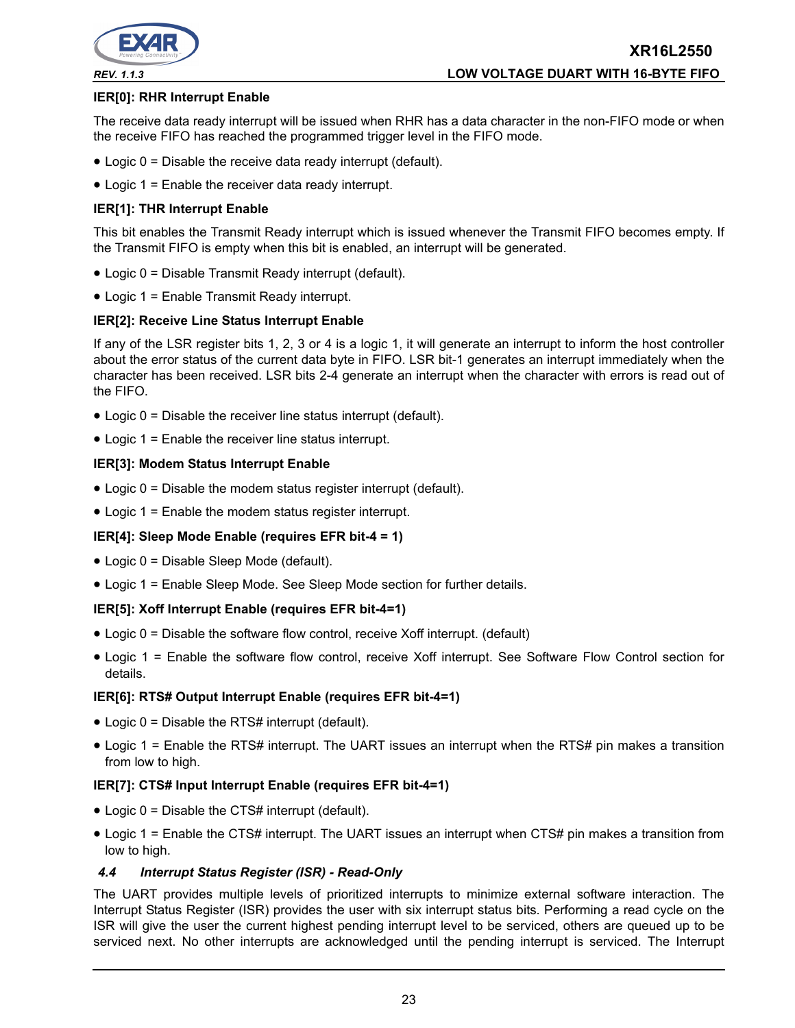**IER[0]: RHR Interrupt Enable**

The receive data ready interrupt will be issued when RHR has a data character in the non-FIFO mode or when the receive FIFO has reached the programmed trigger level in the FIFO mode.

- Logic 0 = Disable the receive data ready interrupt (default).
- Logic 1 = Enable the receiver data ready interrupt.

**IER[1]: THR Interrupt Enable**

This bit enables the Transmit Ready interrupt which is issued whenever the Transmit FIFO becomes empty. If the Transmit FIFO is empty when this bit is enabled, an interrupt will be generated.

- Logic 0 = Disable Transmit Ready interrupt (default).
- Logic 1 = Enable Transmit Ready interrupt.

**IER[2]: Receive Line Status Interrupt Enable**

If any of the LSR register bits 1, 2, 3 or 4 is a logic 1, it will generate an interrupt to inform the host controller about the error status of the current data byte in FIFO. LSR bit-1 generates an interrupt immediately when the character has been received. LSR bits 2-4 generate an interrupt when the character with errors is read out of the FIFO.

- Logic 0 = Disable the receiver line status interrupt (default).
- Logic 1 = Enable the receiver line status interrupt.

**IER[3]: Modem Status Interrupt Enable**

- Logic 0 = Disable the modem status register interrupt (default).
- Logic 1 = Enable the modem status register interrupt.

**IER[4]: Sleep Mode Enable (requires EFR bit-4 = 1)**

- Logic 0 = Disable Sleep Mode (default).
- Logic 1 = Enable Sleep Mode. See Sleep Mode section for further details.

**IER[5]: Xoff Interrupt Enable (requires EFR bit-4=1)**

- Logic 0 = Disable the software flow control, receive Xoff interrupt. (default)
- Logic 1 = Enable the software flow control, receive Xoff interrupt. See Software Flow Control section for details.

**IER[6]: RTS# Output Interrupt Enable (requires EFR bit-4=1)**

- Logic 0 = Disable the RTS# interrupt (default).
- Logic 1 = Enable the RTS# interrupt. The UART issues an interrupt when the RTS# pin makes a transition from low to high.

**IER[7]: CTS# Input Interrupt Enable (requires EFR bit-4=1)**

- Logic 0 = Disable the CTS# interrupt (default).
- Logic 1 = Enable the CTS# interrupt. The UART issues an interrupt when CTS# pin makes a transition from low to high.

### *4.4 Interrupt Status Register (ISR) - Read-Only*

The UART provides multiple levels of prioritized interrupts to minimize external software interaction. The Interrupt Status Register (ISR) provides the user with six interrupt status bits. Performing a read cycle on the ISR will give the user the current highest pending interrupt level to be serviced, others are queued up to be serviced next. No other interrupts are acknowledged until the pending interrupt is serviced. The Interrupt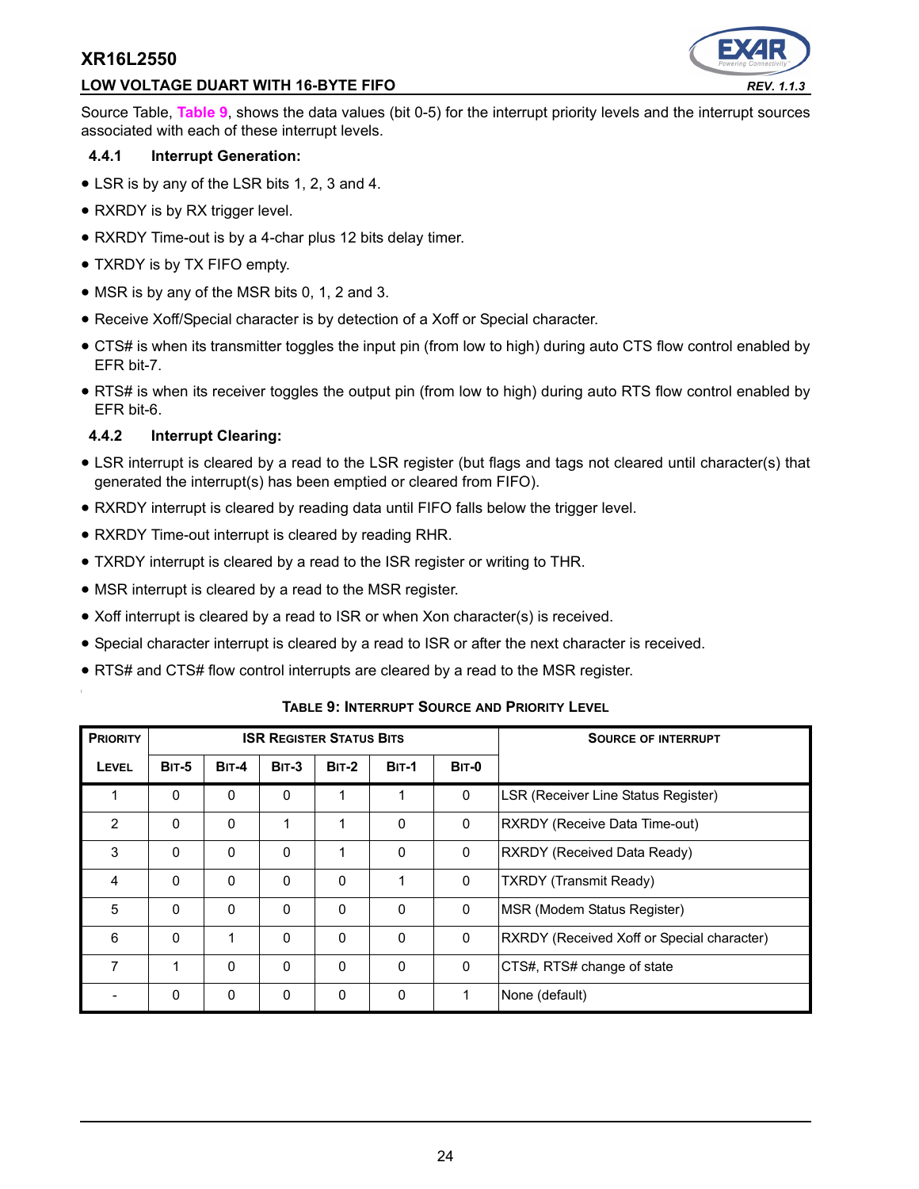Source Table, Table 9, shows the data values (bit 0-5) for the interrupt priority levels and the interrupt sources associated with each of these interrupt levels.

### 4.4.1 Interrupt Generation:

- LSR is by any of the LSR bits 1, 2, 3 and 4.
- RXRDY is by RX trigger level.
- RXRDY Time-out is by a 4-char plus 12 bits delay timer.
- TXRDY is by TX FIFO empty.
- MSR is by any of the MSR bits 0, 1, 2 and 3.
- Receive Xoff/Special character is by detection of a Xoff or Special character.
- CTS# is when its transmitter toggles the input pin (from low to high) during auto CTS flow control enabled by EFR bit-7.
- RTS# is when its receiver toggles the output pin (from low to high) during auto RTS flow control enabled by EFR bit-6.

### 4.4.2 Interrupt Clearing:

- LSR interrupt is cleared by a read to the LSR register (but flags and tags not cleared until character(s) that generated the interrupt(s) has been emptied or cleared from FIFO).
- RXRDY interrupt is cleared by reading data until FIFO falls below the trigger level.
- RXRDY Time-out interrupt is cleared by reading RHR.
- TXRDY interrupt is cleared by a read to the ISR register or writing to THR.
- MSR interrupt is cleared by a read to the MSR register.
- Xoff interrupt is cleared by a read to ISR or when Xon character(s) is received.
- Special character interrupt is cleared by a read to ISR or after the next character is received.
- RTS# and CTS# flow control interrupts are cleared by a read to the MSR register.

**TABLE 9: INTERRUPT SOURCE AND PRIORITY LEVEL**

| PRIORITY | ISR REGISTER STATUS BITS | | | | | | SOURCE OF INTERRUPT |
|---|---|---|---|---|---|---|---|
| LEVEL | BIT-5 | BIT-4 | BIT-3 | BIT-2 | BIT-1 | BIT-0 | |
| 1 | 0 | 0 | 0 | 1 | 1 | 0 | LSR (Receiver Line Status Register) |
| 2 | 0 | 0 | 1 | 1 | 0 | 0 | RXRDY (Receive Data Time-out) |
| 3 | 0 | 0 | 0 | 1 | 0 | 0 | RXRDY (Received Data Ready) |
| 4 | 0 | 0 | 0 | 0 | 1 | 0 | TXRDY (Transmit Ready) |
| 5 | 0 | 0 | 0 | 0 | 0 | 0 | MSR (Modem Status Register) |
| 6 | 0 | 1 | 0 | 0 | 0 | 0 | RXRDY (Received Xoff or Special character) |
| 7 | 1 | 0 | 0 | 0 | 0 | 0 | CTS#, RTS# change of state |
| - | 0 | 0 | 0 | 0 | 0 | 1 | None (default) |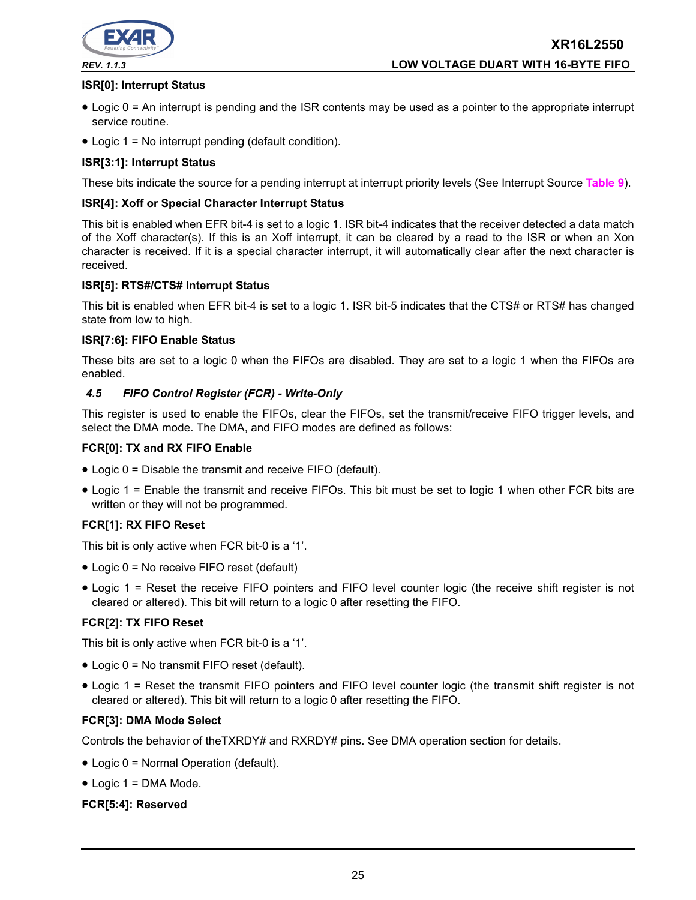#### ISR[0]: Interrupt Status

- Logic 0 = An interrupt is pending and the ISR contents may be used as a pointer to the appropriate interrupt service routine.
- Logic 1 = No interrupt pending (default condition).

#### ISR[3:1]: Interrupt Status

These bits indicate the source for a pending interrupt at interrupt priority levels (See Interrupt Source **Table 9**).

#### ISR[4]: Xoff or Special Character Interrupt Status

This bit is enabled when EFR bit-4 is set to a logic 1. ISR bit-4 indicates that the receiver detected a data match of the Xoff character(s). If this is an Xoff interrupt, it can be cleared by a read to the ISR or when an Xon character is received. If it is a special character interrupt, it will automatically clear after the next character is received.

#### ISR[5]: RTS#/CTS# Interrupt Status

This bit is enabled when EFR bit-4 is set to a logic 1. ISR bit-5 indicates that the CTS# or RTS# has changed state from low to high.

#### ISR[7:6]: FIFO Enable Status

These bits are set to a logic 0 when the FIFOs are disabled. They are set to a logic 1 when the FIFOs are enabled.

### *4.5 FIFO Control Register (FCR) - Write-Only*

This register is used to enable the FIFOs, clear the FIFOs, set the transmit/receive FIFO trigger levels, and select the DMA mode. The DMA, and FIFO modes are defined as follows:

#### FCR[0]: TX and RX FIFO Enable

- Logic 0 = Disable the transmit and receive FIFO (default).
- Logic 1 = Enable the transmit and receive FIFOs. This bit must be set to logic 1 when other FCR bits are written or they will not be programmed.

#### FCR[1]: RX FIFO Reset

This bit is only active when FCR bit-0 is a '1'.

- Logic 0 = No receive FIFO reset (default)
- Logic 1 = Reset the receive FIFO pointers and FIFO level counter logic (the receive shift register is not cleared or altered). This bit will return to a logic 0 after resetting the FIFO.

#### FCR[2]: TX FIFO Reset

This bit is only active when FCR bit-0 is a '1'.

- Logic 0 = No transmit FIFO reset (default).
- Logic 1 = Reset the transmit FIFO pointers and FIFO level counter logic (the transmit shift register is not cleared or altered). This bit will return to a logic 0 after resetting the FIFO.

#### FCR[3]: DMA Mode Select

Controls the behavior of theTXRDY# and RXRDY# pins. See DMA operation section for details.

- Logic 0 = Normal Operation (default).
- Logic 1 = DMA Mode.

#### FCR[5:4]: Reserved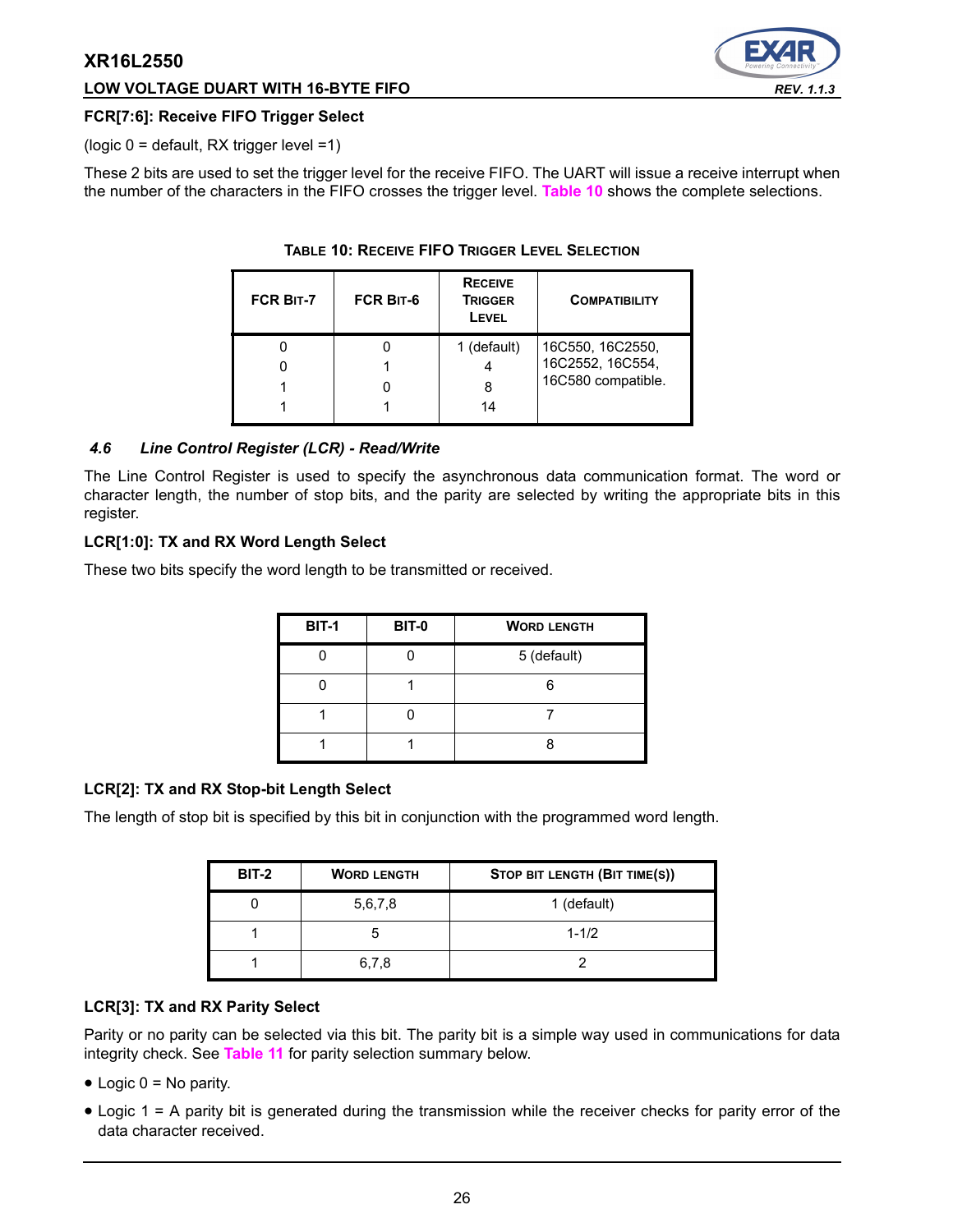**FCR[7:6]: Receive FIFO Trigger Select**

(logic 0 = default, RX trigger level =1)

These 2 bits are used to set the trigger level for the receive FIFO. The UART will issue a receive interrupt when the number of the characters in the FIFO crosses the trigger level. Table 10 shows the complete selections.

**TABLE 10: RECEIVE FIFO TRIGGER LEVEL SELECTION**

| FCR BIT-7 | FCR BIT-6 | RECEIVE TRIGGER LEVEL | COMPATIBILITY |
|---|---|---|---|
| 0 | 0 | 1 (default) | 16C550, 16C2550, 16C2552, 16C554, 16C580 compatible. |
| 0 | 1 | 4 | |
| 1 | 0 | 8 | |
| 1 | 1 | 14 | |

### *4.6 Line Control Register (LCR) - Read/Write*

The Line Control Register is used to specify the asynchronous data communication format. The word or character length, the number of stop bits, and the parity are selected by writing the appropriate bits in this register.

**LCR[1:0]: TX and RX Word Length Select**

These two bits specify the word length to be transmitted or received.

| BIT-1 | BIT-0 | WORD LENGTH |
|---|---|---|
| 0 | 0 | 5 (default) |
| 0 | 1 | 6 |
| 1 | 0 | 7 |
| 1 | 1 | 8 |

**LCR[2]: TX and RX Stop-bit Length Select**

The length of stop bit is specified by this bit in conjunction with the programmed word length.

| BIT-2 | WORD LENGTH | STOP BIT LENGTH (BIT TIME(S)) |
|---|---|---|
| 0 | 5,6,7,8 | 1 (default) |
| 1 | 5 | 1-1/2 |
| 1 | 6,7,8 | 2 |

**LCR[3]: TX and RX Parity Select**

Parity or no parity can be selected via this bit. The parity bit is a simple way used in communications for data integrity check. See Table 11 for parity selection summary below.

- Logic 0 = No parity.
- Logic 1 = A parity bit is generated during the transmission while the receiver checks for parity error of the data character received.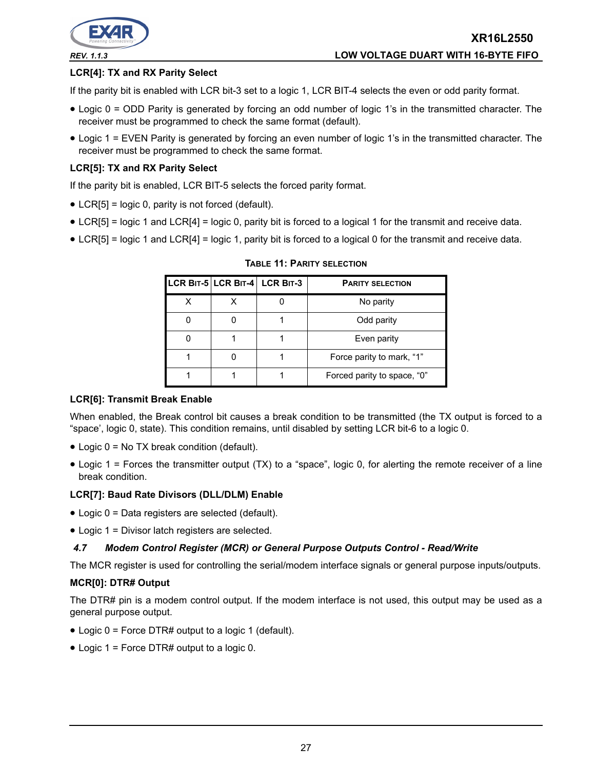**LCR[4]: TX and RX Parity Select**

If the parity bit is enabled with LCR bit-3 set to a logic 1, LCR BIT-4 selects the even or odd parity format.

- Logic 0 = ODD Parity is generated by forcing an odd number of logic 1's in the transmitted character. The receiver must be programmed to check the same format (default).
- Logic 1 = EVEN Parity is generated by forcing an even number of logic 1's in the transmitted character. The receiver must be programmed to check the same format.

**LCR[5]: TX and RX Parity Select**

If the parity bit is enabled, LCR BIT-5 selects the forced parity format.

- LCR[5] = logic 0, parity is not forced (default).
- LCR[5] = logic 1 and LCR[4] = logic 0, parity bit is forced to a logical 1 for the transmit and receive data.
- LCR[5] = logic 1 and LCR[4] = logic 1, parity bit is forced to a logical 0 for the transmit and receive data.

**TABLE 11: PARITY SELECTION**

| LCR BIT-5 | LCR BIT-4 | LCR BIT-3 | PARITY SELECTION |
|---|---|---|---|
| X | X | 0 | No parity |
| 0 | 0 | 1 | Odd parity |
| 0 | 1 | 1 | Even parity |
| 1 | 0 | 1 | Force parity to mark, "1" |
| 1 | 1 | 1 | Forced parity to space, "0" |

**LCR[6]: Transmit Break Enable**

When enabled, the Break control bit causes a break condition to be transmitted (the TX output is forced to a "space', logic 0, state). This condition remains, until disabled by setting LCR bit-6 to a logic 0.

- Logic 0 = No TX break condition (default).
- Logic 1 = Forces the transmitter output (TX) to a "space", logic 0, for alerting the remote receiver of a line break condition.

**LCR[7]: Baud Rate Divisors (DLL/DLM) Enable**

- Logic 0 = Data registers are selected (default).
- Logic 1 = Divisor latch registers are selected.

### *4.7 Modem Control Register (MCR) or General Purpose Outputs Control - Read/Write*

The MCR register is used for controlling the serial/modem interface signals or general purpose inputs/outputs.

**MCR[0]: DTR# Output**

The DTR# pin is a modem control output. If the modem interface is not used, this output may be used as a general purpose output.

- Logic 0 = Force DTR# output to a logic 1 (default).
- Logic 1 = Force DTR# output to a logic 0.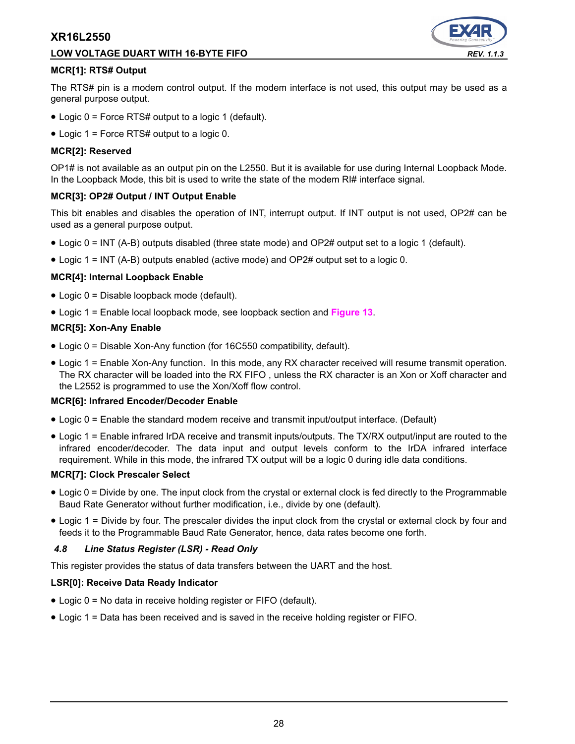**MCR[1]: RTS# Output**

The RTS# pin is a modem control output. If the modem interface is not used, this output may be used as a general purpose output.

- Logic 0 = Force RTS# output to a logic 1 (default).
- Logic 1 = Force RTS# output to a logic 0.

**MCR[2]: Reserved**

OP1# is not available as an output pin on the L2550. But it is available for use during Internal Loopback Mode. In the Loopback Mode, this bit is used to write the state of the modem RI# interface signal.

**MCR[3]: OP2# Output / INT Output Enable**

This bit enables and disables the operation of INT, interrupt output. If INT output is not used, OP2# can be used as a general purpose output.

- Logic 0 = INT (A-B) outputs disabled (three state mode) and OP2# output set to a logic 1 (default).
- Logic 1 = INT (A-B) outputs enabled (active mode) and OP2# output set to a logic 0.

**MCR[4]: Internal Loopback Enable**

- Logic 0 = Disable loopback mode (default).
- Logic 1 = Enable local loopback mode, see loopback section and Figure 13.

**MCR[5]: Xon-Any Enable**

- Logic 0 = Disable Xon-Any function (for 16C550 compatibility, default).
- Logic 1 = Enable Xon-Any function. In this mode, any RX character received will resume transmit operation. The RX character will be loaded into the RX FIFO , unless the RX character is an Xon or Xoff character and the L2552 is programmed to use the Xon/Xoff flow control.

**MCR[6]: Infrared Encoder/Decoder Enable**

- Logic 0 = Enable the standard modem receive and transmit input/output interface. (Default)
- Logic 1 = Enable infrared IrDA receive and transmit inputs/outputs. The TX/RX output/input are routed to the infrared encoder/decoder. The data input and output levels conform to the IrDA infrared interface requirement. While in this mode, the infrared TX output will be a logic 0 during idle data conditions.

**MCR[7]: Clock Prescaler Select**

- Logic 0 = Divide by one. The input clock from the crystal or external clock is fed directly to the Programmable Baud Rate Generator without further modification, i.e., divide by one (default).
- Logic 1 = Divide by four. The prescaler divides the input clock from the crystal or external clock by four and feeds it to the Programmable Baud Rate Generator, hence, data rates become one forth.

### *4.8 Line Status Register (LSR) - Read Only*

This register provides the status of data transfers between the UART and the host.

**LSR[0]: Receive Data Ready Indicator**

- Logic 0 = No data in receive holding register or FIFO (default).
- Logic 1 = Data has been received and is saved in the receive holding register or FIFO.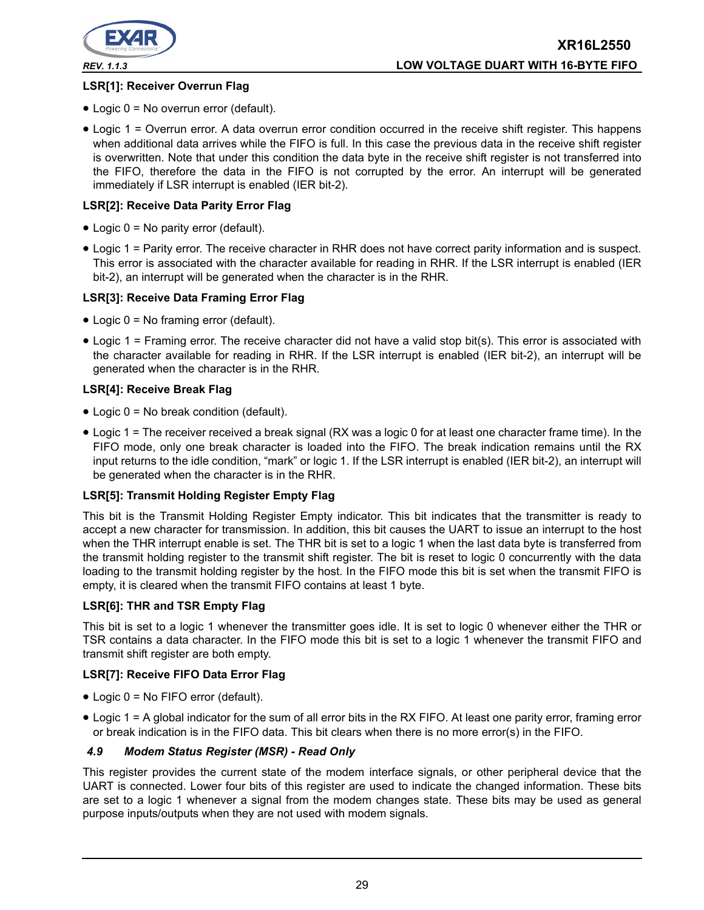**LSR[1]: Receiver Overrun Flag**

- Logic 0 = No overrun error (default).
- Logic 1 = Overrun error. A data overrun error condition occurred in the receive shift register. This happens when additional data arrives while the FIFO is full. In this case the previous data in the receive shift register is overwritten. Note that under this condition the data byte in the receive shift register is not transferred into the FIFO, therefore the data in the FIFO is not corrupted by the error. An interrupt will be generated immediately if LSR interrupt is enabled (IER bit-2).

**LSR[2]: Receive Data Parity Error Flag**

- Logic 0 = No parity error (default).
- Logic 1 = Parity error. The receive character in RHR does not have correct parity information and is suspect. This error is associated with the character available for reading in RHR. If the LSR interrupt is enabled (IER bit-2), an interrupt will be generated when the character is in the RHR.

**LSR[3]: Receive Data Framing Error Flag**

- Logic 0 = No framing error (default).
- Logic 1 = Framing error. The receive character did not have a valid stop bit(s). This error is associated with the character available for reading in RHR. If the LSR interrupt is enabled (IER bit-2), an interrupt will be generated when the character is in the RHR.

**LSR[4]: Receive Break Flag**

- Logic 0 = No break condition (default).
- Logic 1 = The receiver received a break signal (RX was a logic 0 for at least one character frame time). In the FIFO mode, only one break character is loaded into the FIFO. The break indication remains until the RX input returns to the idle condition, "mark" or logic 1. If the LSR interrupt is enabled (IER bit-2), an interrupt will be generated when the character is in the RHR.

**LSR[5]: Transmit Holding Register Empty Flag**

This bit is the Transmit Holding Register Empty indicator. This bit indicates that the transmitter is ready to accept a new character for transmission. In addition, this bit causes the UART to issue an interrupt to the host when the THR interrupt enable is set. The THR bit is set to a logic 1 when the last data byte is transferred from the transmit holding register to the transmit shift register. The bit is reset to logic 0 concurrently with the data loading to the transmit holding register by the host. In the FIFO mode this bit is set when the transmit FIFO is empty, it is cleared when the transmit FIFO contains at least 1 byte.

**LSR[6]: THR and TSR Empty Flag**

This bit is set to a logic 1 whenever the transmitter goes idle. It is set to logic 0 whenever either the THR or TSR contains a data character. In the FIFO mode this bit is set to a logic 1 whenever the transmit FIFO and transmit shift register are both empty.

**LSR[7]: Receive FIFO Data Error Flag**

- Logic 0 = No FIFO error (default).
- Logic 1 = A global indicator for the sum of all error bits in the RX FIFO. At least one parity error, framing error or break indication is in the FIFO data. This bit clears when there is no more error(s) in the FIFO.

### *4.9 Modem Status Register (MSR) - Read Only*

This register provides the current state of the modem interface signals, or other peripheral device that the UART is connected. Lower four bits of this register are used to indicate the changed information. These bits are set to a logic 1 whenever a signal from the modem changes state. These bits may be used as general purpose inputs/outputs when they are not used with modem signals.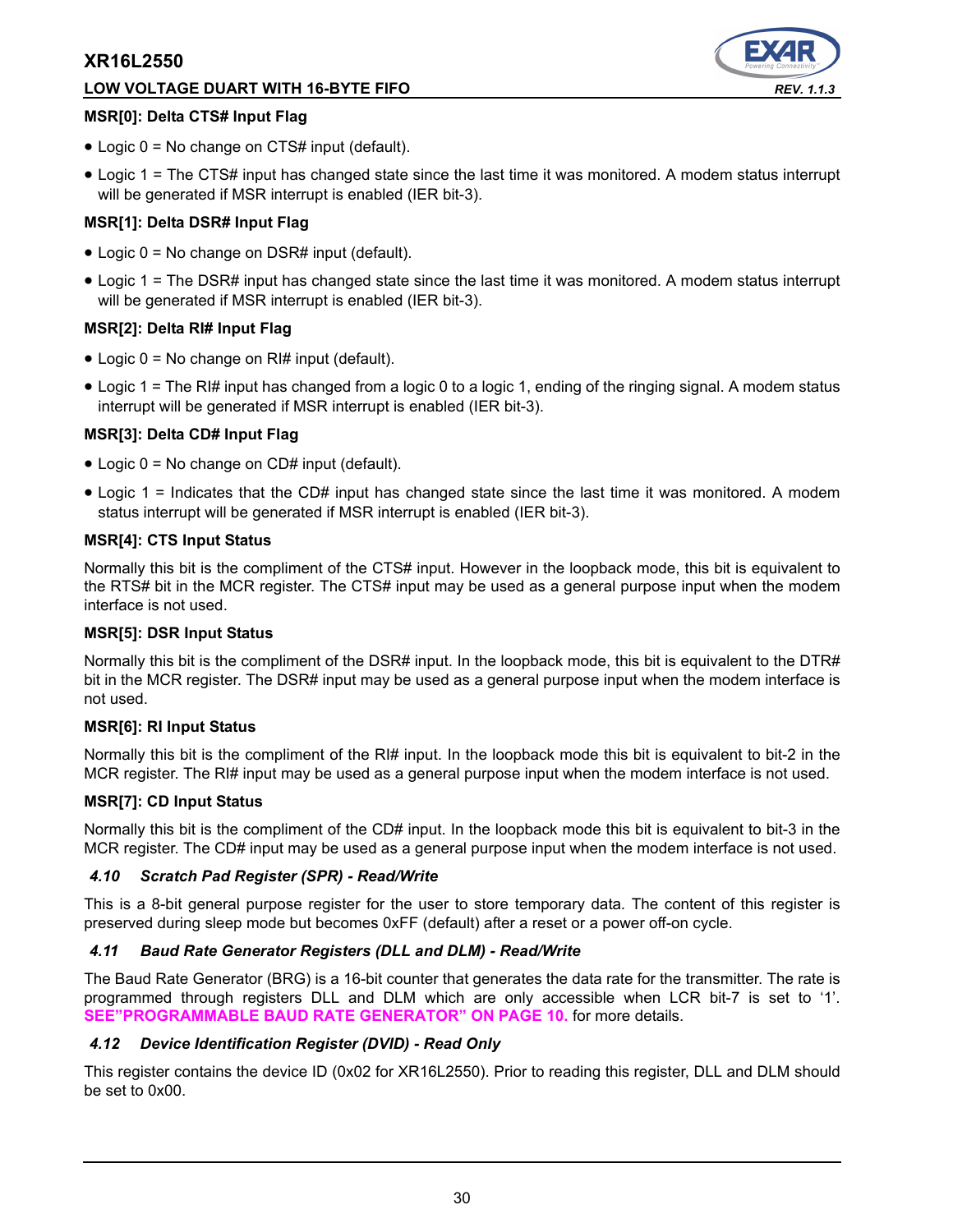**MSR[0]: Delta CTS# Input Flag**

- Logic 0 = No change on CTS# input (default).
- Logic 1 = The CTS# input has changed state since the last time it was monitored. A modem status interrupt will be generated if MSR interrupt is enabled (IER bit-3).

**MSR[1]: Delta DSR# Input Flag**

- Logic 0 = No change on DSR# input (default).
- Logic 1 = The DSR# input has changed state since the last time it was monitored. A modem status interrupt will be generated if MSR interrupt is enabled (IER bit-3).

**MSR[2]: Delta RI# Input Flag**

- Logic 0 = No change on RI# input (default).
- Logic 1 = The RI# input has changed from a logic 0 to a logic 1, ending of the ringing signal. A modem status interrupt will be generated if MSR interrupt is enabled (IER bit-3).

**MSR[3]: Delta CD# Input Flag**

- Logic 0 = No change on CD# input (default).
- Logic 1 = Indicates that the CD# input has changed state since the last time it was monitored. A modem status interrupt will be generated if MSR interrupt is enabled (IER bit-3).

**MSR[4]: CTS Input Status**

Normally this bit is the compliment of the CTS# input. However in the loopback mode, this bit is equivalent to the RTS# bit in the MCR register. The CTS# input may be used as a general purpose input when the modem interface is not used.

**MSR[5]: DSR Input Status**

Normally this bit is the compliment of the DSR# input. In the loopback mode, this bit is equivalent to the DTR# bit in the MCR register. The DSR# input may be used as a general purpose input when the modem interface is not used.

**MSR[6]: RI Input Status**

Normally this bit is the compliment of the RI# input. In the loopback mode this bit is equivalent to bit-2 in the MCR register. The RI# input may be used as a general purpose input when the modem interface is not used.

**MSR[7]: CD Input Status**

Normally this bit is the compliment of the CD# input. In the loopback mode this bit is equivalent to bit-3 in the MCR register. The CD# input may be used as a general purpose input when the modem interface is not used.

### *4.10 Scratch Pad Register (SPR) - Read/Write*

This is a 8-bit general purpose register for the user to store temporary data. The content of this register is preserved during sleep mode but becomes 0xFF (default) after a reset or a power off-on cycle.

### *4.11 Baud Rate Generator Registers (DLL and DLM) - Read/Write*

The Baud Rate Generator (BRG) is a 16-bit counter that generates the data rate for the transmitter. The rate is programmed through registers DLL and DLM which are only accessible when LCR bit-7 is set to '1'. **SEE"PROGRAMMABLE BAUD RATE GENERATOR" ON PAGE 10.** for more details.

### *4.12 Device Identification Register (DVID) - Read Only*

This register contains the device ID (0x02 for XR16L2550). Prior to reading this register, DLL and DLM should be set to 0x00.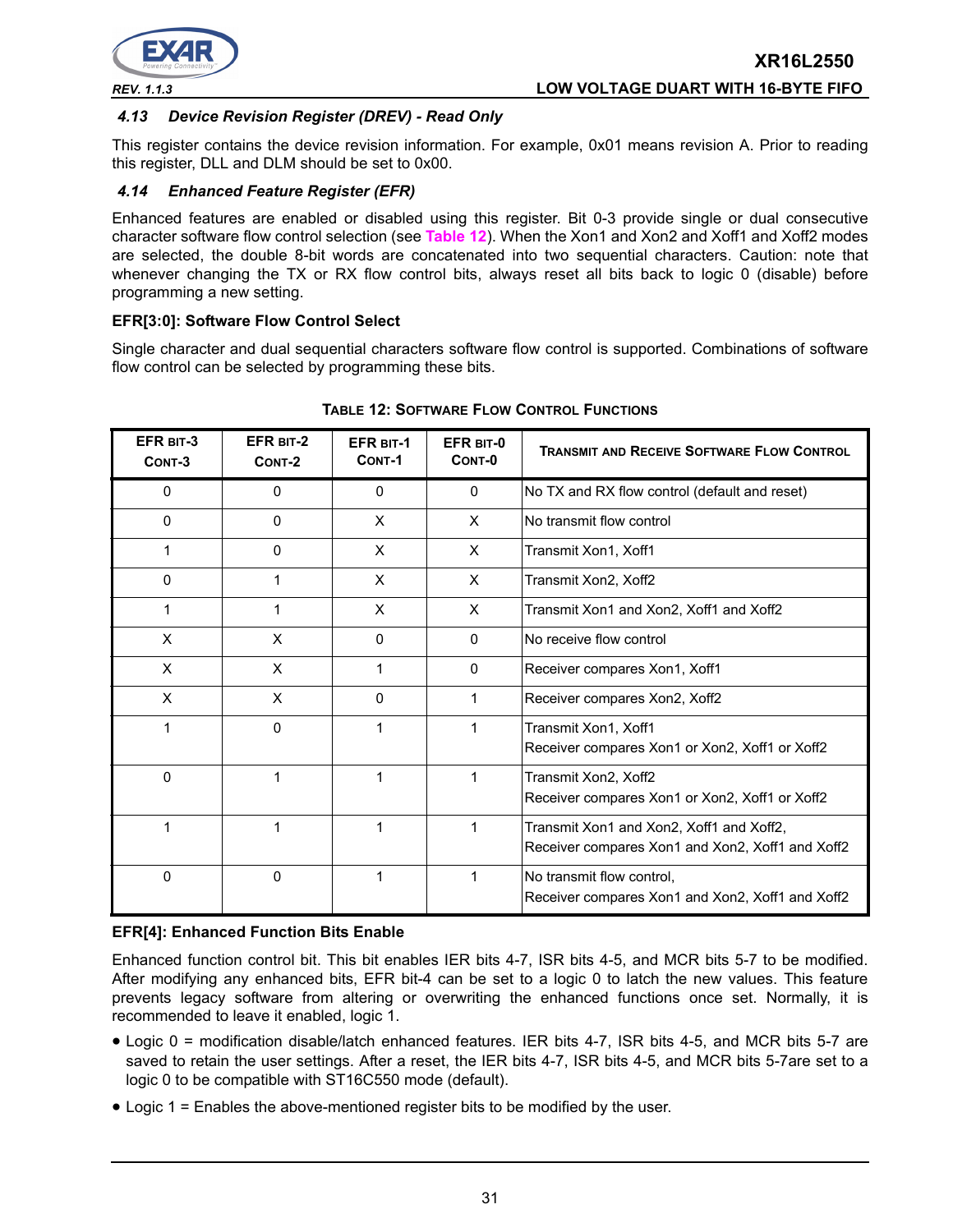### 4.13 Device Revision Register (DREV) - Read Only

This register contains the device revision information. For example, 0x01 means revision A. Prior to reading this register, DLL and DLM should be set to 0x00.

### 4.14 Enhanced Feature Register (EFR)

Enhanced features are enabled or disabled using this register. Bit 0-3 provide single or dual consecutive character software flow control selection (see Table 12). When the Xon1 and Xon2 and Xoff1 and Xoff2 modes are selected, the double 8-bit words are concatenated into two sequential characters. Caution: note that whenever changing the TX or RX flow control bits, always reset all bits back to logic 0 (disable) before programming a new setting.

**EFR[3:0]: Software Flow Control Select**

Single character and dual sequential characters software flow control is supported. Combinations of software flow control can be selected by programming these bits.

**TABLE 12: SOFTWARE FLOW CONTROL FUNCTIONS**

| EFR BIT-3 CONT-3 | EFR BIT-2 CONT-2 | EFR BIT-1 CONT-1 | EFR BIT-0 CONT-0 | TRANSMIT AND RECEIVE SOFTWARE FLOW CONTROL |
|---|---|---|---|---|
| 0 | 0 | 0 | 0 | No TX and RX flow control (default and reset) |
| 0 | 0 | X | X | No transmit flow control |
| 1 | 0 | X | X | Transmit Xon1, Xoff1 |
| 0 | 1 | X | X | Transmit Xon2, Xoff2 |
| 1 | 1 | X | X | Transmit Xon1 and Xon2, Xoff1 and Xoff2 |
| X | X | 0 | 0 | No receive flow control |
| X | X | 1 | 0 | Receiver compares Xon1, Xoff1 |
| X | X | 0 | 1 | Receiver compares Xon2, Xoff2 |
| 1 | 0 | 1 | 1 | Transmit Xon1, Xoff1<br>Receiver compares Xon1 or Xon2, Xoff1 or Xoff2 |
| 0 | 1 | 1 | 1 | Transmit Xon2, Xoff2<br>Receiver compares Xon1 or Xon2, Xoff1 or Xoff2 |
| 1 | 1 | 1 | 1 | Transmit Xon1 and Xon2, Xoff1 and Xoff2,<br>Receiver compares Xon1 and Xon2, Xoff1 and Xoff2 |
| 0 | 0 | 1 | 1 | No transmit flow control,<br>Receiver compares Xon1 and Xon2, Xoff1 and Xoff2 |

**EFR[4]: Enhanced Function Bits Enable**

Enhanced function control bit. This bit enables IER bits 4-7, ISR bits 4-5, and MCR bits 5-7 to be modified. After modifying any enhanced bits, EFR bit-4 can be set to a logic 0 to latch the new values. This feature prevents legacy software from altering or overwriting the enhanced functions once set. Normally, it is recommended to leave it enabled, logic 1.

- Logic 0 = modification disable/latch enhanced features. IER bits 4-7, ISR bits 4-5, and MCR bits 5-7 are saved to retain the user settings. After a reset, the IER bits 4-7, ISR bits 4-5, and MCR bits 5-7are set to a logic 0 to be compatible with ST16C550 mode (default).
- Logic 1 = Enables the above-mentioned register bits to be modified by the user.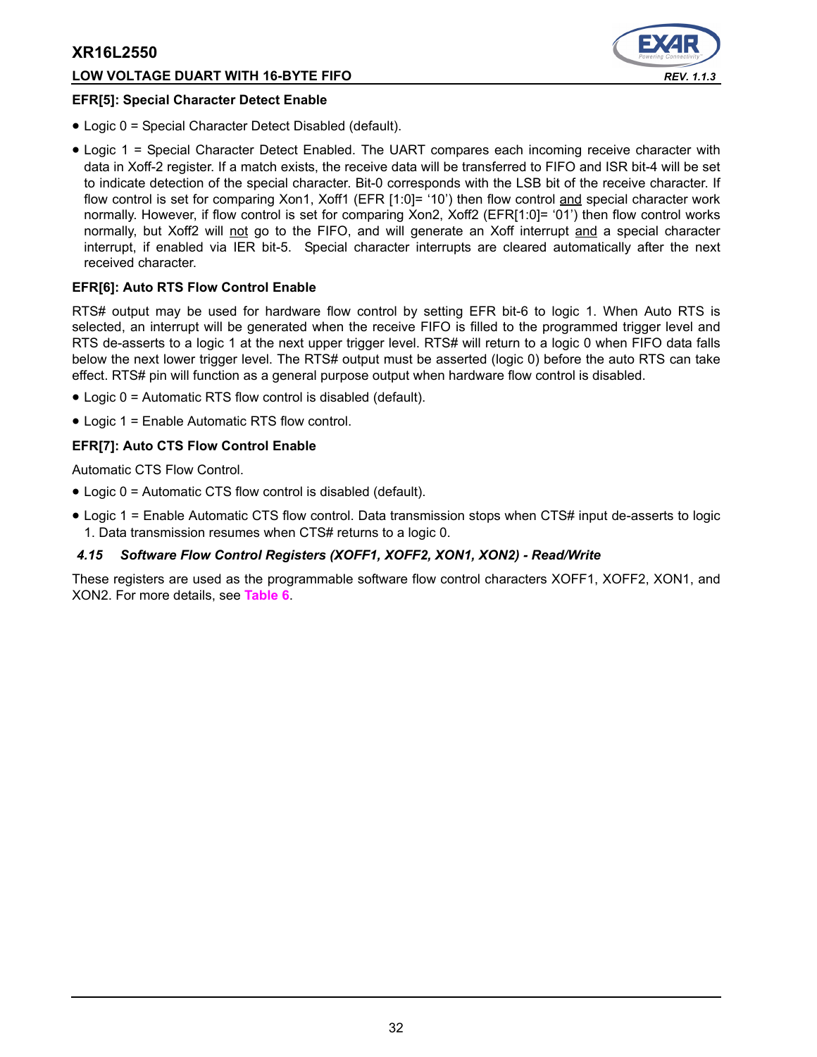**EFR[5]: Special Character Detect Enable**

- Logic 0 = Special Character Detect Disabled (default).
- Logic 1 = Special Character Detect Enabled. The UART compares each incoming receive character with data in Xoff-2 register. If a match exists, the receive data will be transferred to FIFO and ISR bit-4 will be set to indicate detection of the special character. Bit-0 corresponds with the LSB bit of the receive character. If flow control is set for comparing Xon1, Xoff1 (EFR [1:0]= ‘10’) then flow control <u>and</u> special character work normally. However, if flow control is set for comparing Xon2, Xoff2 (EFR[1:0]= ‘01’) then flow control works normally, but Xoff2 will <u>not</u> go to the FIFO, and will generate an Xoff interrupt <u>and</u> a special character interrupt, if enabled via IER bit-5. Special character interrupts are cleared automatically after the next received character.

**EFR[6]: Auto RTS Flow Control Enable**

RTS# output may be used for hardware flow control by setting EFR bit-6 to logic 1. When Auto RTS is selected, an interrupt will be generated when the receive FIFO is filled to the programmed trigger level and RTS de-asserts to a logic 1 at the next upper trigger level. RTS# will return to a logic 0 when FIFO data falls below the next lower trigger level. The RTS# output must be asserted (logic 0) before the auto RTS can take effect. RTS# pin will function as a general purpose output when hardware flow control is disabled.

- Logic 0 = Automatic RTS flow control is disabled (default).
- Logic 1 = Enable Automatic RTS flow control.

**EFR[7]: Auto CTS Flow Control Enable**

Automatic CTS Flow Control.

- Logic 0 = Automatic CTS flow control is disabled (default).
- Logic 1 = Enable Automatic CTS flow control. Data transmission stops when CTS# input de-asserts to logic 1. Data transmission resumes when CTS# returns to a logic 0.

### *4.15 Software Flow Control Registers (XOFF1, XOFF2, XON1, XON2) - Read/Write*

These registers are used as the programmable software flow control characters XOFF1, XOFF2, XON1, and XON2. For more details, see **Table 6**.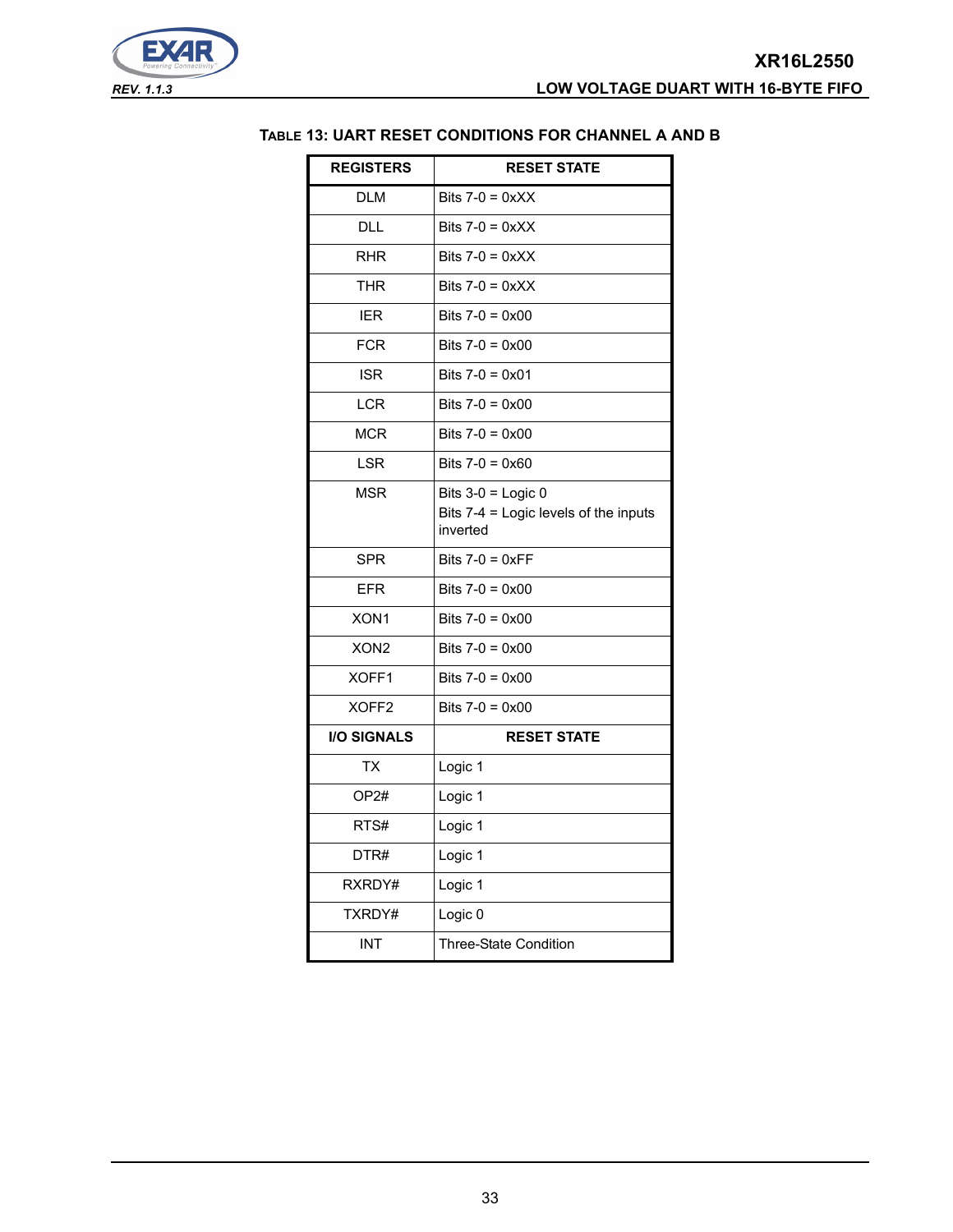## TABLE 13: UART RESET CONDITIONS FOR CHANNEL A AND B

| REGISTERS | RESET STATE |
|---|---|
| DLM | Bits 7-0 = 0xXX |
| DLL | Bits 7-0 = 0xXX |
| RHR | Bits 7-0 = 0xXX |
| THR | Bits 7-0 = 0xXX |
| IER | Bits 7-0 = 0x00 |
| FCR | Bits 7-0 = 0x00 |
| ISR | Bits 7-0 = 0x01 |
| LCR | Bits 7-0 = 0x00 |
| MCR | Bits 7-0 = 0x00 |
| LSR | Bits 7-0 = 0x60 |
| MSR | Bits 3-0 = Logic 0<br>Bits 7-4 = Logic levels of the inputs inverted |
| SPR | Bits 7-0 = 0xFF |
| EFR | Bits 7-0 = 0x00 |
| XON1 | Bits 7-0 = 0x00 |
| XON2 | Bits 7-0 = 0x00 |
| XOFF1 | Bits 7-0 = 0x00 |
| XOFF2 | Bits 7-0 = 0x00 |
| **I/O SIGNALS** | **RESET STATE** |
| TX | Logic 1 |
| OP2# | Logic 1 |
| RTS# | Logic 1 |
| DTR# | Logic 1 |
| RXRDY# | Logic 1 |
| TXRDY# | Logic 0 |
| INT | Three-State Condition |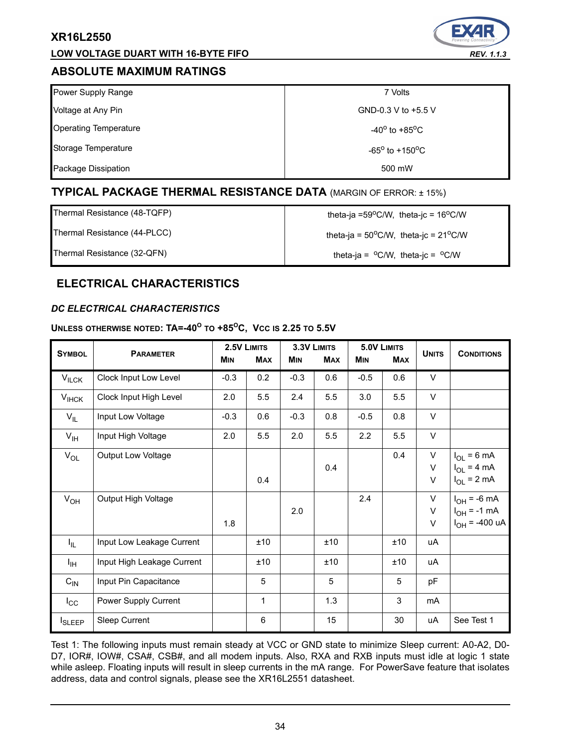## ABSOLUTE MAXIMUM RATINGS

| | |
|---|---|
| Power Supply Range | 7 Volts |
| Voltage at Any Pin | GND-0.3 V to +5.5 V |
| Operating Temperature | -40$^{o}$ to +85$^{o}$C |
| Storage Temperature | -65$^{o}$ to +150$^{o}$C |
| Package Dissipation | 500 mW |

## TYPICAL PACKAGE THERMAL RESISTANCE DATA (MARGIN OF ERROR: ± 15%)

| | |
|---|---|
| Thermal Resistance (48-TQFP) | theta-ja =59$^{o}$C/W, theta-jc = 16$^{o}$C/W |
| Thermal Resistance (44-PLCC) | theta-ja = 50$^{o}$C/W, theta-jc = 21$^{o}$C/W |
| Thermal Resistance (32-QFN) | theta-ja = $^{o}$C/W, theta-jc = $^{o}$C/W |

## ELECTRICAL CHARACTERISTICS

### *DC ELECTRICAL CHARACTERISTICS*

**UNLESS OTHERWISE NOTED: TA=-40$^{o}$ TO +85$^{o}$C, VCC IS 2.25 TO 5.5V**

| SYMBOL | PARAMETER | 2.5V LIMITS | | 3.3V LIMITS | | 5.0V LIMITS | | UNITS | CONDITIONS |
|---|---|---|---|---|---|---|---|---|---|
| | | MIN | MAX | MIN | MAX | MIN | MAX | | |
| $V_{ILCK}$ | Clock Input Low Level | -0.3 | 0.2 | -0.3 | 0.6 | -0.5 | 0.6 | V | |
| $V_{IHCK}$ | Clock Input High Level | 2.0 | 5.5 | 2.4 | 5.5 | 3.0 | 5.5 | V | |
| $V_{IL}$ | Input Low Voltage | -0.3 | 0.6 | -0.3 | 0.8 | -0.5 | 0.8 | V | |
| $V_{IH}$ | Input High Voltage | 2.0 | 5.5 | 2.0 | 5.5 | 2.2 | 5.5 | V | |
| $V_{OL}$ | Output Low Voltage | | | | | | 0.4 | V | $I_{OL}$ = 6 mA |
| | | | | | 0.4 | | | V | $I_{OL}$ = 4 mA |
| | | | 0.4 | | | | | V | $I_{OL}$ = 2 mA |
| $V_{OH}$ | Output High Voltage | | | | | 2.4 | | V | $I_{OH}$ = -6 mA |
| | | | | 2.0 | | | | V | $I_{OH}$ = -1 mA |
| | | 1.8 | | | | | | V | $I_{OH}$ = -400 uA |
| $I_{IL}$ | Input Low Leakage Current | | ±10 | | ±10 | | ±10 | uA | |
| $I_{IH}$ | Input High Leakage Current | | ±10 | | ±10 | | ±10 | uA | |
| $C_{IN}$ | Input Pin Capacitance | | 5 | | 5 | | 5 | pF | |
| $I_{CC}$ | Power Supply Current | | 1 | | 1.3 | | 3 | mA | |
| $I_{SLEEP}$ | Sleep Current | | 6 | | 15 | | 30 | uA | See Test 1 |

Test 1: The following inputs must remain steady at VCC or GND state to minimize Sleep current: A0-A2, D0-D7, IOR#, IOW#, CSA#, CSB#, and all modem inputs. Also, RXA and RXB inputs must idle at logic 1 state while asleep. Floating inputs will result in sleep currents in the mA range. For PowerSave feature that isolates address, data and control signals, please see the XR16L2551 datasheet.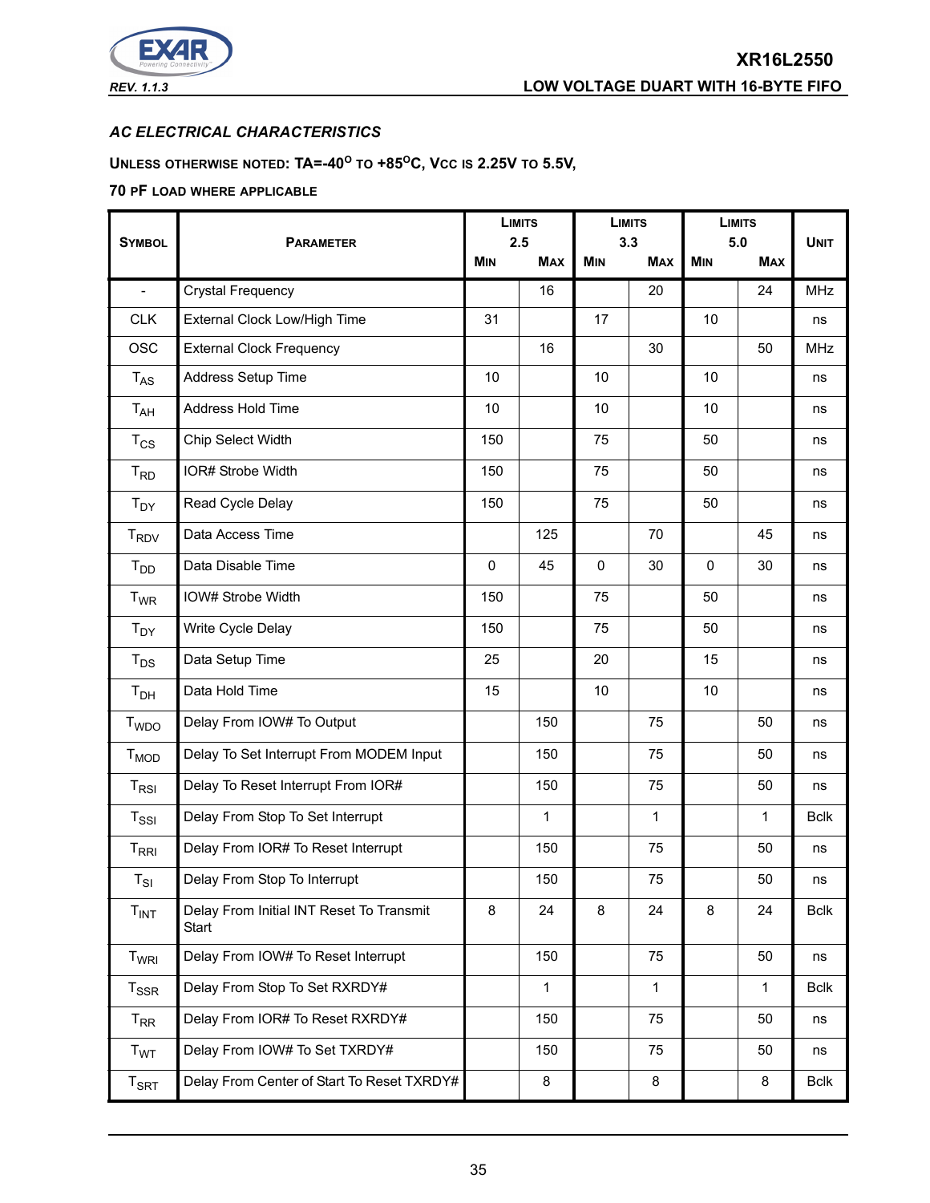## AC ELECTRICAL CHARACTERISTICS

**UNLESS OTHERWISE NOTED: TA=-40$^{O}$ TO +85$^{O}$C, VCC IS 2.25V TO 5.5V,**

**70 PF LOAD WHERE APPLICABLE**

| SYMBOL | PARAMETER | LIMITS 2.5 | | LIMITS 3.3 | | LIMITS 5.0 | | UNIT |
|---|---|---|---|---|---|---|---|---|
| | | MIN | MAX | MIN | MAX | MIN | MAX | |
| - | Crystal Frequency | | 16 | | 20 | | 24 | MHz |
| CLK | External Clock Low/High Time | 31 | | 17 | | 10 | | ns |
| OSC | External Clock Frequency | | 16 | | 30 | | 50 | MHz |
| $T_{AS}$ | Address Setup Time | 10 | | 10 | | 10 | | ns |
| $T_{AH}$ | Address Hold Time | 10 | | 10 | | 10 | | ns |
| $T_{CS}$ | Chip Select Width | 150 | | 75 | | 50 | | ns |
| $T_{RD}$ | IOR# Strobe Width | 150 | | 75 | | 50 | | ns |
| $T_{DY}$ | Read Cycle Delay | 150 | | 75 | | 50 | | ns |
| $T_{RDV}$ | Data Access Time | | 125 | | 70 | | 45 | ns |
| $T_{DD}$ | Data Disable Time | 0 | 45 | 0 | 30 | 0 | 30 | ns |
| $T_{WR}$ | IOW# Strobe Width | 150 | | 75 | | 50 | | ns |
| $T_{DY}$ | Write Cycle Delay | 150 | | 75 | | 50 | | ns |
| $T_{DS}$ | Data Setup Time | 25 | | 20 | | 15 | | ns |
| $T_{DH}$ | Data Hold Time | 15 | | 10 | | 10 | | ns |
| $T_{WDO}$ | Delay From IOW# To Output | | 150 | | 75 | | 50 | ns |
| $T_{MOD}$ | Delay To Set Interrupt From MODEM Input | | 150 | | 75 | | 50 | ns |
| $T_{RSI}$ | Delay To Reset Interrupt From IOR# | | 150 | | 75 | | 50 | ns |
| $T_{SSI}$ | Delay From Stop To Set Interrupt | | 1 | | 1 | | 1 | Bclk |
| $T_{RRI}$ | Delay From IOR# To Reset Interrupt | | 150 | | 75 | | 50 | ns |
| $T_{SI}$ | Delay From Stop To Interrupt | | 150 | | 75 | | 50 | ns |
| $T_{INT}$ | Delay From Initial INT Reset To Transmit Start | 8 | 24 | 8 | 24 | 8 | 24 | Bclk |
| $T_{WRI}$ | Delay From IOW# To Reset Interrupt | | 150 | | 75 | | 50 | ns |
| $T_{SSR}$ | Delay From Stop To Set RXRDY# | | 1 | | 1 | | 1 | Bclk |
| $T_{RR}$ | Delay From IOR# To Reset RXRDY# | | 150 | | 75 | | 50 | ns |
| $T_{WT}$ | Delay From IOW# To Set TXRDY# | | 150 | | 75 | | 50 | ns |
| $T_{SRT}$ | Delay From Center of Start To Reset TXRDY# | | 8 | | 8 | | 8 | Bclk |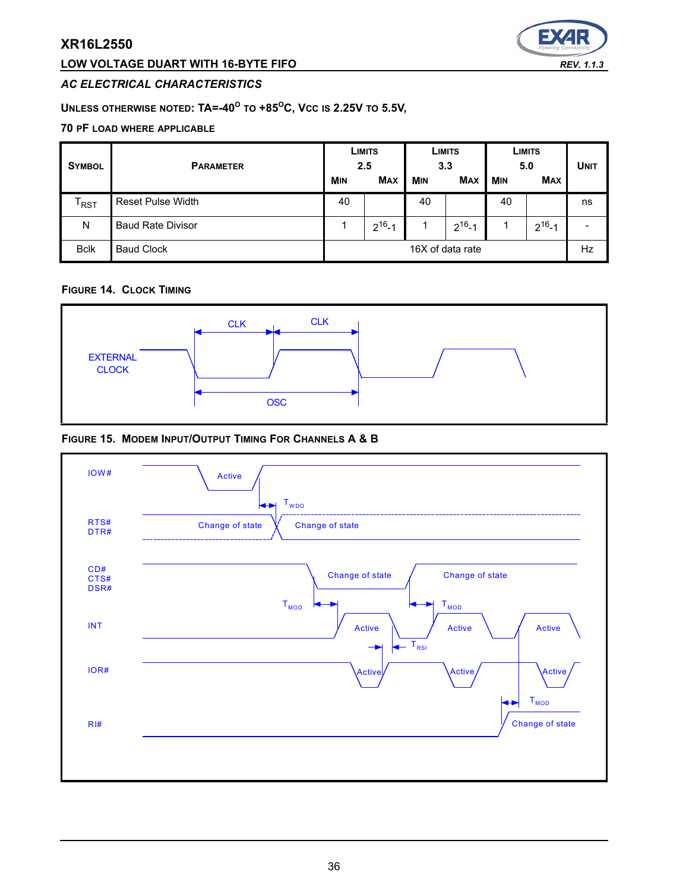## AC ELECTRICAL CHARACTERISTICS

**UNLESS OTHERWISE NOTED: TA=-40$^{O}$ TO +85$^{O}$C, VCC IS 2.25V TO 5.5V,**

**70 PF LOAD WHERE APPLICABLE**

| SYMBOL | PARAMETER | LIMITS 2.5 MIN | LIMITS 2.5 MAX | LIMITS 3.3 MIN | LIMITS 3.3 MAX | LIMITS 5.0 MIN | LIMITS 5.0 MAX | UNIT |
|---|---|---|---|---|---|---|---|---|
| $T_{RST}$ | Reset Pulse Width | 40 | | 40 | | 40 | | ns |
| N | Baud Rate Divisor | 1 | $2^{16}$-1 | 1 | $2^{16}$-1 | 1 | $2^{16}$-1 | - |
| Bclk | Baud Clock | 16X of data rate | | | | | | Hz |

**FIGURE 14. CLOCK TIMING**

**FIGURE 15. MODEM INPUT/OUTPUT TIMING FOR CHANNELS A & B**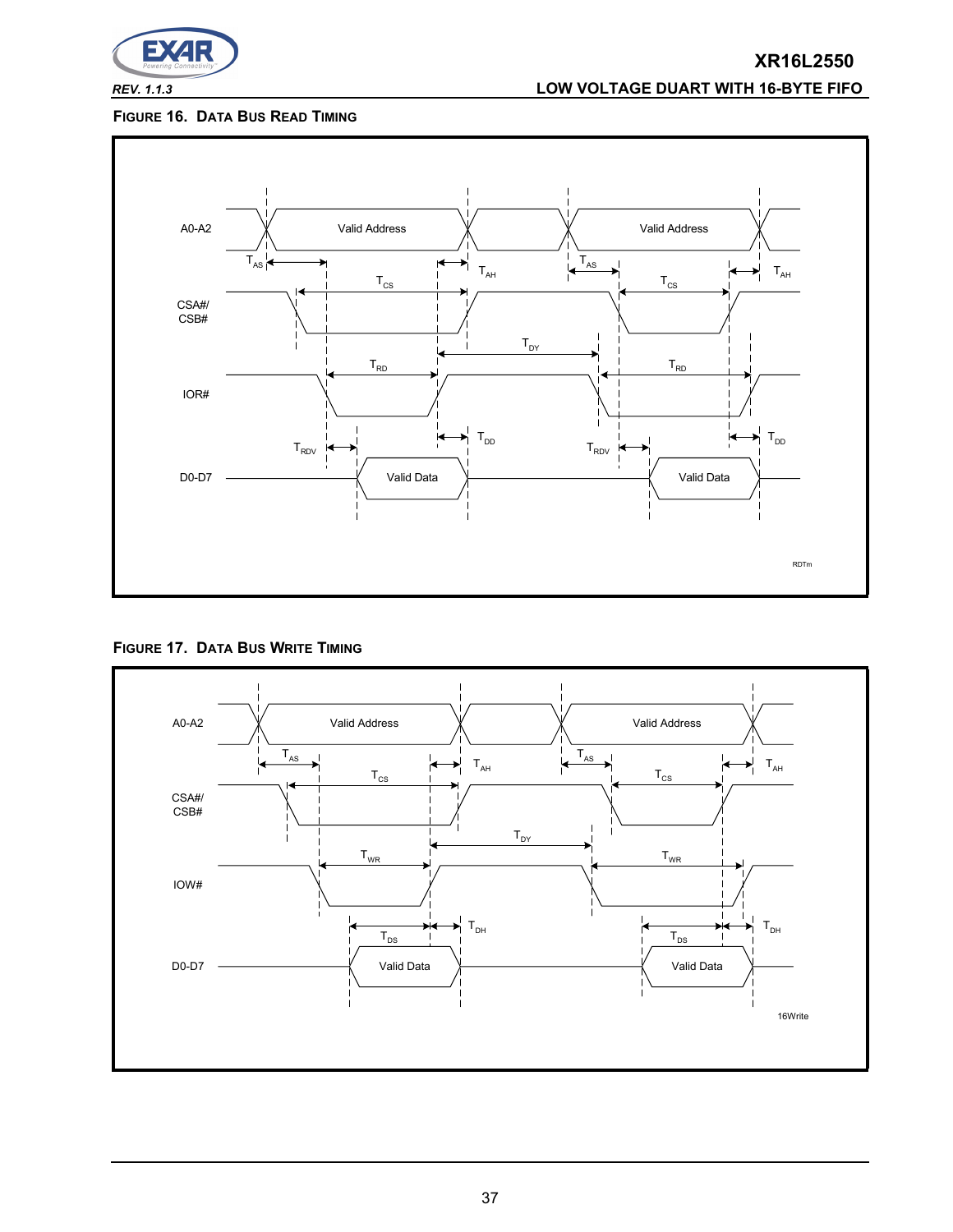FIGURE 16. DATA BUS READ TIMING

A0-A2

Valid Address

Valid Address

$T_{AS}$

$T_{AH}$

$T_{AS}$

$T_{AH}$

$T_{CS}$

$T_{CS}$

CSA#/ CSB#

$T_{DY}$

$T_{RD}$

$T_{RD}$

IOR#

$T_{DD}$

$T_{DD}$

$T_{RDV}$

$T_{RDV}$

D0-D7

Valid Data

Valid Data

RDTm

FIGURE 17. DATA BUS WRITE TIMING

A0-A2

Valid Address

Valid Address

$T_{AS}$

$T_{AH}$

$T_{AS}$

$T_{AH}$

$T_{CS}$

$T_{CS}$

CSA#/ CSB#

$T_{DY}$

$T_{WR}$

$T_{WR}$

IOW#

$T_{DH}$

$T_{DH}$

$T_{DS}$

$T_{DS}$

D0-D7

Valid Data

Valid Data

16Write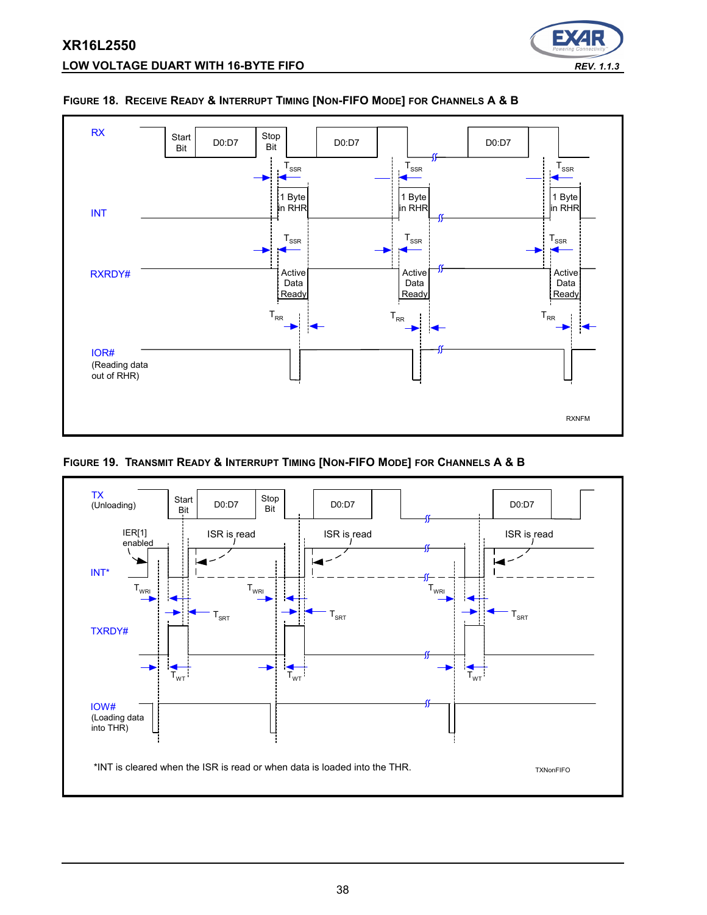**FIGURE 18. RECEIVE READY & INTERRUPT TIMING [NON-FIFO MODE] FOR CHANNELS A & B**

RX

Start Bit | D0:D7 | Stop Bit | D0:D7 | D0:D7

$T_{SSR}$

INT

1 Byte in RHR

$T_{SSR}$

RXRDY#

Active Data Ready

$T_{RR}$

IOR# (Reading data out of RHR)

RXNFM

**FIGURE 19. TRANSMIT READY & INTERRUPT TIMING [NON-FIFO MODE] FOR CHANNELS A & B**

TX (Unloading)

Start Bit | D0:D7 | Stop Bit | D0:D7 | D0:D7

IER[1] enabled

ISR is read

INT*

$T_{WRI}$

$T_{SRT}$

TXRDY#

$T_{WT}$

IOW# (Loading data into THR)

*INT is cleared when the ISR is read or when data is loaded into the THR.

TXNonFIFO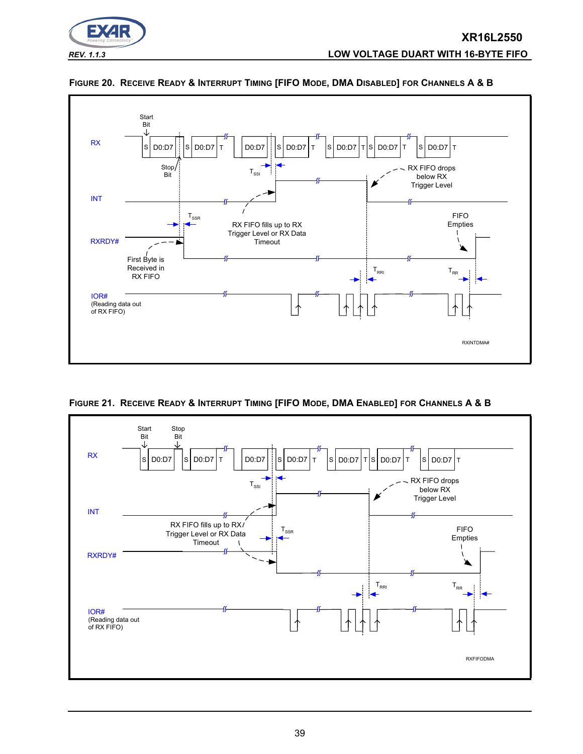**FIGURE 20. RECEIVE READY & INTERRUPT TIMING [FIFO MODE, DMA DISABLED] FOR CHANNELS A & B**

RX

INT

RXRDY#

IOR#
(Reading data out of RX FIFO)

Start Bit

Stop Bit

S D0:D7 T

$T_{SSI}$

$T_{SSR}$

$T_{RRI}$

$T_{RR}$

RX FIFO drops below RX Trigger Level

RX FIFO fills up to RX Trigger Level or RX Data Timeout

First Byte is Received in RX FIFO

FIFO Empties

RXINTDMA#

**FIGURE 21. RECEIVE READY & INTERRUPT TIMING [FIFO MODE, DMA ENABLED] FOR CHANNELS A & B**

RX

INT

RXRDY#

IOR#
(Reading data out of RX FIFO)

Start Bit

Stop Bit

S D0:D7 T

$T_{SSI}$

$T_{SSR}$

$T_{RRI}$

$T_{RR}$

RX FIFO drops below RX Trigger Level

RX FIFO fills up to RX Trigger Level or RX Data Timeout

FIFO Empties

RXFIFODMA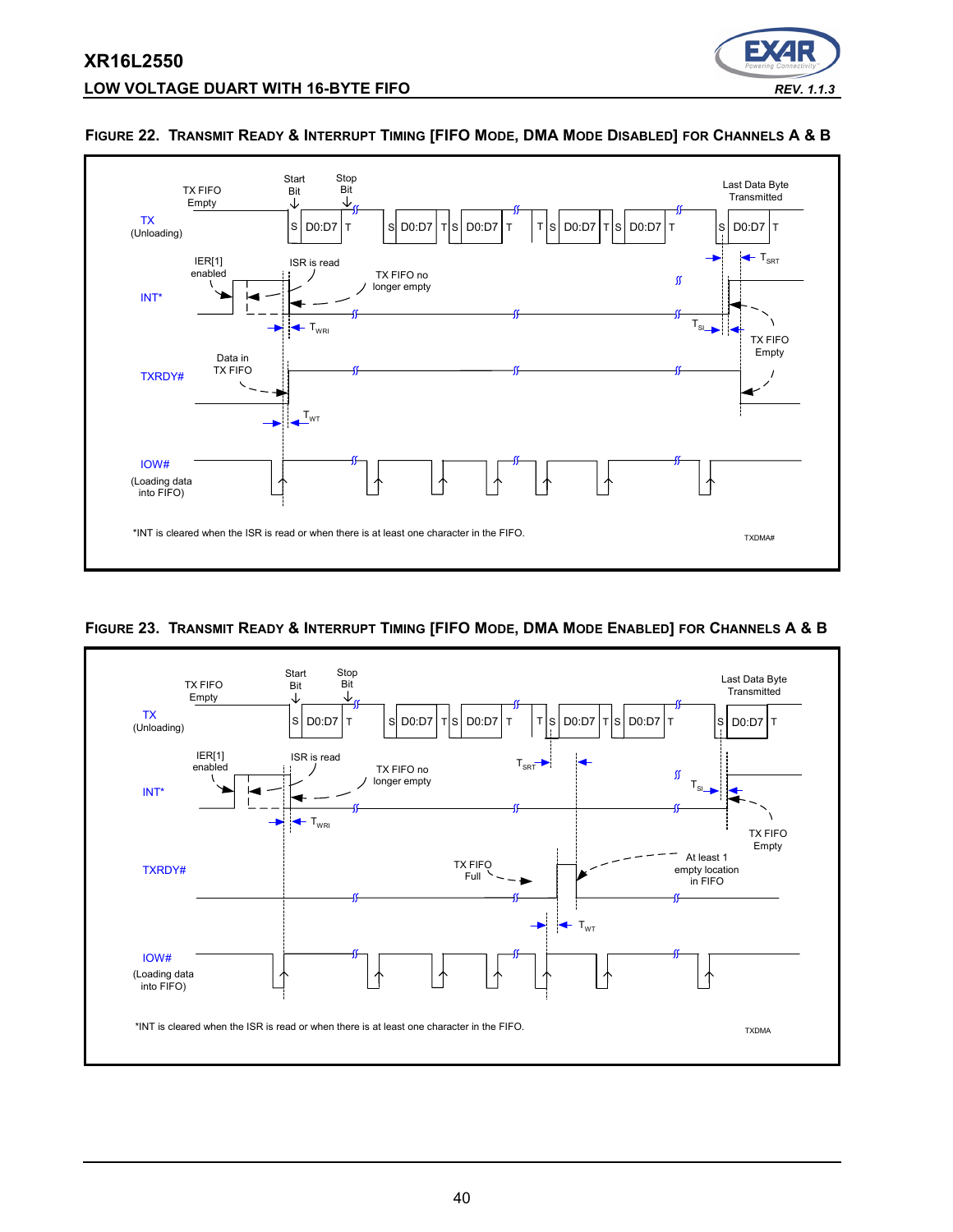**FIGURE 22. TRANSMIT READY & INTERRUPT TIMING [FIFO MODE, DMA MODE DISABLED] FOR CHANNELS A & B**

TX FIFO Empty | Start Bit | Stop Bit | Last Data Byte Transmitted

TX (Unloading): S D0:D7 T | S D0:D7 T S D0:D7 T | T S D0:D7 T S D0:D7 T | S D0:D7 T

INT*: IER[1] enabled | ISR is read | TX FIFO no longer empty | $T_{WRI}$ | $T_{SRT}$ | $T_{SI}$ | TX FIFO Empty

TXRDY#: Data in TX FIFO | $T_{WT}$

IOW# (Loading data into FIFO)

*INT is cleared when the ISR is read or when there is at least one character in the FIFO.

TXDMA#

**FIGURE 23. TRANSMIT READY & INTERRUPT TIMING [FIFO MODE, DMA MODE ENABLED] FOR CHANNELS A & B**

TX FIFO Empty | Start Bit | Stop Bit | Last Data Byte Transmitted

TX (Unloading): S D0:D7 T | S D0:D7 T S D0:D7 T | T S D0:D7 T S D0:D7 T | S D0:D7 T

INT*: IER[1] enabled | ISR is read | TX FIFO no longer empty | $T_{WRI}$ | $T_{SRT}$ | $T_{SI}$ | TX FIFO Empty

TXRDY#: TX FIFO Full | At least 1 empty location in FIFO | $T_{WT}$

IOW# (Loading data into FIFO)

*INT is cleared when the ISR is read or when there is at least one character in the FIFO.

TXDMA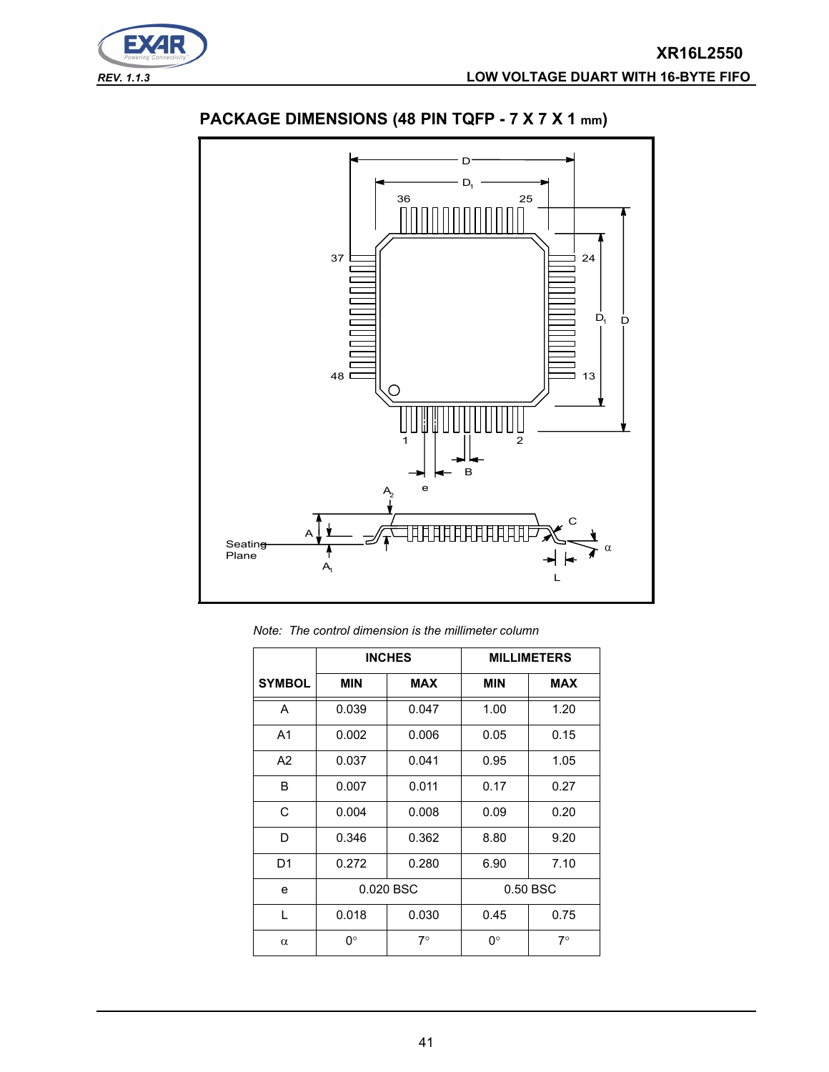## PACKAGE DIMENSIONS (48 PIN TQFP - 7 X 7 X 1 mm)

*Note: The control dimension is the millimeter column*

| SYMBOL | INCHES | | MILLIMETERS | |
|---|---|---|---|---|
| | MIN | MAX | MIN | MAX |
| A | 0.039 | 0.047 | 1.00 | 1.20 |
| A1 | 0.002 | 0.006 | 0.05 | 0.15 |
| A2 | 0.037 | 0.041 | 0.95 | 1.05 |
| B | 0.007 | 0.011 | 0.17 | 0.27 |
| C | 0.004 | 0.008 | 0.09 | 0.20 |
| D | 0.346 | 0.362 | 8.80 | 9.20 |
| D1 | 0.272 | 0.280 | 6.90 | 7.10 |
| e | 0.020 BSC | | 0.50 BSC | |
| L | 0.018 | 0.030 | 0.45 | 0.75 |
| α | 0° | 7° | 0° | 7° |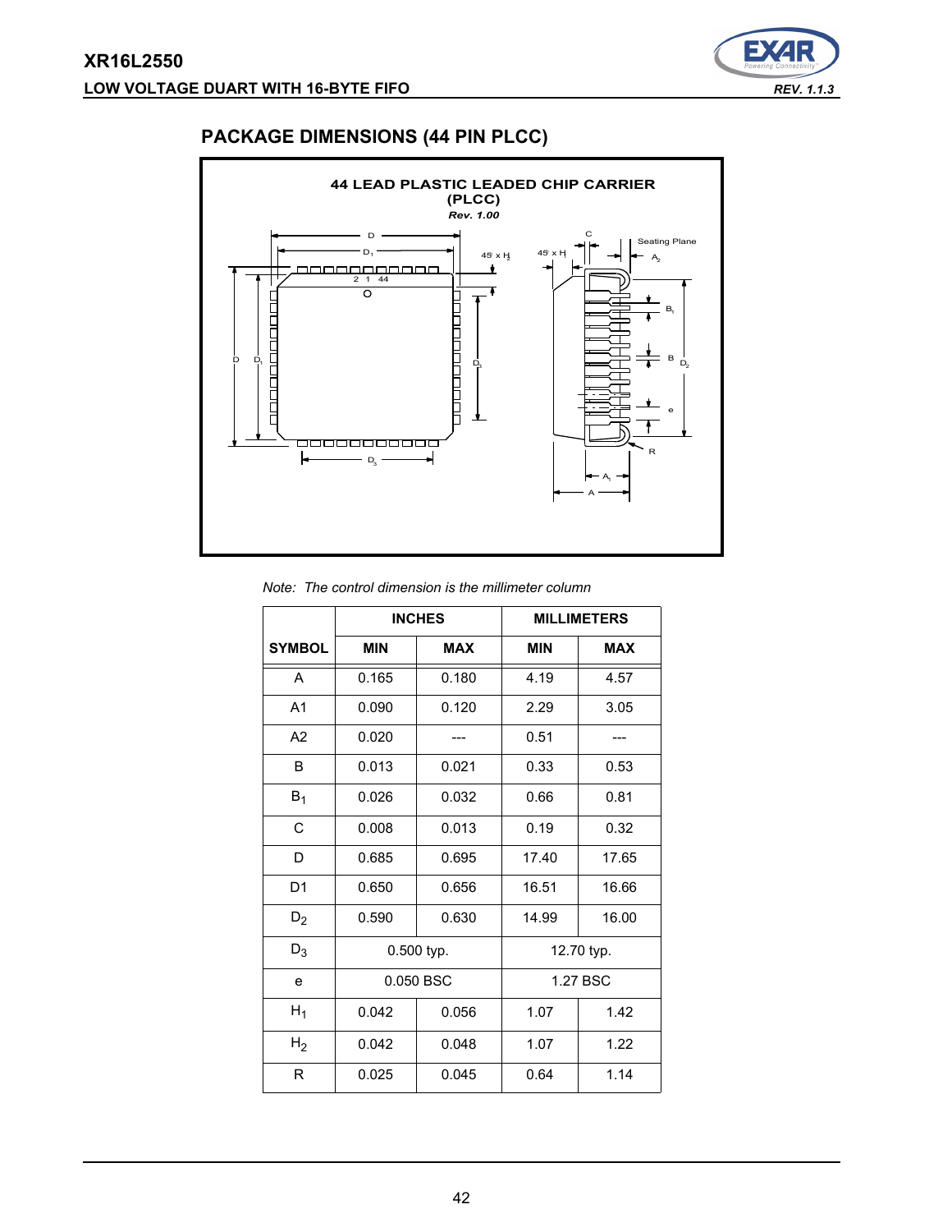## PACKAGE DIMENSIONS (44 PIN PLCC)

*Note: The control dimension is the millimeter column*

| | INCHES | | MILLIMETERS | |
|---|---|---|---|---|
| SYMBOL | MIN | MAX | MIN | MAX |
| A | 0.165 | 0.180 | 4.19 | 4.57 |
| A1 | 0.090 | 0.120 | 2.29 | 3.05 |
| A2 | 0.020 | --- | 0.51 | --- |
| B | 0.013 | 0.021 | 0.33 | 0.53 |
| $B_1$ | 0.026 | 0.032 | 0.66 | 0.81 |
| C | 0.008 | 0.013 | 0.19 | 0.32 |
| D | 0.685 | 0.695 | 17.40 | 17.65 |
| D1 | 0.650 | 0.656 | 16.51 | 16.66 |
| $D_2$ | 0.590 | 0.630 | 14.99 | 16.00 |
| $D_3$ | 0.500 typ. | | 12.70 typ. | |
| e | 0.050 BSC | | 1.27 BSC | |
| $H_1$ | 0.042 | 0.056 | 1.07 | 1.42 |
| $H_2$ | 0.042 | 0.048 | 1.07 | 1.22 |
| R | 0.025 | 0.045 | 0.64 | 1.14 |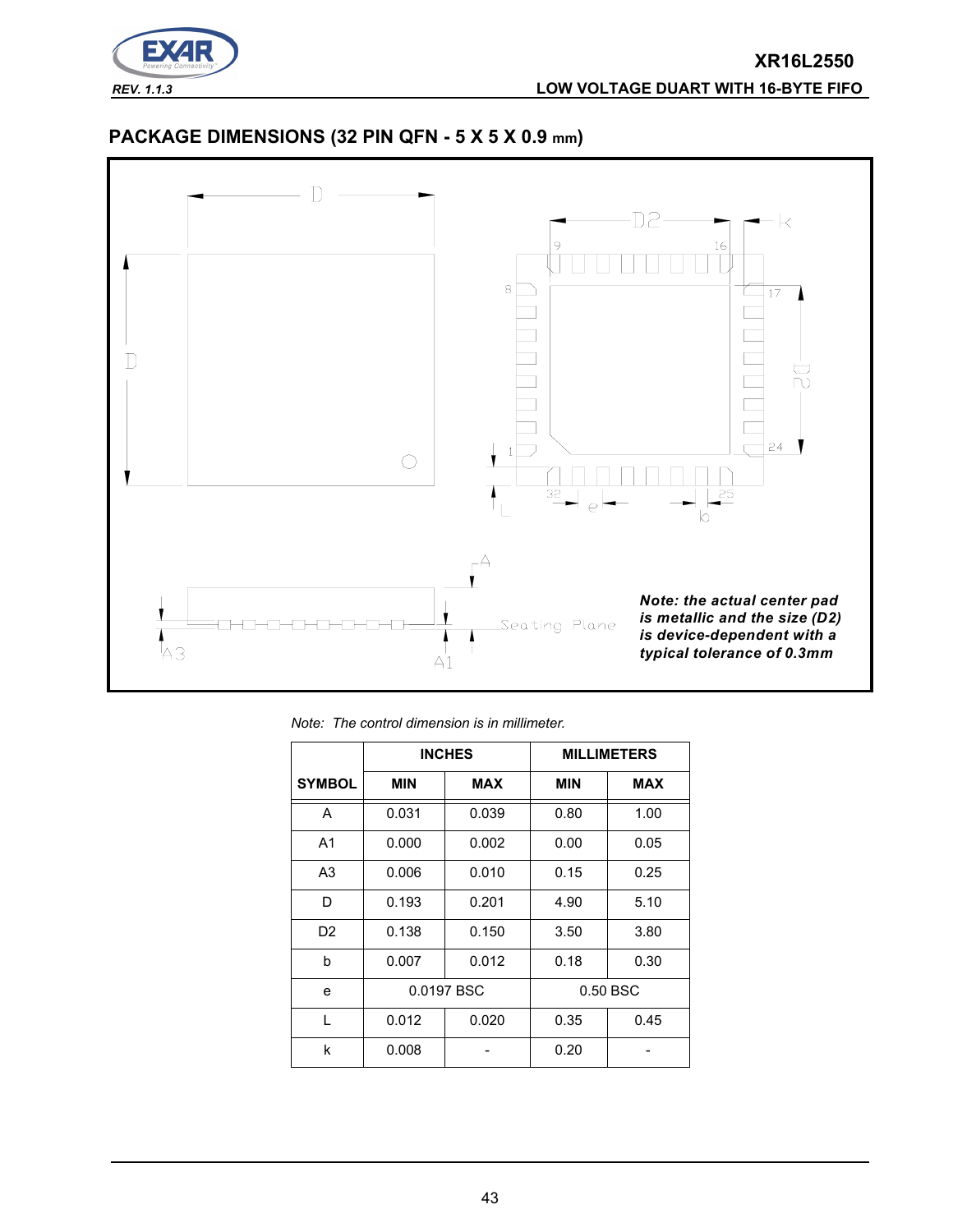## PACKAGE DIMENSIONS (32 PIN QFN - 5 X 5 X 0.9 mm)

*Note: the actual center pad is metallic and the size (D2) is device-dependent with a typical tolerance of 0.3mm*

*Note: The control dimension is in millimeter.*

| SYMBOL | INCHES | | MILLIMETERS | |
|---|---|---|---|---|
| | MIN | MAX | MIN | MAX |
| A | 0.031 | 0.039 | 0.80 | 1.00 |
| A1 | 0.000 | 0.002 | 0.00 | 0.05 |
| A3 | 0.006 | 0.010 | 0.15 | 0.25 |
| D | 0.193 | 0.201 | 4.90 | 5.10 |
| D2 | 0.138 | 0.150 | 3.50 | 3.80 |
| b | 0.007 | 0.012 | 0.18 | 0.30 |
| e | 0.0197 BSC | | 0.50 BSC | |
| L | 0.012 | 0.020 | 0.35 | 0.45 |
| k | 0.008 | - | 0.20 | - |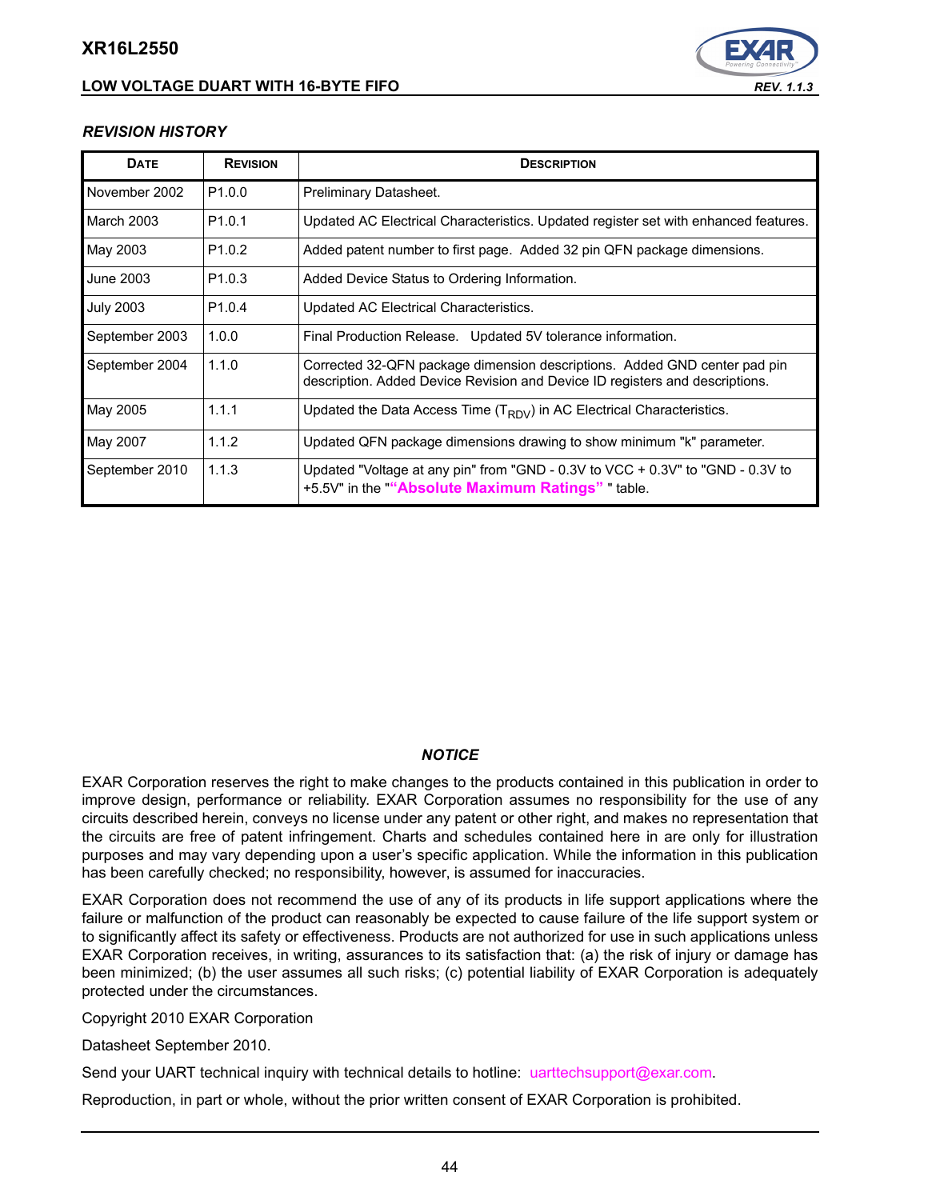### *REVISION HISTORY*

| DATE | REVISION | DESCRIPTION |
|---|---|---|
| November 2002 | P1.0.0 | Preliminary Datasheet. |
| March 2003 | P1.0.1 | Updated AC Electrical Characteristics. Updated register set with enhanced features. |
| May 2003 | P1.0.2 | Added patent number to first page. Added 32 pin QFN package dimensions. |
| June 2003 | P1.0.3 | Added Device Status to Ordering Information. |
| July 2003 | P1.0.4 | Updated AC Electrical Characteristics. |
| September 2003 | 1.0.0 | Final Production Release. Updated 5V tolerance information. |
| September 2004 | 1.1.0 | Corrected 32-QFN package dimension descriptions. Added GND center pad pin description. Added Device Revision and Device ID registers and descriptions. |
| May 2005 | 1.1.1 | Updated the Data Access Time ($T_{RDV}$) in AC Electrical Characteristics. |
| May 2007 | 1.1.2 | Updated QFN package dimensions drawing to show minimum "k" parameter. |
| September 2010 | 1.1.3 | Updated "Voltage at any pin" from "GND - 0.3V to VCC + 0.3V" to "GND - 0.3V to +5.5V" in the "**"Absolute Maximum Ratings"** " table. |

### *NOTICE*

EXAR Corporation reserves the right to make changes to the products contained in this publication in order to improve design, performance or reliability. EXAR Corporation assumes no responsibility for the use of any circuits described herein, conveys no license under any patent or other right, and makes no representation that the circuits are free of patent infringement. Charts and schedules contained here in are only for illustration purposes and may vary depending upon a user's specific application. While the information in this publication has been carefully checked; no responsibility, however, is assumed for inaccuracies.

EXAR Corporation does not recommend the use of any of its products in life support applications where the failure or malfunction of the product can reasonably be expected to cause failure of the life support system or to significantly affect its safety or effectiveness. Products are not authorized for use in such applications unless EXAR Corporation receives, in writing, assurances to its satisfaction that: (a) the risk of injury or damage has been minimized; (b) the user assumes all such risks; (c) potential liability of EXAR Corporation is adequately protected under the circumstances.

Copyright 2010 EXAR Corporation

Datasheet September 2010.

Send your UART technical inquiry with technical details to hotline: uarttechsupport@exar.com.

Reproduction, in part or whole, without the prior written consent of EXAR Corporation is prohibited.